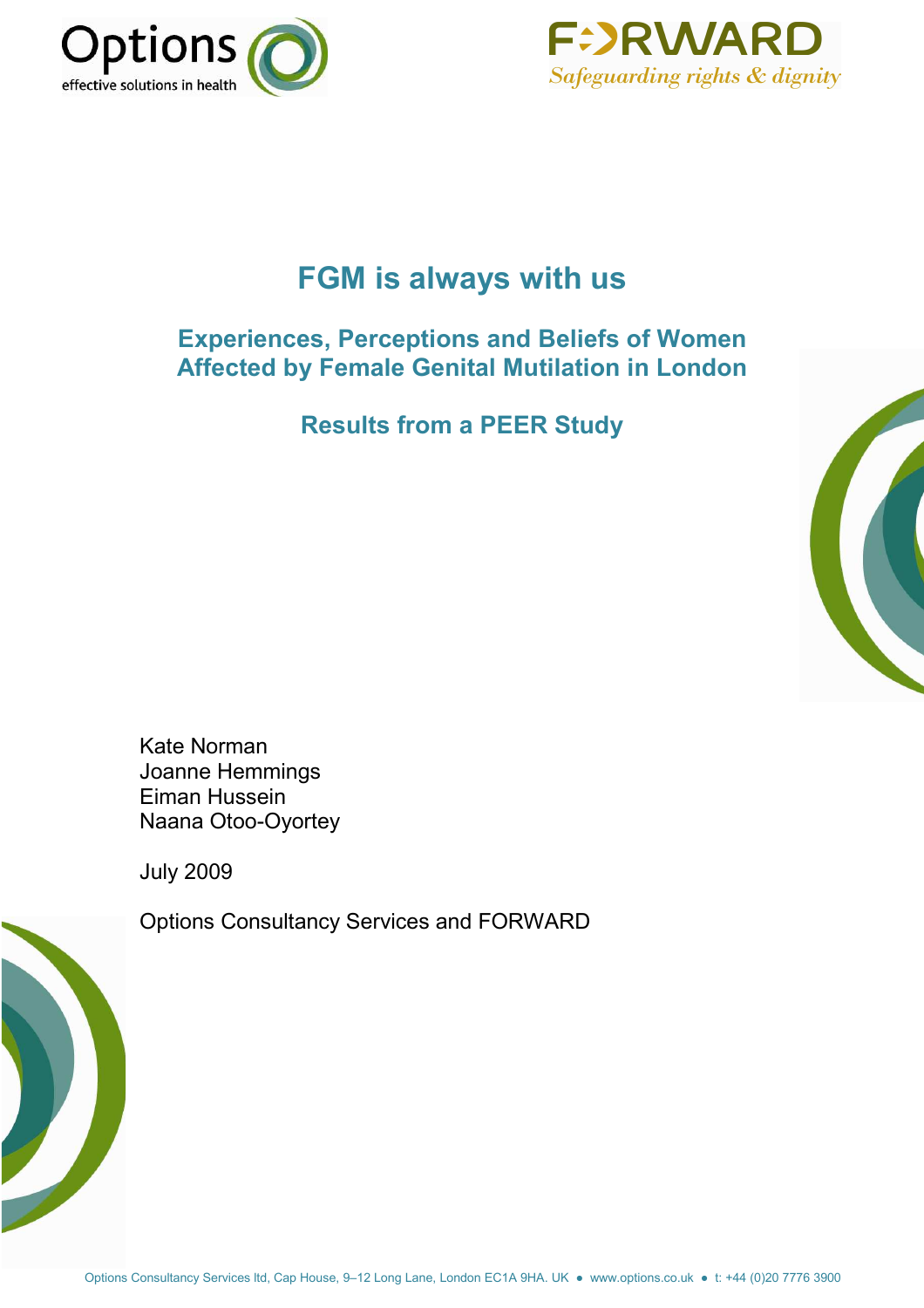Options
effective solutions in health

FORWARD
*Safeguarding rights & dignity*

# FGM is always with us

## Experiences, Perceptions and Beliefs of Women Affected by Female Genital Mutilation in London

## Results from a PEER Study

Kate Norman
Joanne Hemmings
Eiman Hussein
Naana Otoo-Oyortey

July 2009

Options Consultancy Services and FORWARD

Options Consultancy Services ltd, Cap House, 9–12 Long Lane, London EC1A 9HA. UK ● www.options.co.uk ● t: +44 (0)20 7776 3900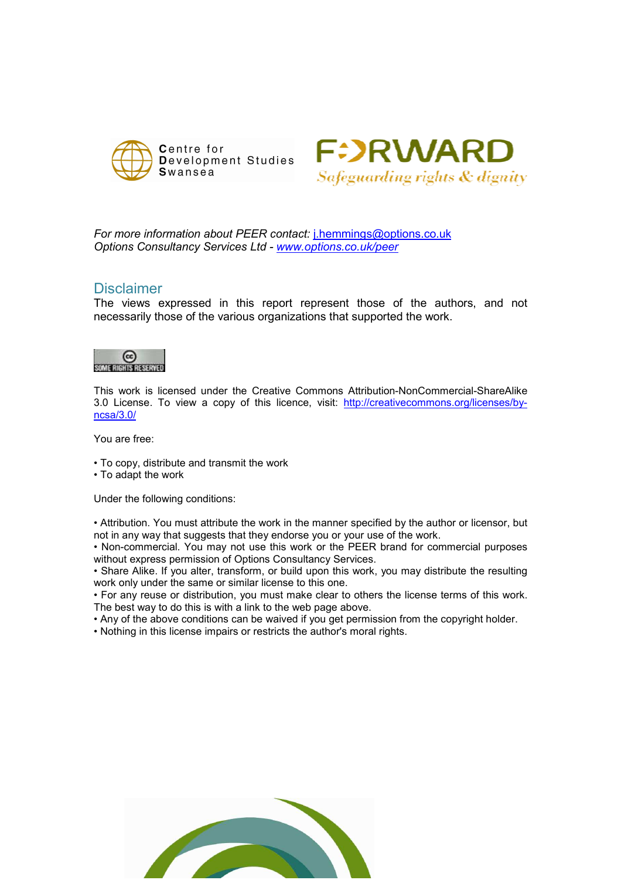Centre for Development Studies Swansea

FORWARD Safeguarding rights & dignity

*For more information about PEER contact:* j.hemmings@options.co.uk
*Options Consultancy Services Ltd -* *www.options.co.uk/peer*

## Disclaimer

The views expressed in this report represent those of the authors, and not necessarily those of the various organizations that supported the work.

SOME RIGHTS RESERVED

This work is licensed under the Creative Commons Attribution-NonCommercial-ShareAlike 3.0 License. To view a copy of this licence, visit: http://creativecommons.org/licenses/by-ncsa/3.0/

You are free:

- To copy, distribute and transmit the work
- To adapt the work

Under the following conditions:

- Attribution. You must attribute the work in the manner specified by the author or licensor, but not in any way that suggests that they endorse you or your use of the work.
- Non-commercial. You may not use this work or the PEER brand for commercial purposes without express permission of Options Consultancy Services.
- Share Alike. If you alter, transform, or build upon this work, you may distribute the resulting work only under the same or similar license to this one.
- For any reuse or distribution, you must make clear to others the license terms of this work. The best way to do this is with a link to the web page above.
- Any of the above conditions can be waived if you get permission from the copyright holder.
- Nothing in this license impairs or restricts the author's moral rights.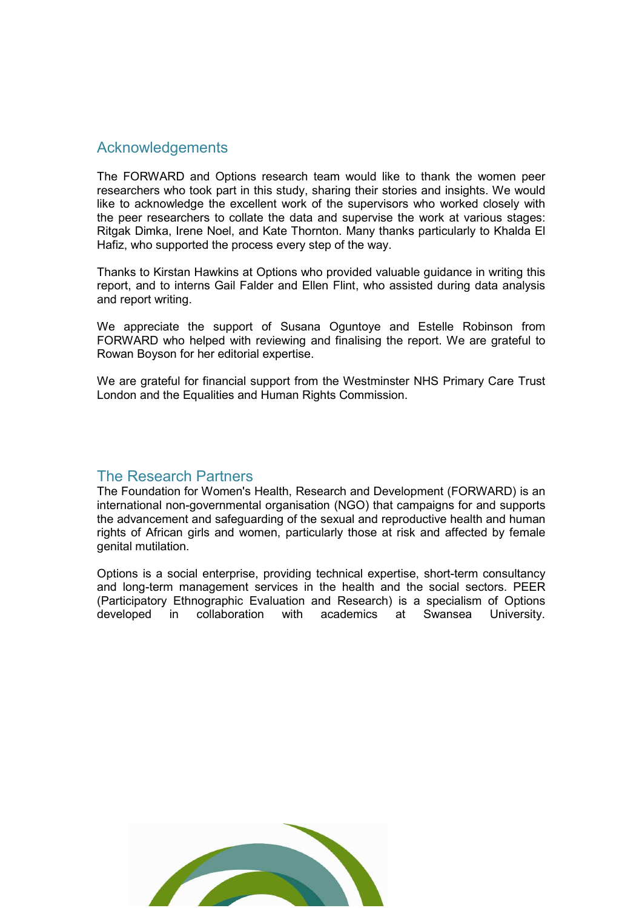## Acknowledgements

The FORWARD and Options research team would like to thank the women peer researchers who took part in this study, sharing their stories and insights. We would like to acknowledge the excellent work of the supervisors who worked closely with the peer researchers to collate the data and supervise the work at various stages: Ritgak Dimka, Irene Noel, and Kate Thornton. Many thanks particularly to Khalda El Hafiz, who supported the process every step of the way.

Thanks to Kirstan Hawkins at Options who provided valuable guidance in writing this report, and to interns Gail Falder and Ellen Flint, who assisted during data analysis and report writing.

We appreciate the support of Susana Oguntoye and Estelle Robinson from FORWARD who helped with reviewing and finalising the report. We are grateful to Rowan Boyson for her editorial expertise.

We are grateful for financial support from the Westminster NHS Primary Care Trust London and the Equalities and Human Rights Commission.

## The Research Partners

The Foundation for Women's Health, Research and Development (FORWARD) is an international non-governmental organisation (NGO) that campaigns for and supports the advancement and safeguarding of the sexual and reproductive health and human rights of African girls and women, particularly those at risk and affected by female genital mutilation.

Options is a social enterprise, providing technical expertise, short-term consultancy and long-term management services in the health and the social sectors. PEER (Participatory Ethnographic Evaluation and Research) is a specialism of Options developed in collaboration with academics at Swansea University.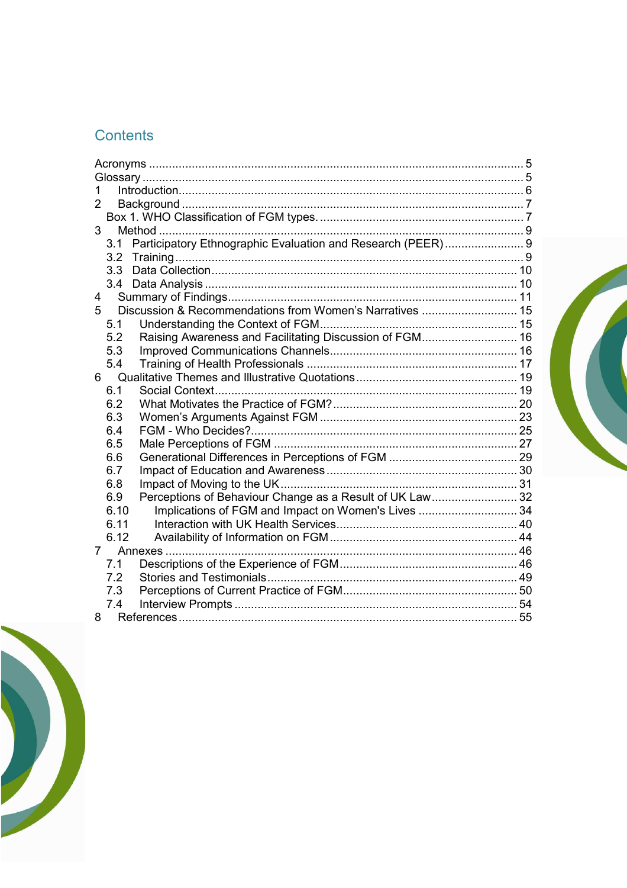## Contents

Acronyms ..... 5
Glossary ..... 5
1 Introduction ..... 6
2 Background ..... 7
Box 1. WHO Classification of FGM types. ..... 7
3 Method ..... 9
3.1 Participatory Ethnographic Evaluation and Research (PEER) ..... 9
3.2 Training ..... 9
3.3 Data Collection ..... 10
3.4 Data Analysis ..... 10
4 Summary of Findings ..... 11
5 Discussion & Recommendations from Women's Narratives ..... 15
5.1 Understanding the Context of FGM ..... 15
5.2 Raising Awareness and Facilitating Discussion of FGM ..... 16
5.3 Improved Communications Channels ..... 16
5.4 Training of Health Professionals ..... 17
6 Qualitative Themes and Illustrative Quotations ..... 19
6.1 Social Context ..... 19
6.2 What Motivates the Practice of FGM? ..... 20
6.3 Women's Arguments Against FGM ..... 23
6.4 FGM - Who Decides? ..... 25
6.5 Male Perceptions of FGM ..... 27
6.6 Generational Differences in Perceptions of FGM ..... 29
6.7 Impact of Education and Awareness ..... 30
6.8 Impact of Moving to the UK ..... 31
6.9 Perceptions of Behaviour Change as a Result of UK Law ..... 32
6.10 Implications of FGM and Impact on Women's Lives ..... 34
6.11 Interaction with UK Health Services ..... 40
6.12 Availability of Information on FGM ..... 44
7 Annexes ..... 46
7.1 Descriptions of the Experience of FGM ..... 46
7.2 Stories and Testimonials ..... 49
7.3 Perceptions of Current Practice of FGM ..... 50
7.4 Interview Prompts ..... 54
8 References ..... 55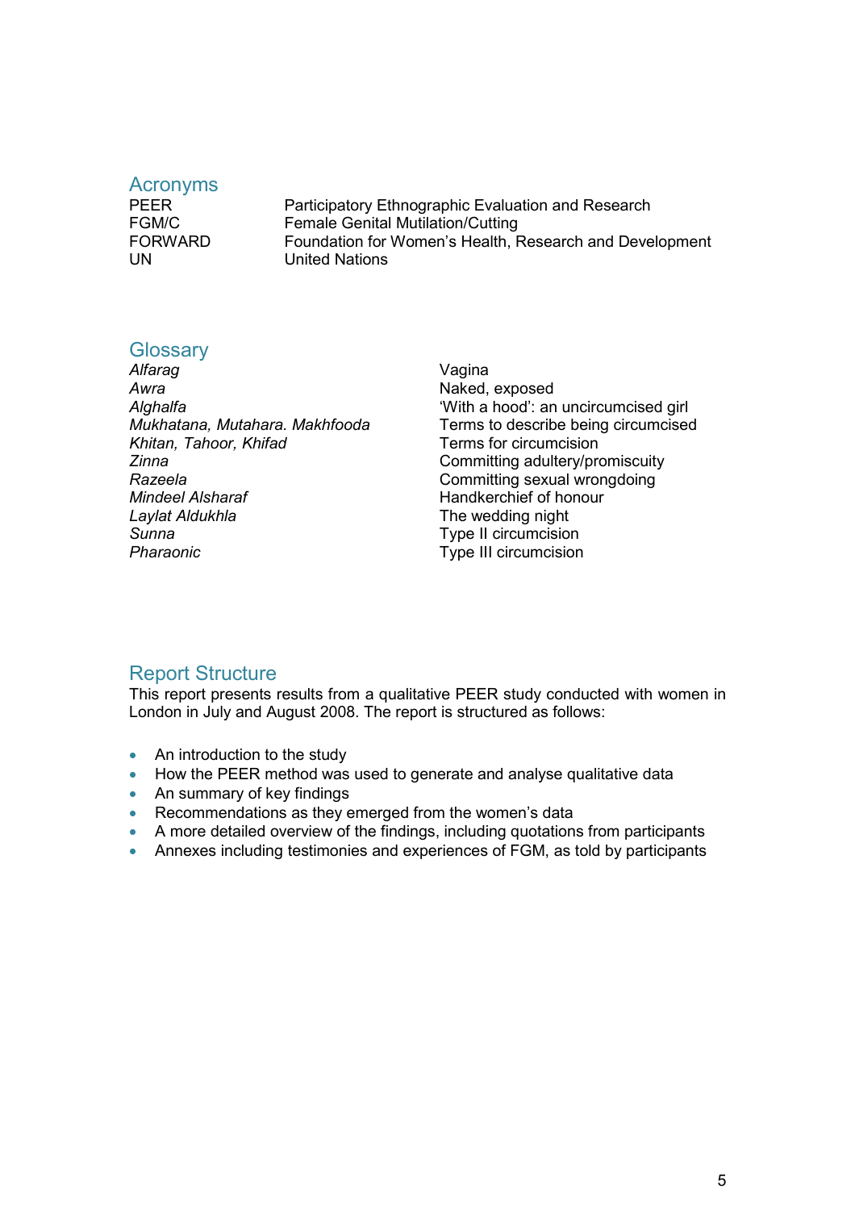## Acronyms

| | |
|---|---|
| PEER | Participatory Ethnographic Evaluation and Research |
| FGM/C | Female Genital Mutilation/Cutting |
| FORWARD | Foundation for Women's Health, Research and Development |
| UN | United Nations |

## Glossary

| | |
|---|---|
| *Alfarag* | Vagina |
| *Awra* | Naked, exposed |
| *Alghalfa* | 'With a hood': an uncircumcised girl |
| *Mukhatana, Mutahara. Makhfooda* | Terms to describe being circumcised |
| *Khitan, Tahoor, Khifad* | Terms for circumcision |
| *Zinna* | Committing adultery/promiscuity |
| *Razeela* | Committing sexual wrongdoing |
| *Mindeel Alsharaf* | Handkerchief of honour |
| *Laylat Aldukhla* | The wedding night |
| *Sunna* | Type II circumcision |
| *Pharaonic* | Type III circumcision |

## Report Structure

This report presents results from a qualitative PEER study conducted with women in London in July and August 2008. The report is structured as follows:

- An introduction to the study
- How the PEER method was used to generate and analyse qualitative data
- An summary of key findings
- Recommendations as they emerged from the women's data
- A more detailed overview of the findings, including quotations from participants
- Annexes including testimonies and experiences of FGM, as told by participants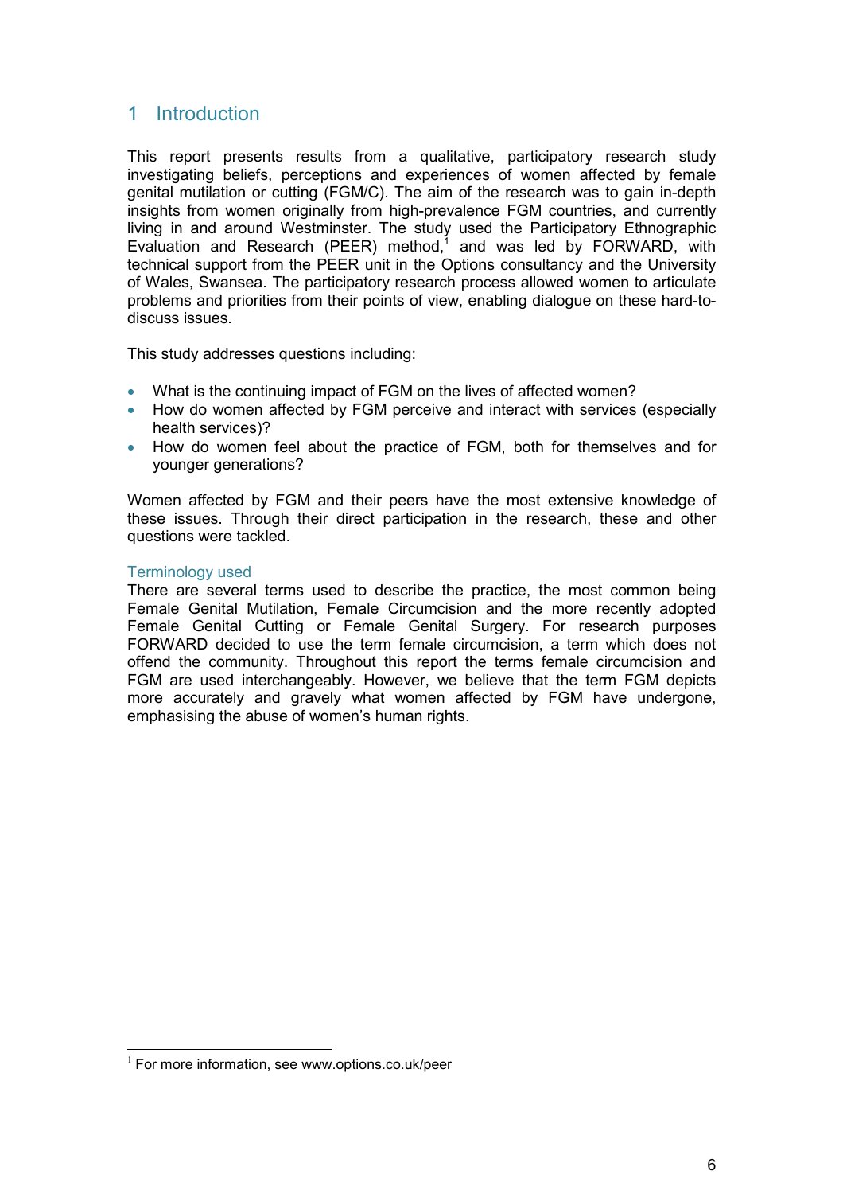# 1 Introduction

This report presents results from a qualitative, participatory research study investigating beliefs, perceptions and experiences of women affected by female genital mutilation or cutting (FGM/C). The aim of the research was to gain in-depth insights from women originally from high-prevalence FGM countries, and currently living in and around Westminster. The study used the Participatory Ethnographic Evaluation and Research (PEER) method,[1] and was led by FORWARD, with technical support from the PEER unit in the Options consultancy and the University of Wales, Swansea. The participatory research process allowed women to articulate problems and priorities from their points of view, enabling dialogue on these hard-to-discuss issues.

This study addresses questions including:

- What is the continuing impact of FGM on the lives of affected women?
- How do women affected by FGM perceive and interact with services (especially health services)?
- How do women feel about the practice of FGM, both for themselves and for younger generations?

Women affected by FGM and their peers have the most extensive knowledge of these issues. Through their direct participation in the research, these and other questions were tackled.

### Terminology used

There are several terms used to describe the practice, the most common being Female Genital Mutilation, Female Circumcision and the more recently adopted Female Genital Cutting or Female Genital Surgery. For research purposes FORWARD decided to use the term female circumcision, a term which does not offend the community. Throughout this report the terms female circumcision and FGM are used interchangeably. However, we believe that the term FGM depicts more accurately and gravely what women affected by FGM have undergone, emphasising the abuse of women's human rights.

---

[1] For more information, see www.options.co.uk/peer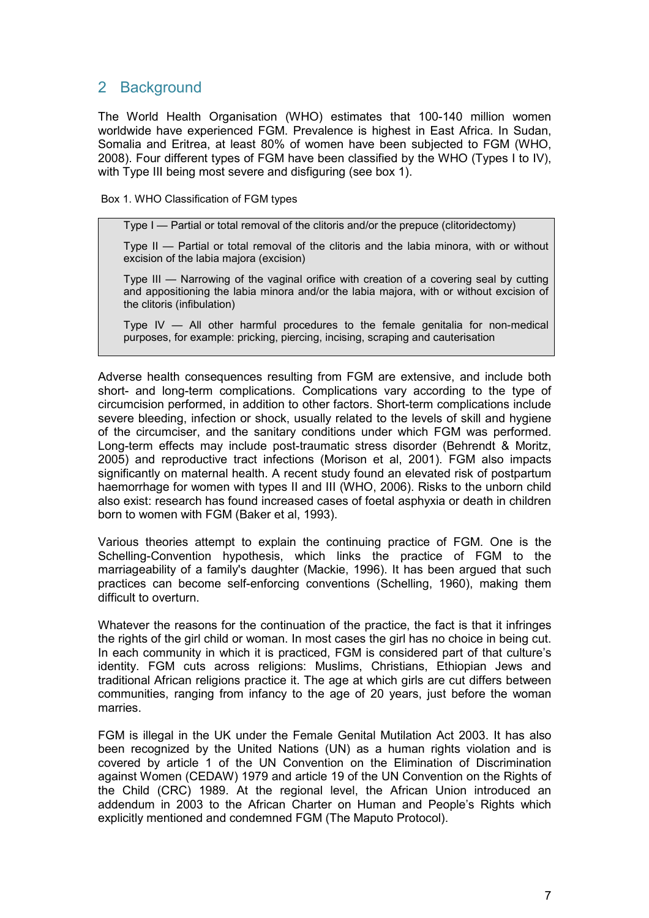## 2 Background

The World Health Organisation (WHO) estimates that 100-140 million women worldwide have experienced FGM. Prevalence is highest in East Africa. In Sudan, Somalia and Eritrea, at least 80% of women have been subjected to FGM (WHO, 2008). Four different types of FGM have been classified by the WHO (Types I to IV), with Type III being most severe and disfiguring (see box 1).

Box 1. WHO Classification of FGM types

> Type I — Partial or total removal of the clitoris and/or the prepuce (clitoridectomy)
>
> Type II — Partial or total removal of the clitoris and the labia minora, with or without excision of the labia majora (excision)
>
> Type III — Narrowing of the vaginal orifice with creation of a covering seal by cutting and appositioning the labia minora and/or the labia majora, with or without excision of the clitoris (infibulation)
>
> Type IV — All other harmful procedures to the female genitalia for non-medical purposes, for example: pricking, piercing, incising, scraping and cauterisation

Adverse health consequences resulting from FGM are extensive, and include both short- and long-term complications. Complications vary according to the type of circumcision performed, in addition to other factors. Short-term complications include severe bleeding, infection or shock, usually related to the levels of skill and hygiene of the circumciser, and the sanitary conditions under which FGM was performed. Long-term effects may include post-traumatic stress disorder (Behrendt & Moritz, 2005) and reproductive tract infections (Morison et al, 2001). FGM also impacts significantly on maternal health. A recent study found an elevated risk of postpartum haemorrhage for women with types II and III (WHO, 2006). Risks to the unborn child also exist: research has found increased cases of foetal asphyxia or death in children born to women with FGM (Baker et al, 1993).

Various theories attempt to explain the continuing practice of FGM. One is the Schelling-Convention hypothesis, which links the practice of FGM to the marriageability of a family's daughter (Mackie, 1996). It has been argued that such practices can become self-enforcing conventions (Schelling, 1960), making them difficult to overturn.

Whatever the reasons for the continuation of the practice, the fact is that it infringes the rights of the girl child or woman. In most cases the girl has no choice in being cut. In each community in which it is practiced, FGM is considered part of that culture's identity. FGM cuts across religions: Muslims, Christians, Ethiopian Jews and traditional African religions practice it. The age at which girls are cut differs between communities, ranging from infancy to the age of 20 years, just before the woman marries.

FGM is illegal in the UK under the Female Genital Mutilation Act 2003. It has also been recognized by the United Nations (UN) as a human rights violation and is covered by article 1 of the UN Convention on the Elimination of Discrimination against Women (CEDAW) 1979 and article 19 of the UN Convention on the Rights of the Child (CRC) 1989. At the regional level, the African Union introduced an addendum in 2003 to the African Charter on Human and People's Rights which explicitly mentioned and condemned FGM (The Maputo Protocol).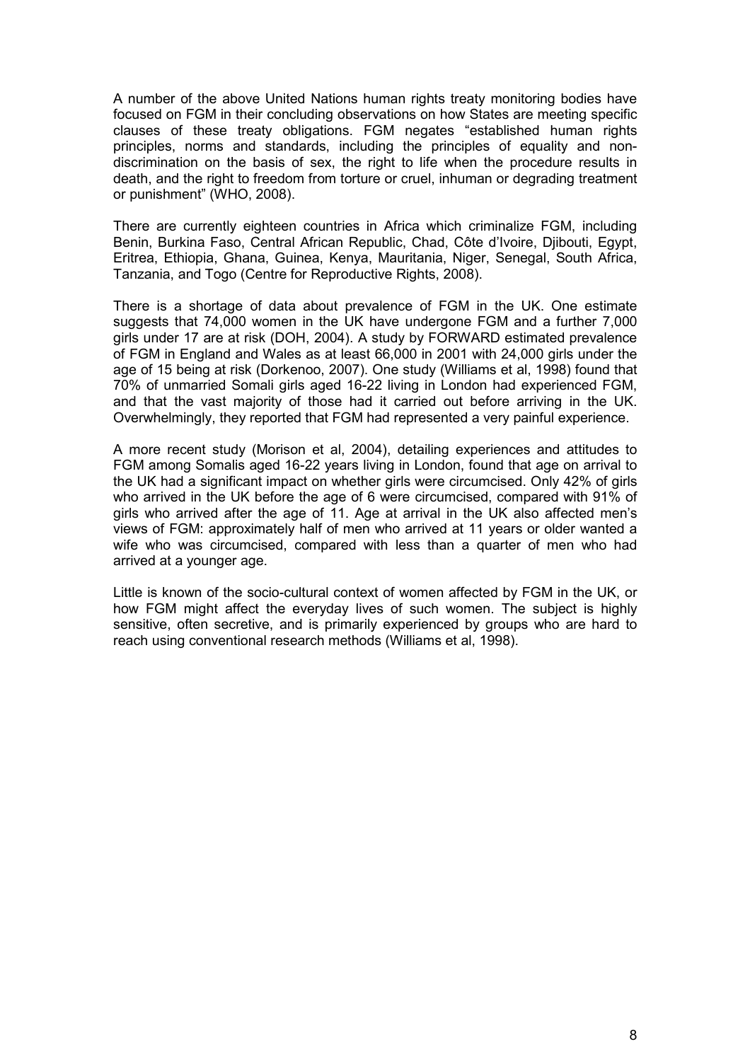A number of the above United Nations human rights treaty monitoring bodies have focused on FGM in their concluding observations on how States are meeting specific clauses of these treaty obligations. FGM negates "established human rights principles, norms and standards, including the principles of equality and non-discrimination on the basis of sex, the right to life when the procedure results in death, and the right to freedom from torture or cruel, inhuman or degrading treatment or punishment" (WHO, 2008).

There are currently eighteen countries in Africa which criminalize FGM, including Benin, Burkina Faso, Central African Republic, Chad, Côte d'Ivoire, Djibouti, Egypt, Eritrea, Ethiopia, Ghana, Guinea, Kenya, Mauritania, Niger, Senegal, South Africa, Tanzania, and Togo (Centre for Reproductive Rights, 2008).

There is a shortage of data about prevalence of FGM in the UK. One estimate suggests that 74,000 women in the UK have undergone FGM and a further 7,000 girls under 17 are at risk (DOH, 2004). A study by FORWARD estimated prevalence of FGM in England and Wales as at least 66,000 in 2001 with 24,000 girls under the age of 15 being at risk (Dorkenoo, 2007). One study (Williams et al, 1998) found that 70% of unmarried Somali girls aged 16-22 living in London had experienced FGM, and that the vast majority of those had it carried out before arriving in the UK. Overwhelmingly, they reported that FGM had represented a very painful experience.

A more recent study (Morison et al, 2004), detailing experiences and attitudes to FGM among Somalis aged 16-22 years living in London, found that age on arrival to the UK had a significant impact on whether girls were circumcised. Only 42% of girls who arrived in the UK before the age of 6 were circumcised, compared with 91% of girls who arrived after the age of 11. Age at arrival in the UK also affected men's views of FGM: approximately half of men who arrived at 11 years or older wanted a wife who was circumcised, compared with less than a quarter of men who had arrived at a younger age.

Little is known of the socio-cultural context of women affected by FGM in the UK, or how FGM might affect the everyday lives of such women. The subject is highly sensitive, often secretive, and is primarily experienced by groups who are hard to reach using conventional research methods (Williams et al, 1998).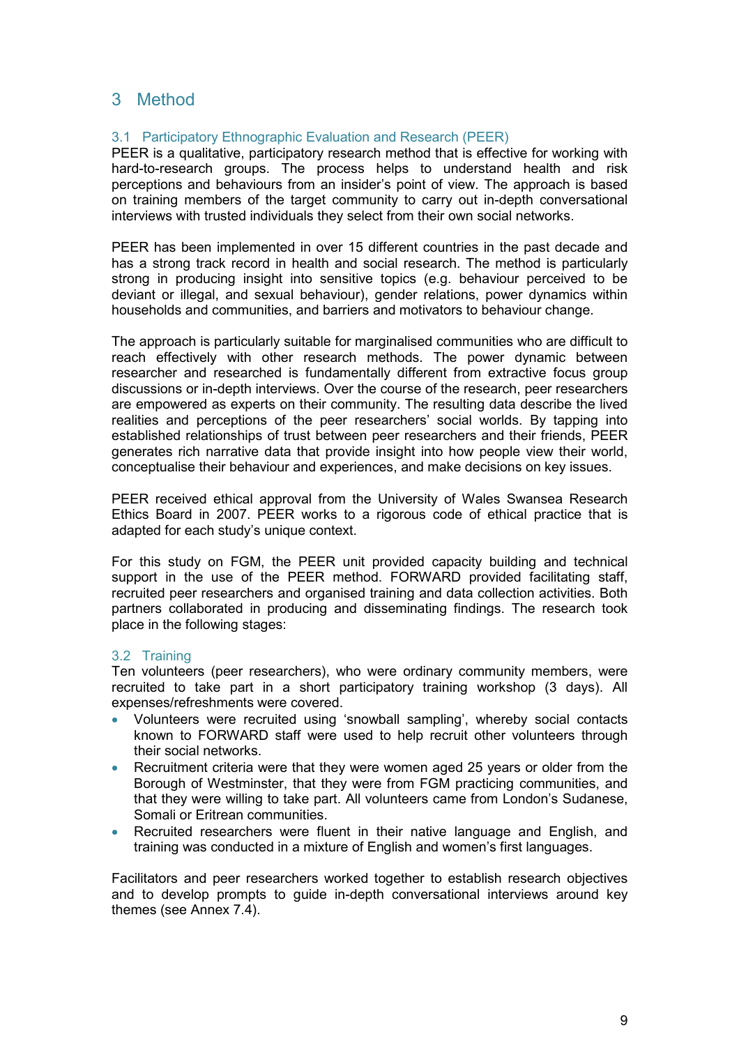# 3 Method

## 3.1 Participatory Ethnographic Evaluation and Research (PEER)

PEER is a qualitative, participatory research method that is effective for working with hard-to-research groups. The process helps to understand health and risk perceptions and behaviours from an insider's point of view. The approach is based on training members of the target community to carry out in-depth conversational interviews with trusted individuals they select from their own social networks.

PEER has been implemented in over 15 different countries in the past decade and has a strong track record in health and social research. The method is particularly strong in producing insight into sensitive topics (e.g. behaviour perceived to be deviant or illegal, and sexual behaviour), gender relations, power dynamics within households and communities, and barriers and motivators to behaviour change.

The approach is particularly suitable for marginalised communities who are difficult to reach effectively with other research methods. The power dynamic between researcher and researched is fundamentally different from extractive focus group discussions or in-depth interviews. Over the course of the research, peer researchers are empowered as experts on their community. The resulting data describe the lived realities and perceptions of the peer researchers' social worlds. By tapping into established relationships of trust between peer researchers and their friends, PEER generates rich narrative data that provide insight into how people view their world, conceptualise their behaviour and experiences, and make decisions on key issues.

PEER received ethical approval from the University of Wales Swansea Research Ethics Board in 2007. PEER works to a rigorous code of ethical practice that is adapted for each study's unique context.

For this study on FGM, the PEER unit provided capacity building and technical support in the use of the PEER method. FORWARD provided facilitating staff, recruited peer researchers and organised training and data collection activities. Both partners collaborated in producing and disseminating findings. The research took place in the following stages:

## 3.2 Training

Ten volunteers (peer researchers), who were ordinary community members, were recruited to take part in a short participatory training workshop (3 days). All expenses/refreshments were covered.

- Volunteers were recruited using 'snowball sampling', whereby social contacts known to FORWARD staff were used to help recruit other volunteers through their social networks.
- Recruitment criteria were that they were women aged 25 years or older from the Borough of Westminster, that they were from FGM practicing communities, and that they were willing to take part. All volunteers came from London's Sudanese, Somali or Eritrean communities.
- Recruited researchers were fluent in their native language and English, and training was conducted in a mixture of English and women's first languages.

Facilitators and peer researchers worked together to establish research objectives and to develop prompts to guide in-depth conversational interviews around key themes (see Annex 7.4).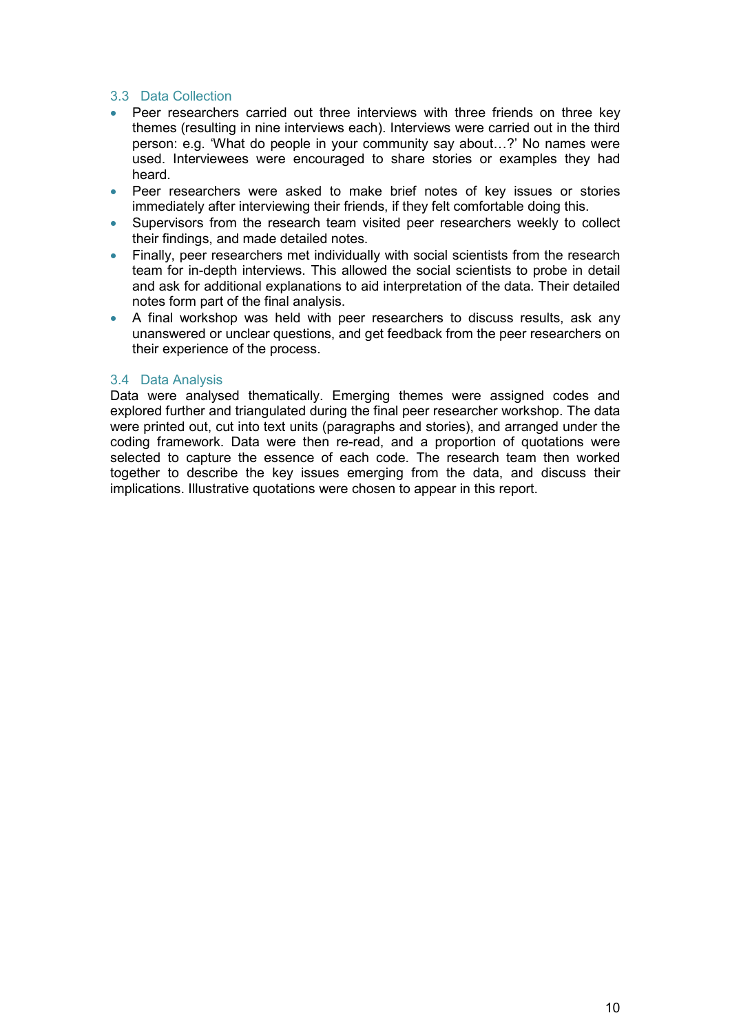### 3.3 Data Collection

- Peer researchers carried out three interviews with three friends on three key themes (resulting in nine interviews each). Interviews were carried out in the third person: e.g. 'What do people in your community say about…?' No names were used. Interviewees were encouraged to share stories or examples they had heard.
- Peer researchers were asked to make brief notes of key issues or stories immediately after interviewing their friends, if they felt comfortable doing this.
- Supervisors from the research team visited peer researchers weekly to collect their findings, and made detailed notes.
- Finally, peer researchers met individually with social scientists from the research team for in-depth interviews. This allowed the social scientists to probe in detail and ask for additional explanations to aid interpretation of the data. Their detailed notes form part of the final analysis.
- A final workshop was held with peer researchers to discuss results, ask any unanswered or unclear questions, and get feedback from the peer researchers on their experience of the process.

### 3.4 Data Analysis

Data were analysed thematically. Emerging themes were assigned codes and explored further and triangulated during the final peer researcher workshop. The data were printed out, cut into text units (paragraphs and stories), and arranged under the coding framework. Data were then re-read, and a proportion of quotations were selected to capture the essence of each code. The research team then worked together to describe the key issues emerging from the data, and discuss their implications. Illustrative quotations were chosen to appear in this report.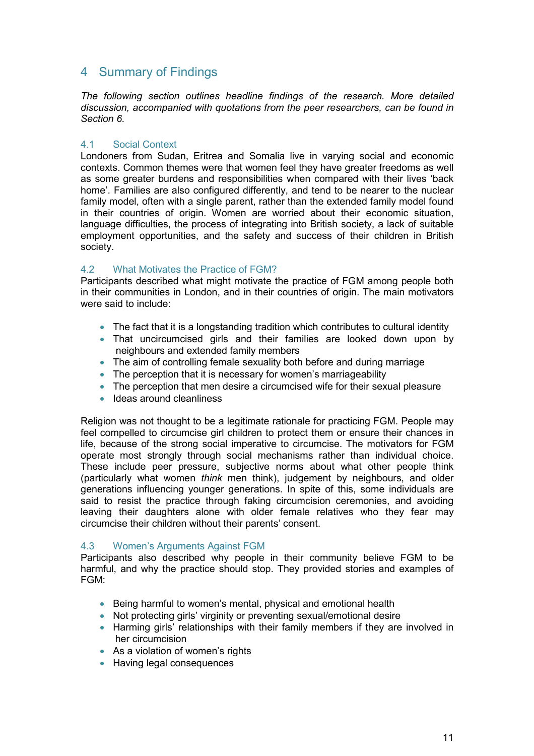# 4 Summary of Findings

*The following section outlines headline findings of the research. More detailed discussion, accompanied with quotations from the peer researchers, can be found in Section 6.*

## 4.1 Social Context

Londoners from Sudan, Eritrea and Somalia live in varying social and economic contexts. Common themes were that women feel they have greater freedoms as well as some greater burdens and responsibilities when compared with their lives 'back home'. Families are also configured differently, and tend to be nearer to the nuclear family model, often with a single parent, rather than the extended family model found in their countries of origin. Women are worried about their economic situation, language difficulties, the process of integrating into British society, a lack of suitable employment opportunities, and the safety and success of their children in British society.

## 4.2 What Motivates the Practice of FGM?

Participants described what might motivate the practice of FGM among people both in their communities in London, and in their countries of origin. The main motivators were said to include:

- The fact that it is a longstanding tradition which contributes to cultural identity
- That uncircumcised girls and their families are looked down upon by neighbours and extended family members
- The aim of controlling female sexuality both before and during marriage
- The perception that it is necessary for women's marriageability
- The perception that men desire a circumcised wife for their sexual pleasure
- Ideas around cleanliness

Religion was not thought to be a legitimate rationale for practicing FGM. People may feel compelled to circumcise girl children to protect them or ensure their chances in life, because of the strong social imperative to circumcise. The motivators for FGM operate most strongly through social mechanisms rather than individual choice. These include peer pressure, subjective norms about what other people think (particularly what women *think* men think), judgement by neighbours, and older generations influencing younger generations. In spite of this, some individuals are said to resist the practice through faking circumcision ceremonies, and avoiding leaving their daughters alone with older female relatives who they fear may circumcise their children without their parents' consent.

## 4.3 Women's Arguments Against FGM

Participants also described why people in their community believe FGM to be harmful, and why the practice should stop. They provided stories and examples of FGM:

- Being harmful to women's mental, physical and emotional health
- Not protecting girls' virginity or preventing sexual/emotional desire
- Harming girls' relationships with their family members if they are involved in her circumcision
- As a violation of women's rights
- Having legal consequences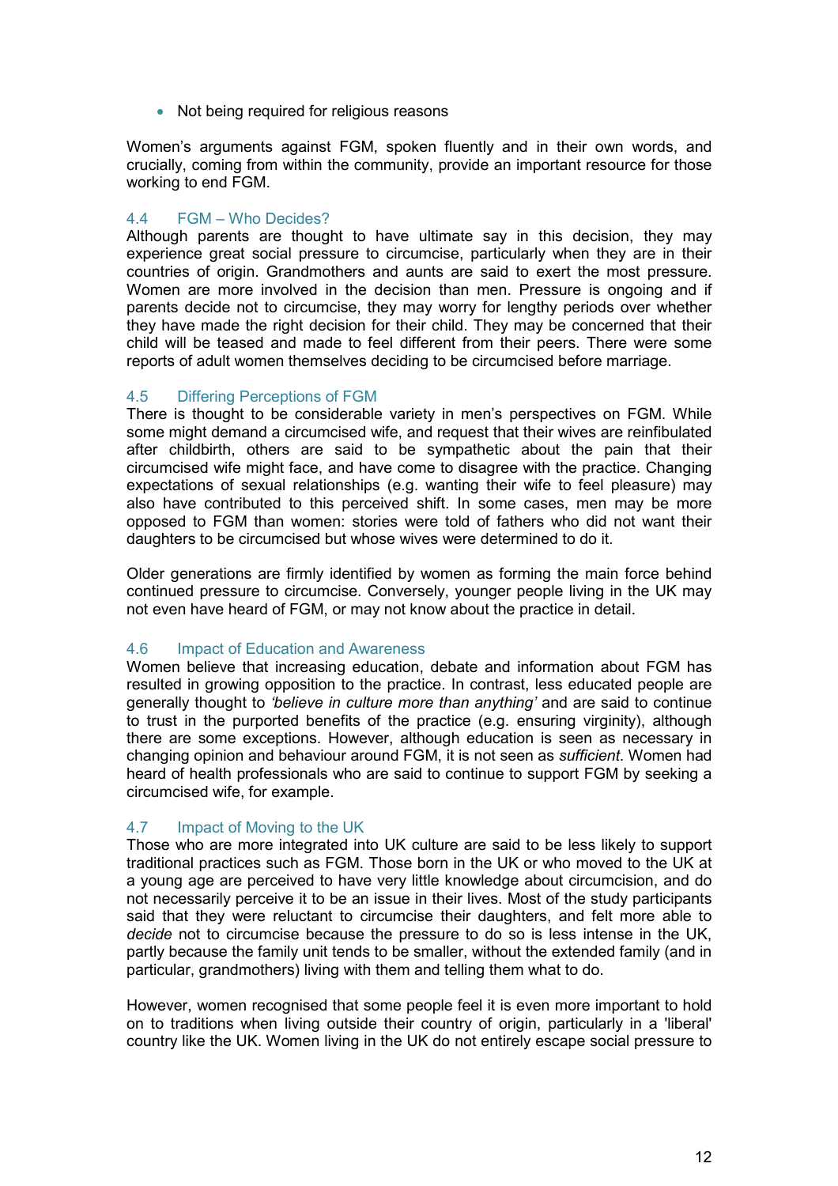- Not being required for religious reasons

Women's arguments against FGM, spoken fluently and in their own words, and crucially, coming from within the community, provide an important resource for those working to end FGM.

### 4.4 FGM – Who Decides?

Although parents are thought to have ultimate say in this decision, they may experience great social pressure to circumcise, particularly when they are in their countries of origin. Grandmothers and aunts are said to exert the most pressure. Women are more involved in the decision than men. Pressure is ongoing and if parents decide not to circumcise, they may worry for lengthy periods over whether they have made the right decision for their child. They may be concerned that their child will be teased and made to feel different from their peers. There were some reports of adult women themselves deciding to be circumcised before marriage.

### 4.5 Differing Perceptions of FGM

There is thought to be considerable variety in men's perspectives on FGM. While some might demand a circumcised wife, and request that their wives are reinfibulated after childbirth, others are said to be sympathetic about the pain that their circumcised wife might face, and have come to disagree with the practice. Changing expectations of sexual relationships (e.g. wanting their wife to feel pleasure) may also have contributed to this perceived shift. In some cases, men may be more opposed to FGM than women: stories were told of fathers who did not want their daughters to be circumcised but whose wives were determined to do it.

Older generations are firmly identified by women as forming the main force behind continued pressure to circumcise. Conversely, younger people living in the UK may not even have heard of FGM, or may not know about the practice in detail.

### 4.6 Impact of Education and Awareness

Women believe that increasing education, debate and information about FGM has resulted in growing opposition to the practice. In contrast, less educated people are generally thought to *'believe in culture more than anything'* and are said to continue to trust in the purported benefits of the practice (e.g. ensuring virginity), although there are some exceptions. However, although education is seen as necessary in changing opinion and behaviour around FGM, it is not seen as *sufficient*. Women had heard of health professionals who are said to continue to support FGM by seeking a circumcised wife, for example.

### 4.7 Impact of Moving to the UK

Those who are more integrated into UK culture are said to be less likely to support traditional practices such as FGM. Those born in the UK or who moved to the UK at a young age are perceived to have very little knowledge about circumcision, and do not necessarily perceive it to be an issue in their lives. Most of the study participants said that they were reluctant to circumcise their daughters, and felt more able to *decide* not to circumcise because the pressure to do so is less intense in the UK, partly because the family unit tends to be smaller, without the extended family (and in particular, grandmothers) living with them and telling them what to do.

However, women recognised that some people feel it is even more important to hold on to traditions when living outside their country of origin, particularly in a 'liberal' country like the UK. Women living in the UK do not entirely escape social pressure to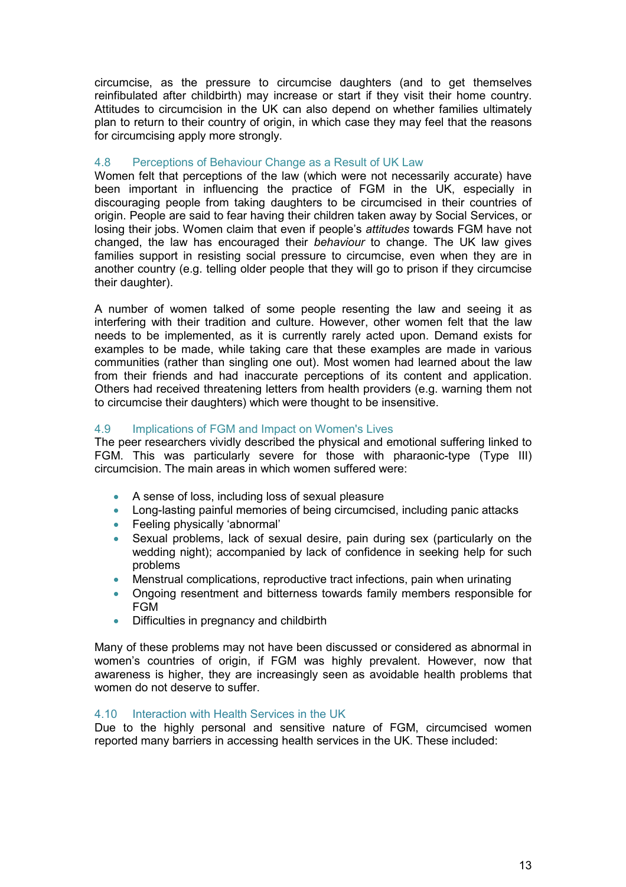circumcise, as the pressure to circumcise daughters (and to get themselves reinfibulated after childbirth) may increase or start if they visit their home country. Attitudes to circumcision in the UK can also depend on whether families ultimately plan to return to their country of origin, in which case they may feel that the reasons for circumcising apply more strongly.

### 4.8 Perceptions of Behaviour Change as a Result of UK Law

Women felt that perceptions of the law (which were not necessarily accurate) have been important in influencing the practice of FGM in the UK, especially in discouraging people from taking daughters to be circumcised in their countries of origin. People are said to fear having their children taken away by Social Services, or losing their jobs. Women claim that even if people's *attitudes* towards FGM have not changed, the law has encouraged their *behaviour* to change. The UK law gives families support in resisting social pressure to circumcise, even when they are in another country (e.g. telling older people that they will go to prison if they circumcise their daughter).

A number of women talked of some people resenting the law and seeing it as interfering with their tradition and culture. However, other women felt that the law needs to be implemented, as it is currently rarely acted upon. Demand exists for examples to be made, while taking care that these examples are made in various communities (rather than singling one out). Most women had learned about the law from their friends and had inaccurate perceptions of its content and application. Others had received threatening letters from health providers (e.g. warning them not to circumcise their daughters) which were thought to be insensitive.

### 4.9 Implications of FGM and Impact on Women's Lives

The peer researchers vividly described the physical and emotional suffering linked to FGM. This was particularly severe for those with pharaonic-type (Type III) circumcision. The main areas in which women suffered were:

- A sense of loss, including loss of sexual pleasure
- Long-lasting painful memories of being circumcised, including panic attacks
- Feeling physically 'abnormal'
- Sexual problems, lack of sexual desire, pain during sex (particularly on the wedding night); accompanied by lack of confidence in seeking help for such problems
- Menstrual complications, reproductive tract infections, pain when urinating
- Ongoing resentment and bitterness towards family members responsible for FGM
- Difficulties in pregnancy and childbirth

Many of these problems may not have been discussed or considered as abnormal in women's countries of origin, if FGM was highly prevalent. However, now that awareness is higher, they are increasingly seen as avoidable health problems that women do not deserve to suffer.

### 4.10 Interaction with Health Services in the UK

Due to the highly personal and sensitive nature of FGM, circumcised women reported many barriers in accessing health services in the UK. These included: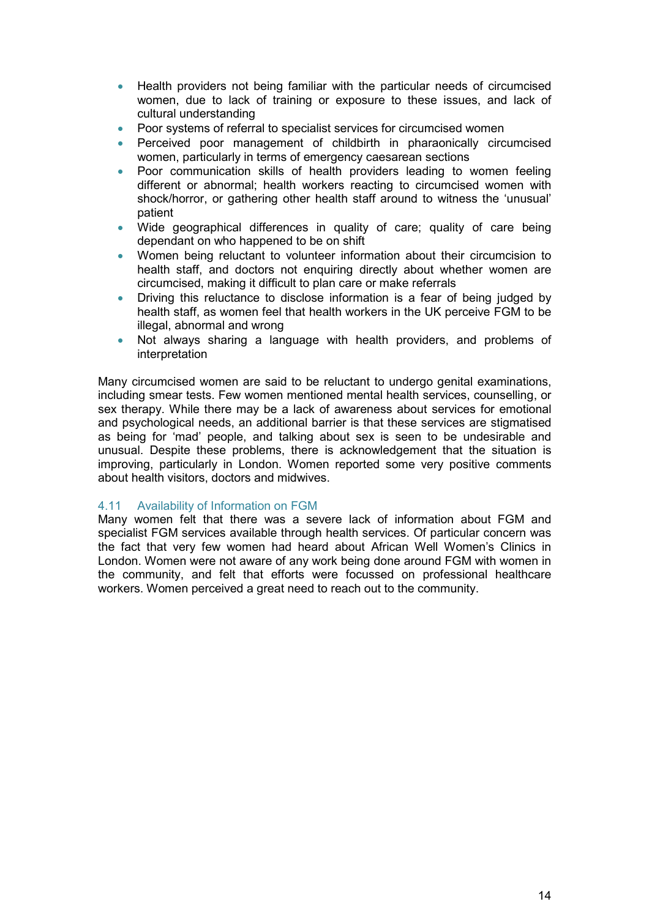- Health providers not being familiar with the particular needs of circumcised women, due to lack of training or exposure to these issues, and lack of cultural understanding
- Poor systems of referral to specialist services for circumcised women
- Perceived poor management of childbirth in pharaonically circumcised women, particularly in terms of emergency caesarean sections
- Poor communication skills of health providers leading to women feeling different or abnormal; health workers reacting to circumcised women with shock/horror, or gathering other health staff around to witness the 'unusual' patient
- Wide geographical differences in quality of care; quality of care being dependant on who happened to be on shift
- Women being reluctant to volunteer information about their circumcision to health staff, and doctors not enquiring directly about whether women are circumcised, making it difficult to plan care or make referrals
- Driving this reluctance to disclose information is a fear of being judged by health staff, as women feel that health workers in the UK perceive FGM to be illegal, abnormal and wrong
- Not always sharing a language with health providers, and problems of interpretation

Many circumcised women are said to be reluctant to undergo genital examinations, including smear tests. Few women mentioned mental health services, counselling, or sex therapy. While there may be a lack of awareness about services for emotional and psychological needs, an additional barrier is that these services are stigmatised as being for 'mad' people, and talking about sex is seen to be undesirable and unusual. Despite these problems, there is acknowledgement that the situation is improving, particularly in London. Women reported some very positive comments about health visitors, doctors and midwives.

### 4.11 Availability of Information on FGM

Many women felt that there was a severe lack of information about FGM and specialist FGM services available through health services. Of particular concern was the fact that very few women had heard about African Well Women's Clinics in London. Women were not aware of any work being done around FGM with women in the community, and felt that efforts were focussed on professional healthcare workers. Women perceived a great need to reach out to the community.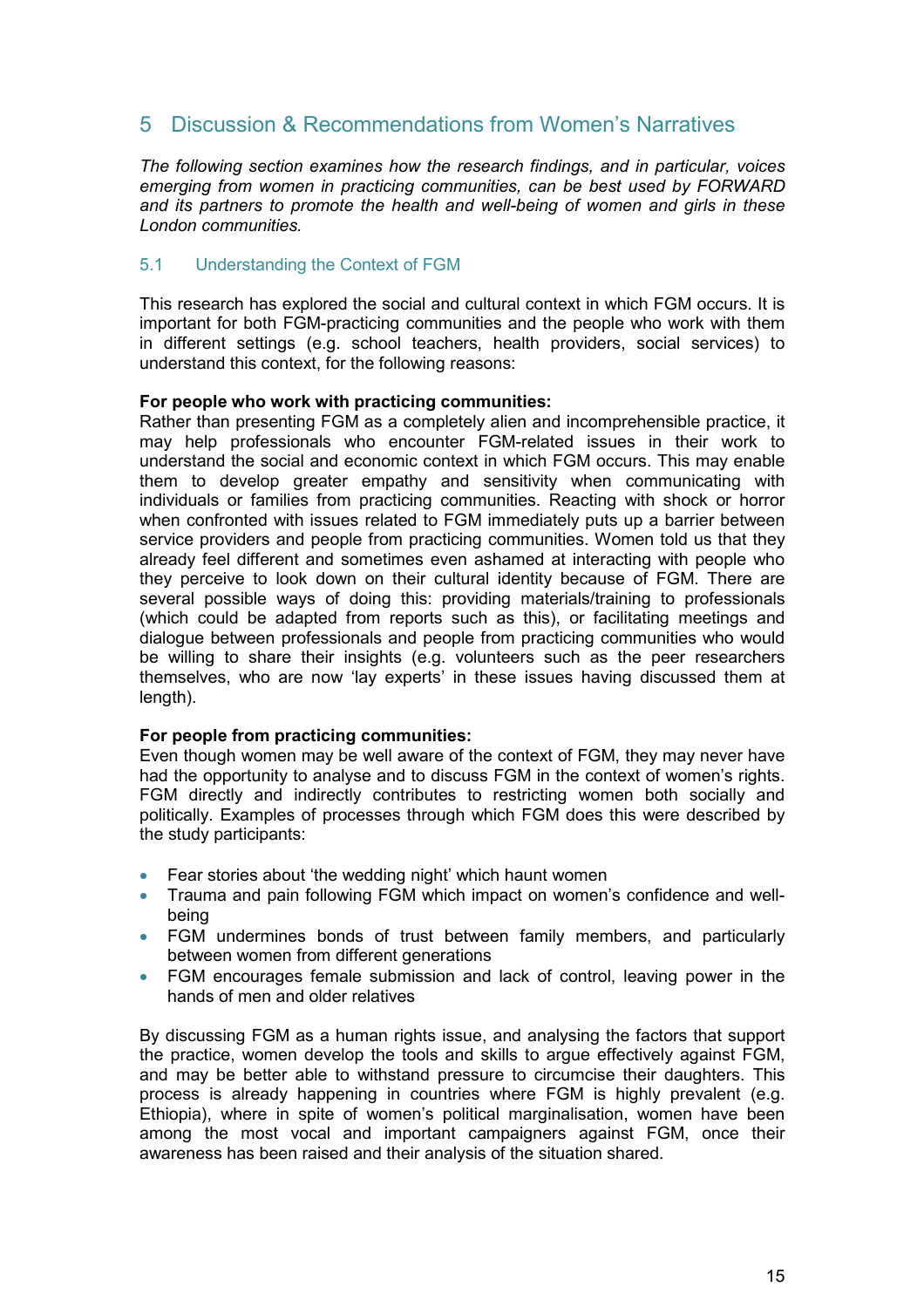# 5 Discussion & Recommendations from Women's Narratives

*The following section examines how the research findings, and in particular, voices emerging from women in practicing communities, can be best used by FORWARD and its partners to promote the health and well-being of women and girls in these London communities.*

## 5.1 Understanding the Context of FGM

This research has explored the social and cultural context in which FGM occurs. It is important for both FGM-practicing communities and the people who work with them in different settings (e.g. school teachers, health providers, social services) to understand this context, for the following reasons:

**For people who work with practicing communities:**
Rather than presenting FGM as a completely alien and incomprehensible practice, it may help professionals who encounter FGM-related issues in their work to understand the social and economic context in which FGM occurs. This may enable them to develop greater empathy and sensitivity when communicating with individuals or families from practicing communities. Reacting with shock or horror when confronted with issues related to FGM immediately puts up a barrier between service providers and people from practicing communities. Women told us that they already feel different and sometimes even ashamed at interacting with people who they perceive to look down on their cultural identity because of FGM. There are several possible ways of doing this: providing materials/training to professionals (which could be adapted from reports such as this), or facilitating meetings and dialogue between professionals and people from practicing communities who would be willing to share their insights (e.g. volunteers such as the peer researchers themselves, who are now 'lay experts' in these issues having discussed them at length).

**For people from practicing communities:**
Even though women may be well aware of the context of FGM, they may never have had the opportunity to analyse and to discuss FGM in the context of women's rights. FGM directly and indirectly contributes to restricting women both socially and politically. Examples of processes through which FGM does this were described by the study participants:

- Fear stories about 'the wedding night' which haunt women
- Trauma and pain following FGM which impact on women's confidence and well-being
- FGM undermines bonds of trust between family members, and particularly between women from different generations
- FGM encourages female submission and lack of control, leaving power in the hands of men and older relatives

By discussing FGM as a human rights issue, and analysing the factors that support the practice, women develop the tools and skills to argue effectively against FGM, and may be better able to withstand pressure to circumcise their daughters. This process is already happening in countries where FGM is highly prevalent (e.g. Ethiopia), where in spite of women's political marginalisation, women have been among the most vocal and important campaigners against FGM, once their awareness has been raised and their analysis of the situation shared.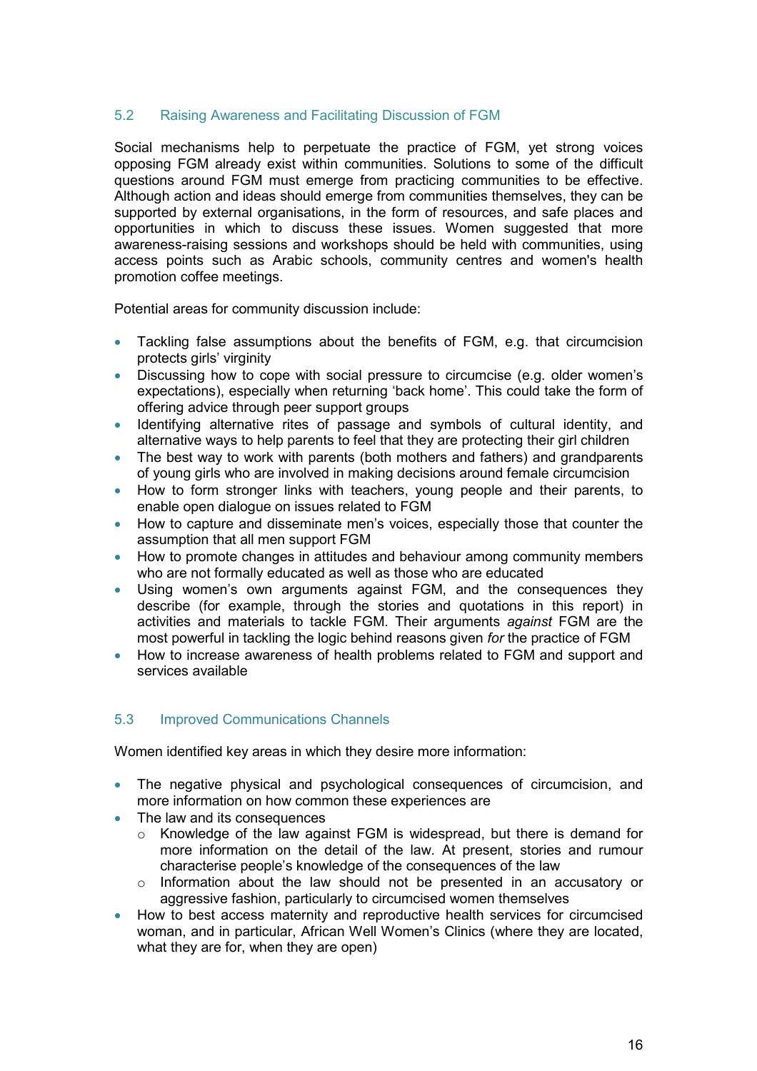## 5.2 Raising Awareness and Facilitating Discussion of FGM

Social mechanisms help to perpetuate the practice of FGM, yet strong voices opposing FGM already exist within communities. Solutions to some of the difficult questions around FGM must emerge from practicing communities to be effective. Although action and ideas should emerge from communities themselves, they can be supported by external organisations, in the form of resources, and safe places and opportunities in which to discuss these issues. Women suggested that more awareness-raising sessions and workshops should be held with communities, using access points such as Arabic schools, community centres and women's health promotion coffee meetings.

Potential areas for community discussion include:

- Tackling false assumptions about the benefits of FGM, e.g. that circumcision protects girls' virginity
- Discussing how to cope with social pressure to circumcise (e.g. older women's expectations), especially when returning 'back home'. This could take the form of offering advice through peer support groups
- Identifying alternative rites of passage and symbols of cultural identity, and alternative ways to help parents to feel that they are protecting their girl children
- The best way to work with parents (both mothers and fathers) and grandparents of young girls who are involved in making decisions around female circumcision
- How to form stronger links with teachers, young people and their parents, to enable open dialogue on issues related to FGM
- How to capture and disseminate men's voices, especially those that counter the assumption that all men support FGM
- How to promote changes in attitudes and behaviour among community members who are not formally educated as well as those who are educated
- Using women's own arguments against FGM, and the consequences they describe (for example, through the stories and quotations in this report) in activities and materials to tackle FGM. Their arguments *against* FGM are the most powerful in tackling the logic behind reasons given *for* the practice of FGM
- How to increase awareness of health problems related to FGM and support and services available

## 5.3 Improved Communications Channels

Women identified key areas in which they desire more information:

- The negative physical and psychological consequences of circumcision, and more information on how common these experiences are
- The law and its consequences
    - Knowledge of the law against FGM is widespread, but there is demand for more information on the detail of the law. At present, stories and rumour characterise people's knowledge of the consequences of the law
    - Information about the law should not be presented in an accusatory or aggressive fashion, particularly to circumcised women themselves
- How to best access maternity and reproductive health services for circumcised woman, and in particular, African Well Women's Clinics (where they are located, what they are for, when they are open)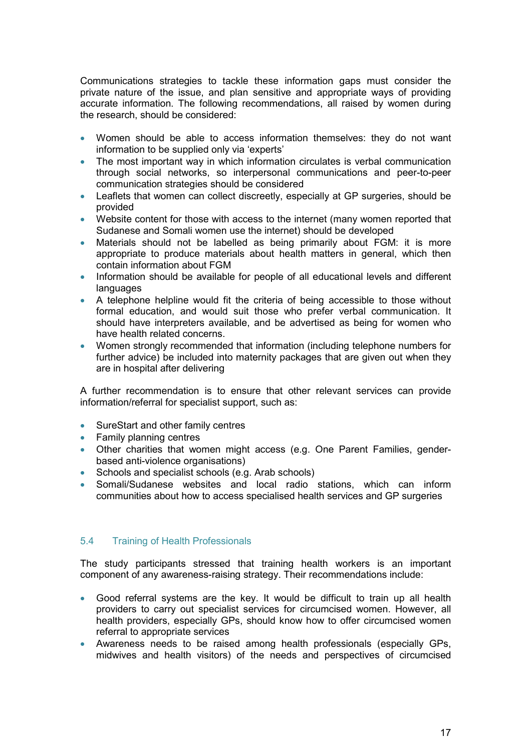Communications strategies to tackle these information gaps must consider the private nature of the issue, and plan sensitive and appropriate ways of providing accurate information. The following recommendations, all raised by women during the research, should be considered:

- Women should be able to access information themselves: they do not want information to be supplied only via 'experts'
- The most important way in which information circulates is verbal communication through social networks, so interpersonal communications and peer-to-peer communication strategies should be considered
- Leaflets that women can collect discreetly, especially at GP surgeries, should be provided
- Website content for those with access to the internet (many women reported that Sudanese and Somali women use the internet) should be developed
- Materials should not be labelled as being primarily about FGM: it is more appropriate to produce materials about health matters in general, which then contain information about FGM
- Information should be available for people of all educational levels and different languages
- A telephone helpline would fit the criteria of being accessible to those without formal education, and would suit those who prefer verbal communication. It should have interpreters available, and be advertised as being for women who have health related concerns.
- Women strongly recommended that information (including telephone numbers for further advice) be included into maternity packages that are given out when they are in hospital after delivering

A further recommendation is to ensure that other relevant services can provide information/referral for specialist support, such as:

- SureStart and other family centres
- Family planning centres
- Other charities that women might access (e.g. One Parent Families, gender-based anti-violence organisations)
- Schools and specialist schools (e.g. Arab schools)
- Somali/Sudanese websites and local radio stations, which can inform communities about how to access specialised health services and GP surgeries

## 5.4 Training of Health Professionals

The study participants stressed that training health workers is an important component of any awareness-raising strategy. Their recommendations include:

- Good referral systems are the key. It would be difficult to train up all health providers to carry out specialist services for circumcised women. However, all health providers, especially GPs, should know how to offer circumcised women referral to appropriate services
- Awareness needs to be raised among health professionals (especially GPs, midwives and health visitors) of the needs and perspectives of circumcised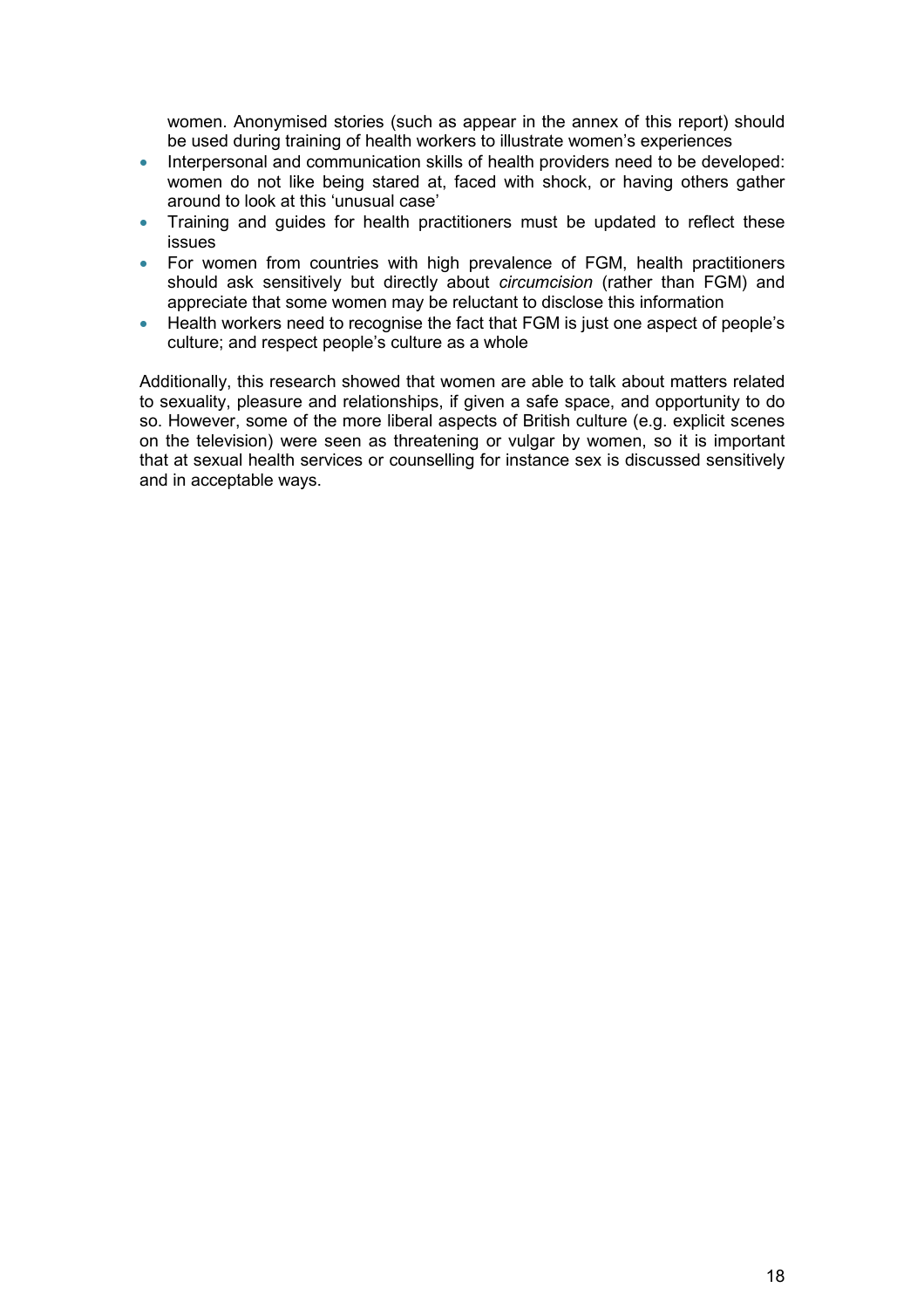women. Anonymised stories (such as appear in the annex of this report) should be used during training of health workers to illustrate women's experiences

- Interpersonal and communication skills of health providers need to be developed: women do not like being stared at, faced with shock, or having others gather around to look at this 'unusual case'
- Training and guides for health practitioners must be updated to reflect these issues
- For women from countries with high prevalence of FGM, health practitioners should ask sensitively but directly about *circumcision* (rather than FGM) and appreciate that some women may be reluctant to disclose this information
- Health workers need to recognise the fact that FGM is just one aspect of people's culture; and respect people's culture as a whole

Additionally, this research showed that women are able to talk about matters related to sexuality, pleasure and relationships, if given a safe space, and opportunity to do so. However, some of the more liberal aspects of British culture (e.g. explicit scenes on the television) were seen as threatening or vulgar by women, so it is important that at sexual health services or counselling for instance sex is discussed sensitively and in acceptable ways.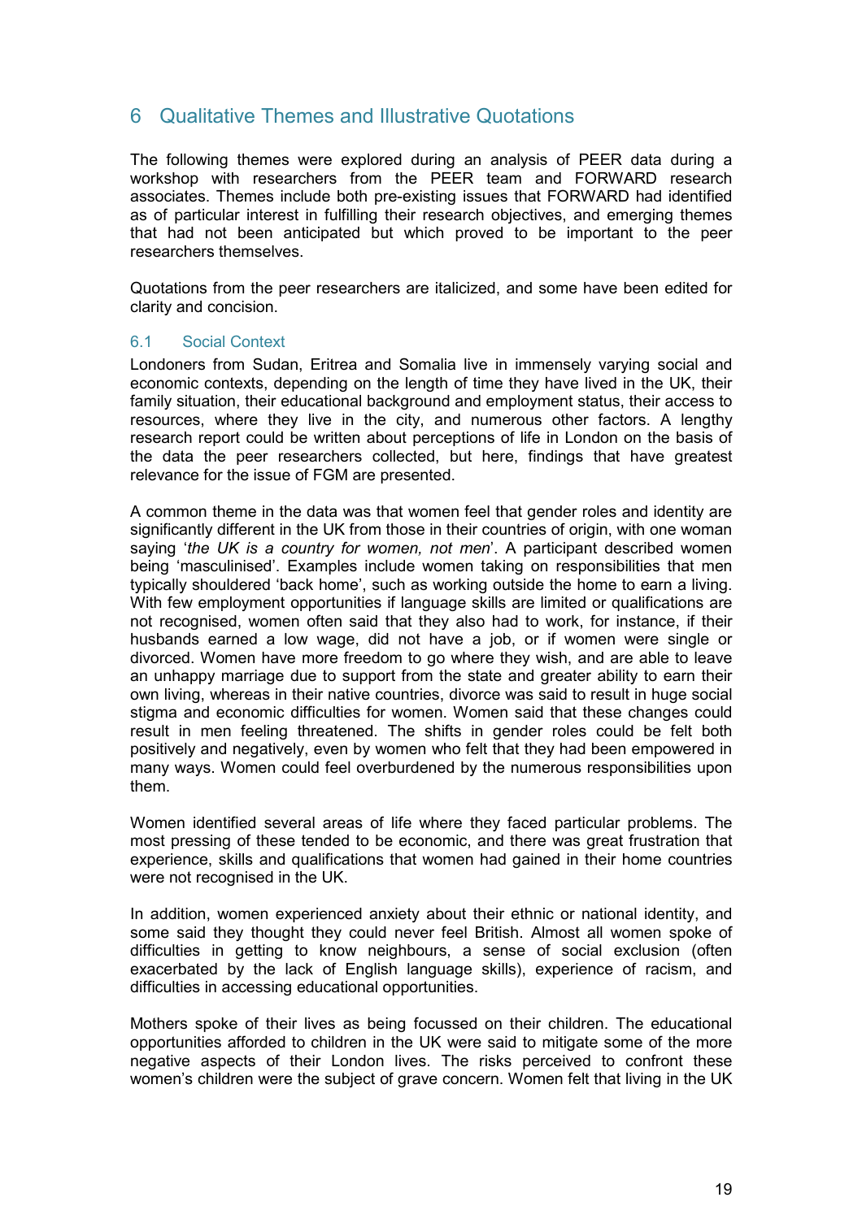## 6 Qualitative Themes and Illustrative Quotations

The following themes were explored during an analysis of PEER data during a workshop with researchers from the PEER team and FORWARD research associates. Themes include both pre-existing issues that FORWARD had identified as of particular interest in fulfilling their research objectives, and emerging themes that had not been anticipated but which proved to be important to the peer researchers themselves.

Quotations from the peer researchers are italicized, and some have been edited for clarity and concision.

### 6.1 Social Context

Londoners from Sudan, Eritrea and Somalia live in immensely varying social and economic contexts, depending on the length of time they have lived in the UK, their family situation, their educational background and employment status, their access to resources, where they live in the city, and numerous other factors. A lengthy research report could be written about perceptions of life in London on the basis of the data the peer researchers collected, but here, findings that have greatest relevance for the issue of FGM are presented.

A common theme in the data was that women feel that gender roles and identity are significantly different in the UK from those in their countries of origin, with one woman saying '*the UK is a country for women, not men*'. A participant described women being 'masculinised'. Examples include women taking on responsibilities that men typically shouldered 'back home', such as working outside the home to earn a living. With few employment opportunities if language skills are limited or qualifications are not recognised, women often said that they also had to work, for instance, if their husbands earned a low wage, did not have a job, or if women were single or divorced. Women have more freedom to go where they wish, and are able to leave an unhappy marriage due to support from the state and greater ability to earn their own living, whereas in their native countries, divorce was said to result in huge social stigma and economic difficulties for women. Women said that these changes could result in men feeling threatened. The shifts in gender roles could be felt both positively and negatively, even by women who felt that they had been empowered in many ways. Women could feel overburdened by the numerous responsibilities upon them.

Women identified several areas of life where they faced particular problems. The most pressing of these tended to be economic, and there was great frustration that experience, skills and qualifications that women had gained in their home countries were not recognised in the UK.

In addition, women experienced anxiety about their ethnic or national identity, and some said they thought they could never feel British. Almost all women spoke of difficulties in getting to know neighbours, a sense of social exclusion (often exacerbated by the lack of English language skills), experience of racism, and difficulties in accessing educational opportunities.

Mothers spoke of their lives as being focussed on their children. The educational opportunities afforded to children in the UK were said to mitigate some of the more negative aspects of their London lives. The risks perceived to confront these women's children were the subject of grave concern. Women felt that living in the UK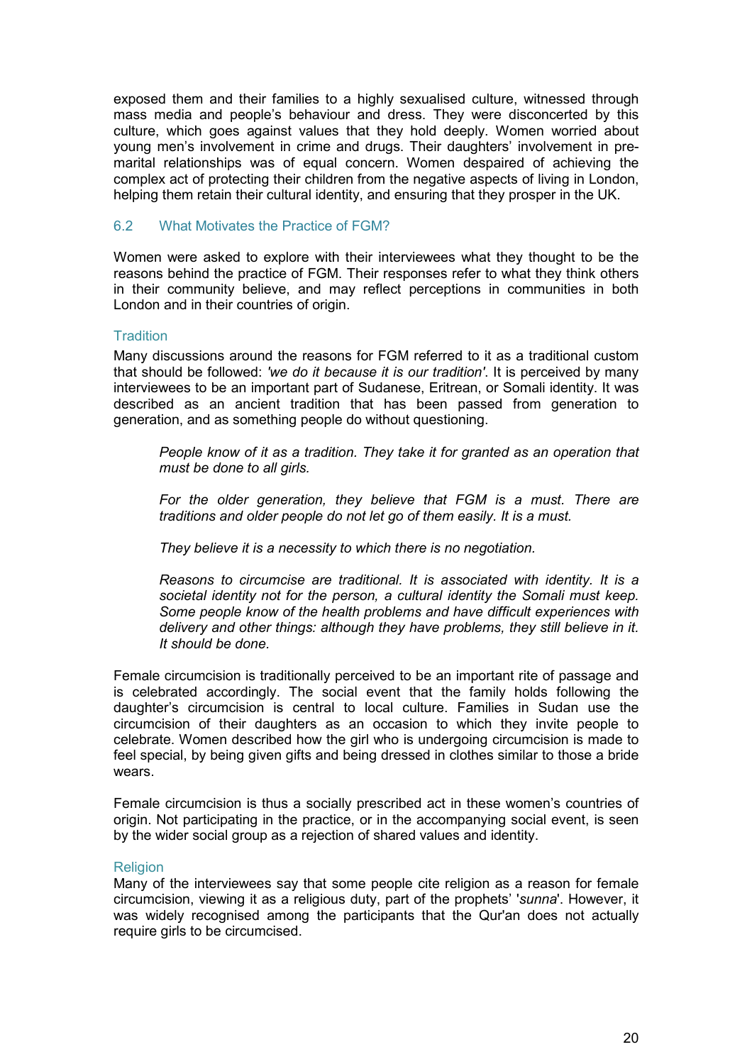exposed them and their families to a highly sexualised culture, witnessed through mass media and people's behaviour and dress. They were disconcerted by this culture, which goes against values that they hold deeply. Women worried about young men's involvement in crime and drugs. Their daughters' involvement in pre-marital relationships was of equal concern. Women despaired of achieving the complex act of protecting their children from the negative aspects of living in London, helping them retain their cultural identity, and ensuring that they prosper in the UK.

## 6.2 What Motivates the Practice of FGM?

Women were asked to explore with their interviewees what they thought to be the reasons behind the practice of FGM. Their responses refer to what they think others in their community believe, and may reflect perceptions in communities in both London and in their countries of origin.

### Tradition

Many discussions around the reasons for FGM referred to it as a traditional custom that should be followed: *'we do it because it is our tradition'*. It is perceived by many interviewees to be an important part of Sudanese, Eritrean, or Somali identity. It was described as an ancient tradition that has been passed from generation to generation, and as something people do without questioning.

> *People know of it as a tradition. They take it for granted as an operation that must be done to all girls.*
>
> *For the older generation, they believe that FGM is a must. There are traditions and older people do not let go of them easily. It is a must.*
>
> *They believe it is a necessity to which there is no negotiation.*
>
> *Reasons to circumcise are traditional. It is associated with identity. It is a societal identity not for the person, a cultural identity the Somali must keep. Some people know of the health problems and have difficult experiences with delivery and other things: although they have problems, they still believe in it. It should be done.*

Female circumcision is traditionally perceived to be an important rite of passage and is celebrated accordingly. The social event that the family holds following the daughter's circumcision is central to local culture. Families in Sudan use the circumcision of their daughters as an occasion to which they invite people to celebrate. Women described how the girl who is undergoing circumcision is made to feel special, by being given gifts and being dressed in clothes similar to those a bride wears.

Female circumcision is thus a socially prescribed act in these women's countries of origin. Not participating in the practice, or in the accompanying social event, is seen by the wider social group as a rejection of shared values and identity.

### Religion

Many of the interviewees say that some people cite religion as a reason for female circumcision, viewing it as a religious duty, part of the prophets' '*sunna*'. However, it was widely recognised among the participants that the Qur'an does not actually require girls to be circumcised.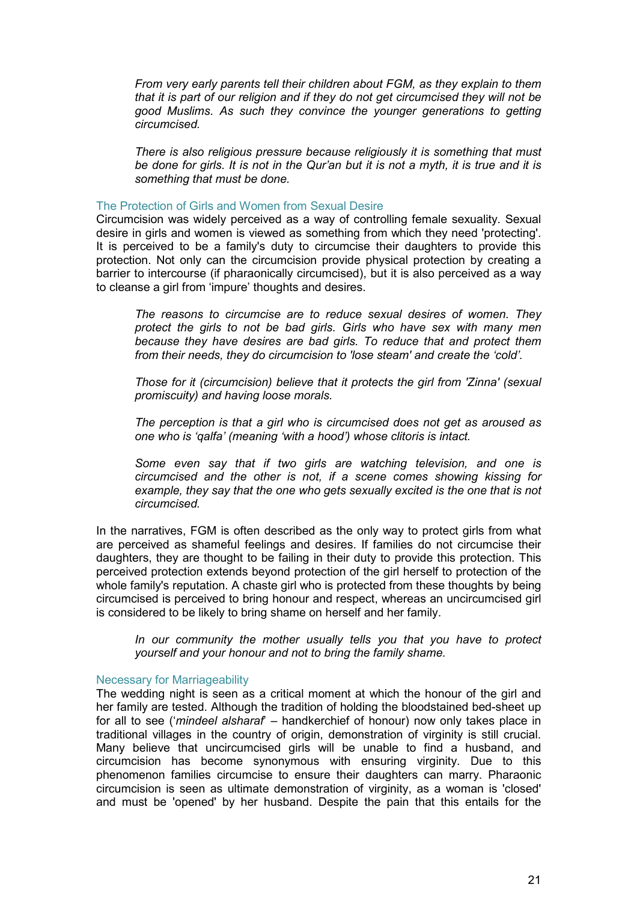*From very early parents tell their children about FGM, as they explain to them that it is part of our religion and if they do not get circumcised they will not be good Muslims. As such they convince the younger generations to getting circumcised.*

*There is also religious pressure because religiously it is something that must be done for girls. It is not in the Qur'an but it is not a myth, it is true and it is something that must be done.*

### The Protection of Girls and Women from Sexual Desire

Circumcision was widely perceived as a way of controlling female sexuality. Sexual desire in girls and women is viewed as something from which they need 'protecting'. It is perceived to be a family's duty to circumcise their daughters to provide this protection. Not only can the circumcision provide physical protection by creating a barrier to intercourse (if pharaonically circumcised), but it is also perceived as a way to cleanse a girl from 'impure' thoughts and desires.

*The reasons to circumcise are to reduce sexual desires of women. They protect the girls to not be bad girls. Girls who have sex with many men because they have desires are bad girls. To reduce that and protect them from their needs, they do circumcision to 'lose steam' and create the 'cold'.*

*Those for it (circumcision) believe that it protects the girl from 'Zinna' (sexual promiscuity) and having loose morals.*

*The perception is that a girl who is circumcised does not get as aroused as one who is 'qalfa' (meaning 'with a hood') whose clitoris is intact.*

*Some even say that if two girls are watching television, and one is circumcised and the other is not, if a scene comes showing kissing for example, they say that the one who gets sexually excited is the one that is not circumcised.*

In the narratives, FGM is often described as the only way to protect girls from what are perceived as shameful feelings and desires. If families do not circumcise their daughters, they are thought to be failing in their duty to provide this protection. This perceived protection extends beyond protection of the girl herself to protection of the whole family's reputation. A chaste girl who is protected from these thoughts by being circumcised is perceived to bring honour and respect, whereas an uncircumcised girl is considered to be likely to bring shame on herself and her family.

*In our community the mother usually tells you that you have to protect yourself and your honour and not to bring the family shame.*

### Necessary for Marriageability

The wedding night is seen as a critical moment at which the honour of the girl and her family are tested. Although the tradition of holding the bloodstained bed-sheet up for all to see ('*mindeel alsharaf*' – handkerchief of honour) now only takes place in traditional villages in the country of origin, demonstration of virginity is still crucial. Many believe that uncircumcised girls will be unable to find a husband, and circumcision has become synonymous with ensuring virginity. Due to this phenomenon families circumcise to ensure their daughters can marry. Pharaonic circumcision is seen as ultimate demonstration of virginity, as a woman is 'closed' and must be 'opened' by her husband. Despite the pain that this entails for the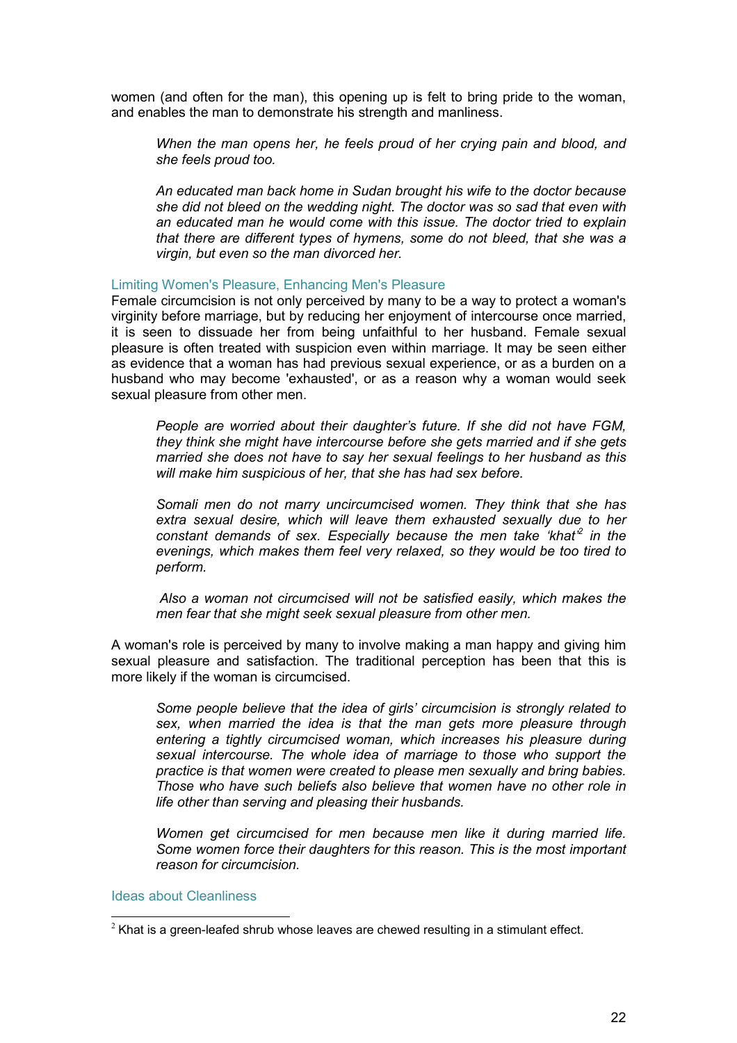women (and often for the man), this opening up is felt to bring pride to the woman, and enables the man to demonstrate his strength and manliness.

> *When the man opens her, he feels proud of her crying pain and blood, and she feels proud too.*

> *An educated man back home in Sudan brought his wife to the doctor because she did not bleed on the wedding night. The doctor was so sad that even with an educated man he would come with this issue. The doctor tried to explain that there are different types of hymens, some do not bleed, that she was a virgin, but even so the man divorced her.*

### Limiting Women's Pleasure, Enhancing Men's Pleasure

Female circumcision is not only perceived by many to be a way to protect a woman's virginity before marriage, but by reducing her enjoyment of intercourse once married, it is seen to dissuade her from being unfaithful to her husband. Female sexual pleasure is often treated with suspicion even within marriage. It may be seen either as evidence that a woman has had previous sexual experience, or as a burden on a husband who may become 'exhausted', or as a reason why a woman would seek sexual pleasure from other men.

> *People are worried about their daughter's future. If she did not have FGM, they think she might have intercourse before she gets married and if she gets married she does not have to say her sexual feelings to her husband as this will make him suspicious of her, that she has had sex before.*

> *Somali men do not marry uncircumcised women. They think that she has extra sexual desire, which will leave them exhausted sexually due to her constant demands of sex. Especially because the men take 'khat'*[2] *in the evenings, which makes them feel very relaxed, so they would be too tired to perform.*

> *Also a woman not circumcised will not be satisfied easily, which makes the men fear that she might seek sexual pleasure from other men.*

A woman's role is perceived by many to involve making a man happy and giving him sexual pleasure and satisfaction. The traditional perception has been that this is more likely if the woman is circumcised.

> *Some people believe that the idea of girls' circumcision is strongly related to sex, when married the idea is that the man gets more pleasure through entering a tightly circumcised woman, which increases his pleasure during sexual intercourse. The whole idea of marriage to those who support the practice is that women were created to please men sexually and bring babies. Those who have such beliefs also believe that women have no other role in life other than serving and pleasing their husbands.*

> *Women get circumcised for men because men like it during married life. Some women force their daughters for this reason. This is the most important reason for circumcision.*

### Ideas about Cleanliness

[2] Khat is a green-leafed shrub whose leaves are chewed resulting in a stimulant effect.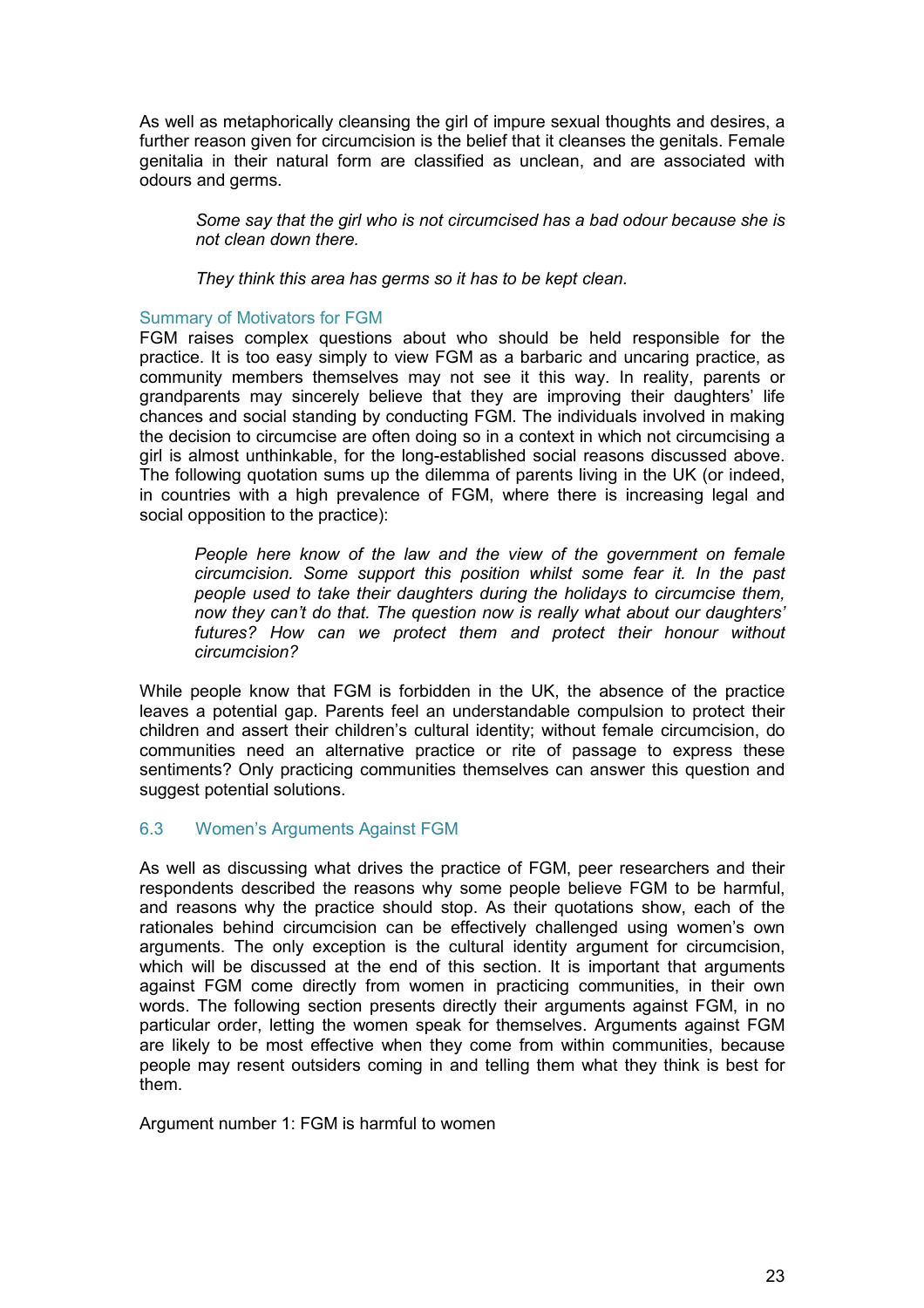As well as metaphorically cleansing the girl of impure sexual thoughts and desires, a further reason given for circumcision is the belief that it cleanses the genitals. Female genitalia in their natural form are classified as unclean, and are associated with odours and germs.

> *Some say that the girl who is not circumcised has a bad odour because she is not clean down there.*
>
> *They think this area has germs so it has to be kept clean.*

### Summary of Motivators for FGM

FGM raises complex questions about who should be held responsible for the practice. It is too easy simply to view FGM as a barbaric and uncaring practice, as community members themselves may not see it this way. In reality, parents or grandparents may sincerely believe that they are improving their daughters' life chances and social standing by conducting FGM. The individuals involved in making the decision to circumcise are often doing so in a context in which not circumcising a girl is almost unthinkable, for the long-established social reasons discussed above. The following quotation sums up the dilemma of parents living in the UK (or indeed, in countries with a high prevalence of FGM, where there is increasing legal and social opposition to the practice):

> *People here know of the law and the view of the government on female circumcision. Some support this position whilst some fear it. In the past people used to take their daughters during the holidays to circumcise them, now they can't do that. The question now is really what about our daughters' futures? How can we protect them and protect their honour without circumcision?*

While people know that FGM is forbidden in the UK, the absence of the practice leaves a potential gap. Parents feel an understandable compulsion to protect their children and assert their children's cultural identity; without female circumcision, do communities need an alternative practice or rite of passage to express these sentiments? Only practicing communities themselves can answer this question and suggest potential solutions.

## 6.3 Women's Arguments Against FGM

As well as discussing what drives the practice of FGM, peer researchers and their respondents described the reasons why some people believe FGM to be harmful, and reasons why the practice should stop. As their quotations show, each of the rationales behind circumcision can be effectively challenged using women's own arguments. The only exception is the cultural identity argument for circumcision, which will be discussed at the end of this section. It is important that arguments against FGM come directly from women in practicing communities, in their own words. The following section presents directly their arguments against FGM, in no particular order, letting the women speak for themselves. Arguments against FGM are likely to be most effective when they come from within communities, because people may resent outsiders coming in and telling them what they think is best for them.

Argument number 1: FGM is harmful to women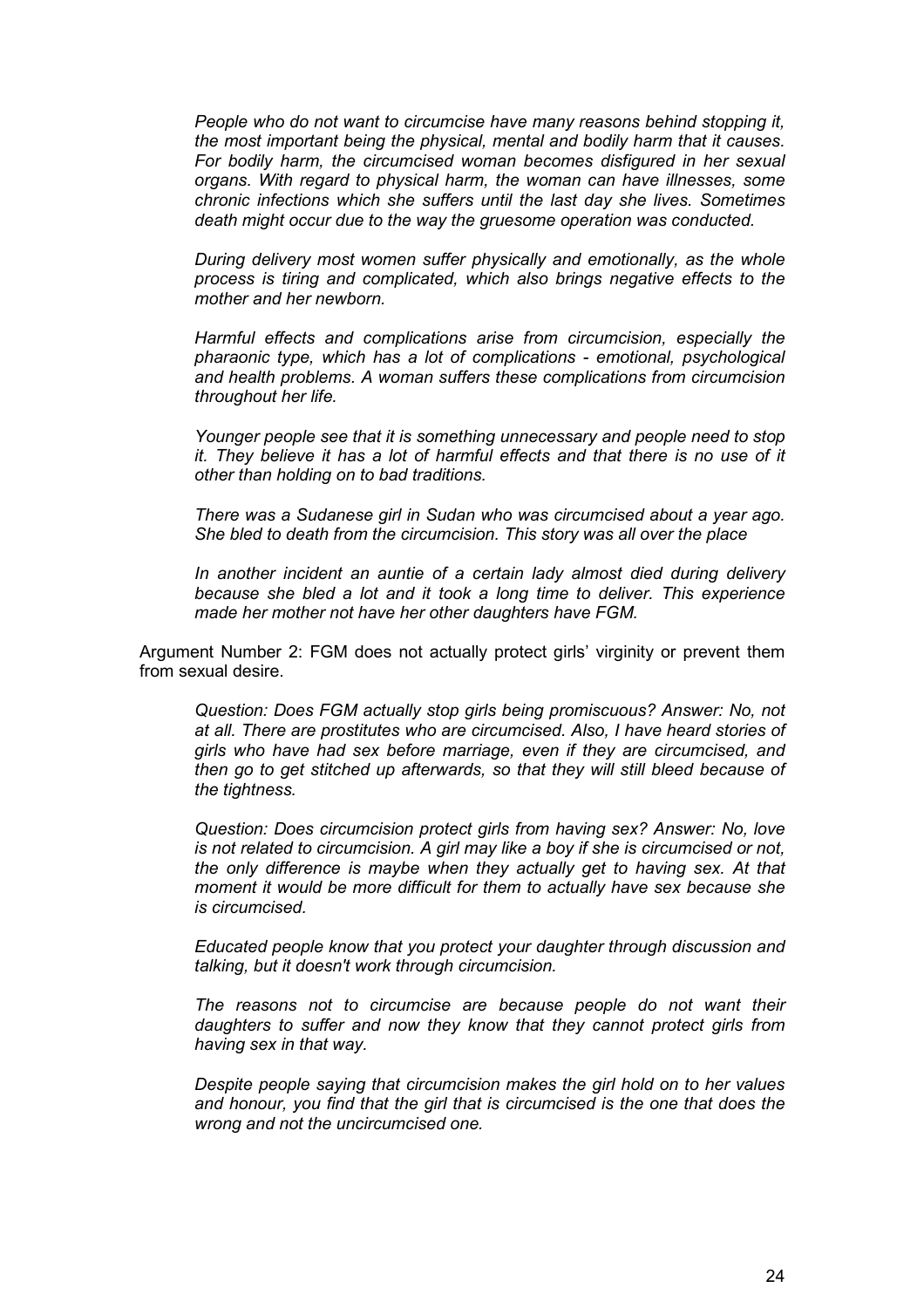*People who do not want to circumcise have many reasons behind stopping it, the most important being the physical, mental and bodily harm that it causes. For bodily harm, the circumcised woman becomes disfigured in her sexual organs. With regard to physical harm, the woman can have illnesses, some chronic infections which she suffers until the last day she lives. Sometimes death might occur due to the way the gruesome operation was conducted.*

*During delivery most women suffer physically and emotionally, as the whole process is tiring and complicated, which also brings negative effects to the mother and her newborn.*

*Harmful effects and complications arise from circumcision, especially the pharaonic type, which has a lot of complications - emotional, psychological and health problems. A woman suffers these complications from circumcision throughout her life.*

*Younger people see that it is something unnecessary and people need to stop it. They believe it has a lot of harmful effects and that there is no use of it other than holding on to bad traditions.*

*There was a Sudanese girl in Sudan who was circumcised about a year ago. She bled to death from the circumcision. This story was all over the place*

*In another incident an auntie of a certain lady almost died during delivery because she bled a lot and it took a long time to deliver. This experience made her mother not have her other daughters have FGM.*

Argument Number 2: FGM does not actually protect girls' virginity or prevent them from sexual desire.

*Question: Does FGM actually stop girls being promiscuous? Answer: No, not at all. There are prostitutes who are circumcised. Also, I have heard stories of girls who have had sex before marriage, even if they are circumcised, and then go to get stitched up afterwards, so that they will still bleed because of the tightness.*

*Question: Does circumcision protect girls from having sex? Answer: No, love is not related to circumcision. A girl may like a boy if she is circumcised or not, the only difference is maybe when they actually get to having sex. At that moment it would be more difficult for them to actually have sex because she is circumcised.*

*Educated people know that you protect your daughter through discussion and talking, but it doesn't work through circumcision.*

*The reasons not to circumcise are because people do not want their daughters to suffer and now they know that they cannot protect girls from having sex in that way.*

*Despite people saying that circumcision makes the girl hold on to her values and honour, you find that the girl that is circumcised is the one that does the wrong and not the uncircumcised one.*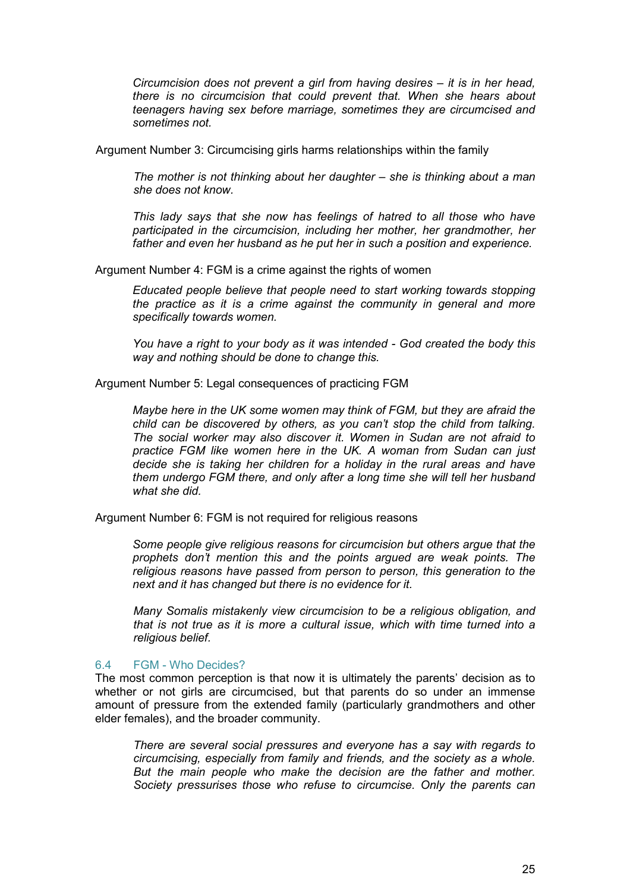*Circumcision does not prevent a girl from having desires – it is in her head, there is no circumcision that could prevent that. When she hears about teenagers having sex before marriage, sometimes they are circumcised and sometimes not.*

Argument Number 3: Circumcising girls harms relationships within the family

*The mother is not thinking about her daughter – she is thinking about a man she does not know.*

*This lady says that she now has feelings of hatred to all those who have participated in the circumcision, including her mother, her grandmother, her father and even her husband as he put her in such a position and experience.*

Argument Number 4: FGM is a crime against the rights of women

*Educated people believe that people need to start working towards stopping the practice as it is a crime against the community in general and more specifically towards women.*

*You have a right to your body as it was intended - God created the body this way and nothing should be done to change this.*

Argument Number 5: Legal consequences of practicing FGM

*Maybe here in the UK some women may think of FGM, but they are afraid the child can be discovered by others, as you can't stop the child from talking. The social worker may also discover it. Women in Sudan are not afraid to practice FGM like women here in the UK. A woman from Sudan can just decide she is taking her children for a holiday in the rural areas and have them undergo FGM there, and only after a long time she will tell her husband what she did.*

Argument Number 6: FGM is not required for religious reasons

*Some people give religious reasons for circumcision but others argue that the prophets don't mention this and the points argued are weak points. The religious reasons have passed from person to person, this generation to the next and it has changed but there is no evidence for it.*

*Many Somalis mistakenly view circumcision to be a religious obligation, and that is not true as it is more a cultural issue, which with time turned into a religious belief.*

### 6.4 FGM - Who Decides?

The most common perception is that now it is ultimately the parents' decision as to whether or not girls are circumcised, but that parents do so under an immense amount of pressure from the extended family (particularly grandmothers and other elder females), and the broader community.

*There are several social pressures and everyone has a say with regards to circumcising, especially from family and friends, and the society as a whole. But the main people who make the decision are the father and mother. Society pressurises those who refuse to circumcise. Only the parents can*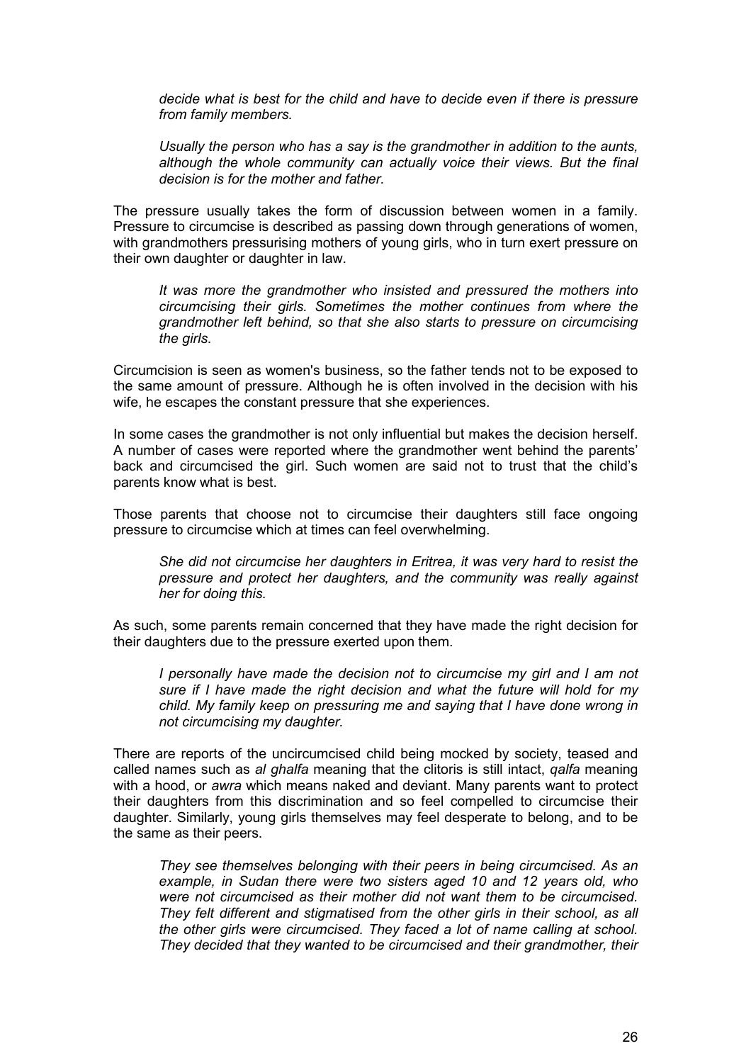*decide what is best for the child and have to decide even if there is pressure from family members.*

*Usually the person who has a say is the grandmother in addition to the aunts, although the whole community can actually voice their views. But the final decision is for the mother and father.*

The pressure usually takes the form of discussion between women in a family. Pressure to circumcise is described as passing down through generations of women, with grandmothers pressurising mothers of young girls, who in turn exert pressure on their own daughter or daughter in law.

*It was more the grandmother who insisted and pressured the mothers into circumcising their girls. Sometimes the mother continues from where the grandmother left behind, so that she also starts to pressure on circumcising the girls.*

Circumcision is seen as women's business, so the father tends not to be exposed to the same amount of pressure. Although he is often involved in the decision with his wife, he escapes the constant pressure that she experiences.

In some cases the grandmother is not only influential but makes the decision herself. A number of cases were reported where the grandmother went behind the parents' back and circumcised the girl. Such women are said not to trust that the child's parents know what is best.

Those parents that choose not to circumcise their daughters still face ongoing pressure to circumcise which at times can feel overwhelming.

*She did not circumcise her daughters in Eritrea, it was very hard to resist the pressure and protect her daughters, and the community was really against her for doing this.*

As such, some parents remain concerned that they have made the right decision for their daughters due to the pressure exerted upon them.

*I personally have made the decision not to circumcise my girl and I am not sure if I have made the right decision and what the future will hold for my child. My family keep on pressuring me and saying that I have done wrong in not circumcising my daughter.*

There are reports of the uncircumcised child being mocked by society, teased and called names such as *al ghalfa* meaning that the clitoris is still intact, *qalfa* meaning with a hood, or *awra* which means naked and deviant. Many parents want to protect their daughters from this discrimination and so feel compelled to circumcise their daughter. Similarly, young girls themselves may feel desperate to belong, and to be the same as their peers.

*They see themselves belonging with their peers in being circumcised. As an example, in Sudan there were two sisters aged 10 and 12 years old, who were not circumcised as their mother did not want them to be circumcised. They felt different and stigmatised from the other girls in their school, as all the other girls were circumcised. They faced a lot of name calling at school. They decided that they wanted to be circumcised and their grandmother, their*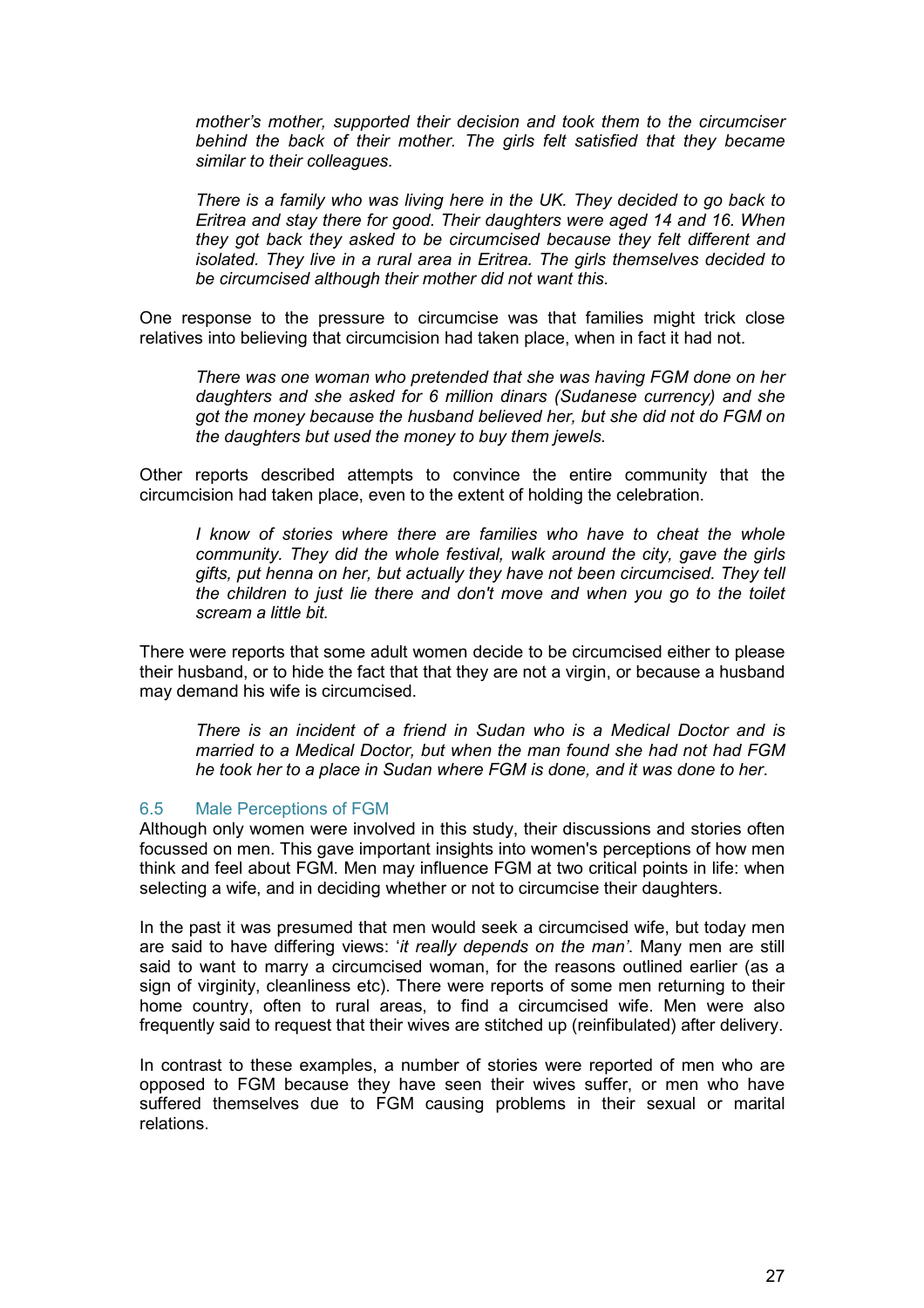*mother's mother, supported their decision and took them to the circumciser behind the back of their mother. The girls felt satisfied that they became similar to their colleagues.*

*There is a family who was living here in the UK. They decided to go back to Eritrea and stay there for good. Their daughters were aged 14 and 16. When they got back they asked to be circumcised because they felt different and isolated. They live in a rural area in Eritrea. The girls themselves decided to be circumcised although their mother did not want this.*

One response to the pressure to circumcise was that families might trick close relatives into believing that circumcision had taken place, when in fact it had not.

*There was one woman who pretended that she was having FGM done on her daughters and she asked for 6 million dinars (Sudanese currency) and she got the money because the husband believed her, but she did not do FGM on the daughters but used the money to buy them jewels.*

Other reports described attempts to convince the entire community that the circumcision had taken place, even to the extent of holding the celebration.

*I know of stories where there are families who have to cheat the whole community. They did the whole festival, walk around the city, gave the girls gifts, put henna on her, but actually they have not been circumcised. They tell the children to just lie there and don't move and when you go to the toilet scream a little bit.*

There were reports that some adult women decide to be circumcised either to please their husband, or to hide the fact that that they are not a virgin, or because a husband may demand his wife is circumcised.

*There is an incident of a friend in Sudan who is a Medical Doctor and is married to a Medical Doctor, but when the man found she had not had FGM he took her to a place in Sudan where FGM is done, and it was done to her*.

### 6.5 Male Perceptions of FGM

Although only women were involved in this study, their discussions and stories often focussed on men. This gave important insights into women's perceptions of how men think and feel about FGM. Men may influence FGM at two critical points in life: when selecting a wife, and in deciding whether or not to circumcise their daughters.

In the past it was presumed that men would seek a circumcised wife, but today men are said to have differing views: '*it really depends on the man'*. Many men are still said to want to marry a circumcised woman, for the reasons outlined earlier (as a sign of virginity, cleanliness etc). There were reports of some men returning to their home country, often to rural areas, to find a circumcised wife. Men were also frequently said to request that their wives are stitched up (reinfibulated) after delivery.

In contrast to these examples, a number of stories were reported of men who are opposed to FGM because they have seen their wives suffer, or men who have suffered themselves due to FGM causing problems in their sexual or marital relations.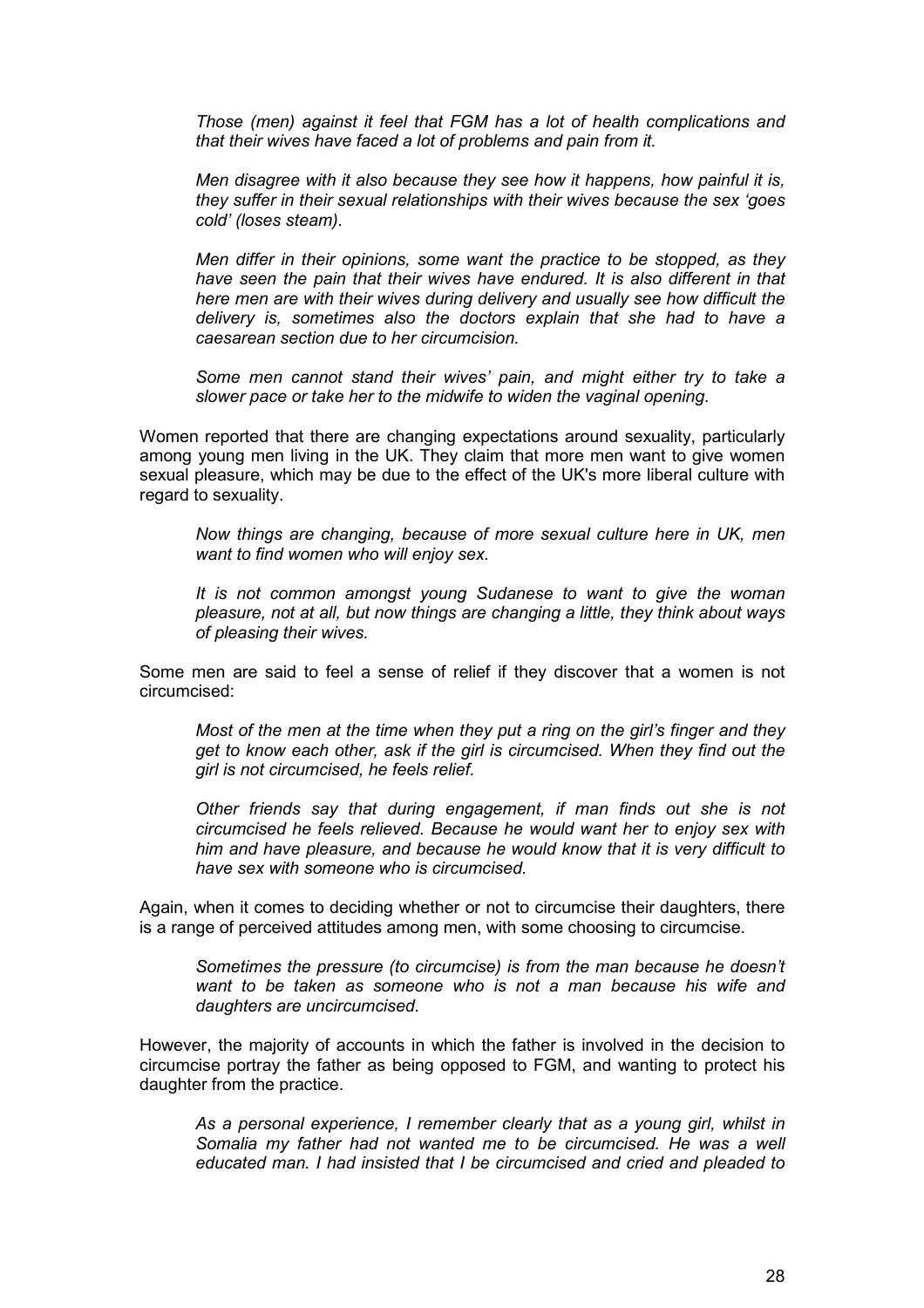> *Those (men) against it feel that FGM has a lot of health complications and that their wives have faced a lot of problems and pain from it.*
>
> *Men disagree with it also because they see how it happens, how painful it is, they suffer in their sexual relationships with their wives because the sex 'goes cold' (loses steam).*
>
> *Men differ in their opinions, some want the practice to be stopped, as they have seen the pain that their wives have endured. It is also different in that here men are with their wives during delivery and usually see how difficult the delivery is, sometimes also the doctors explain that she had to have a caesarean section due to her circumcision.*
>
> *Some men cannot stand their wives' pain, and might either try to take a slower pace or take her to the midwife to widen the vaginal opening.*

Women reported that there are changing expectations around sexuality, particularly among young men living in the UK. They claim that more men want to give women sexual pleasure, which may be due to the effect of the UK's more liberal culture with regard to sexuality.

> *Now things are changing, because of more sexual culture here in UK, men want to find women who will enjoy sex.*
>
> *It is not common amongst young Sudanese to want to give the woman pleasure, not at all, but now things are changing a little, they think about ways of pleasing their wives.*

Some men are said to feel a sense of relief if they discover that a women is not circumcised:

> *Most of the men at the time when they put a ring on the girl's finger and they get to know each other, ask if the girl is circumcised. When they find out the girl is not circumcised, he feels relief.*
>
> *Other friends say that during engagement, if man finds out she is not circumcised he feels relieved. Because he would want her to enjoy sex with him and have pleasure, and because he would know that it is very difficult to have sex with someone who is circumcised.*

Again, when it comes to deciding whether or not to circumcise their daughters, there is a range of perceived attitudes among men, with some choosing to circumcise.

> *Sometimes the pressure (to circumcise) is from the man because he doesn't want to be taken as someone who is not a man because his wife and daughters are uncircumcised.*

However, the majority of accounts in which the father is involved in the decision to circumcise portray the father as being opposed to FGM, and wanting to protect his daughter from the practice.

> *As a personal experience, I remember clearly that as a young girl, whilst in Somalia my father had not wanted me to be circumcised. He was a well educated man. I had insisted that I be circumcised and cried and pleaded to*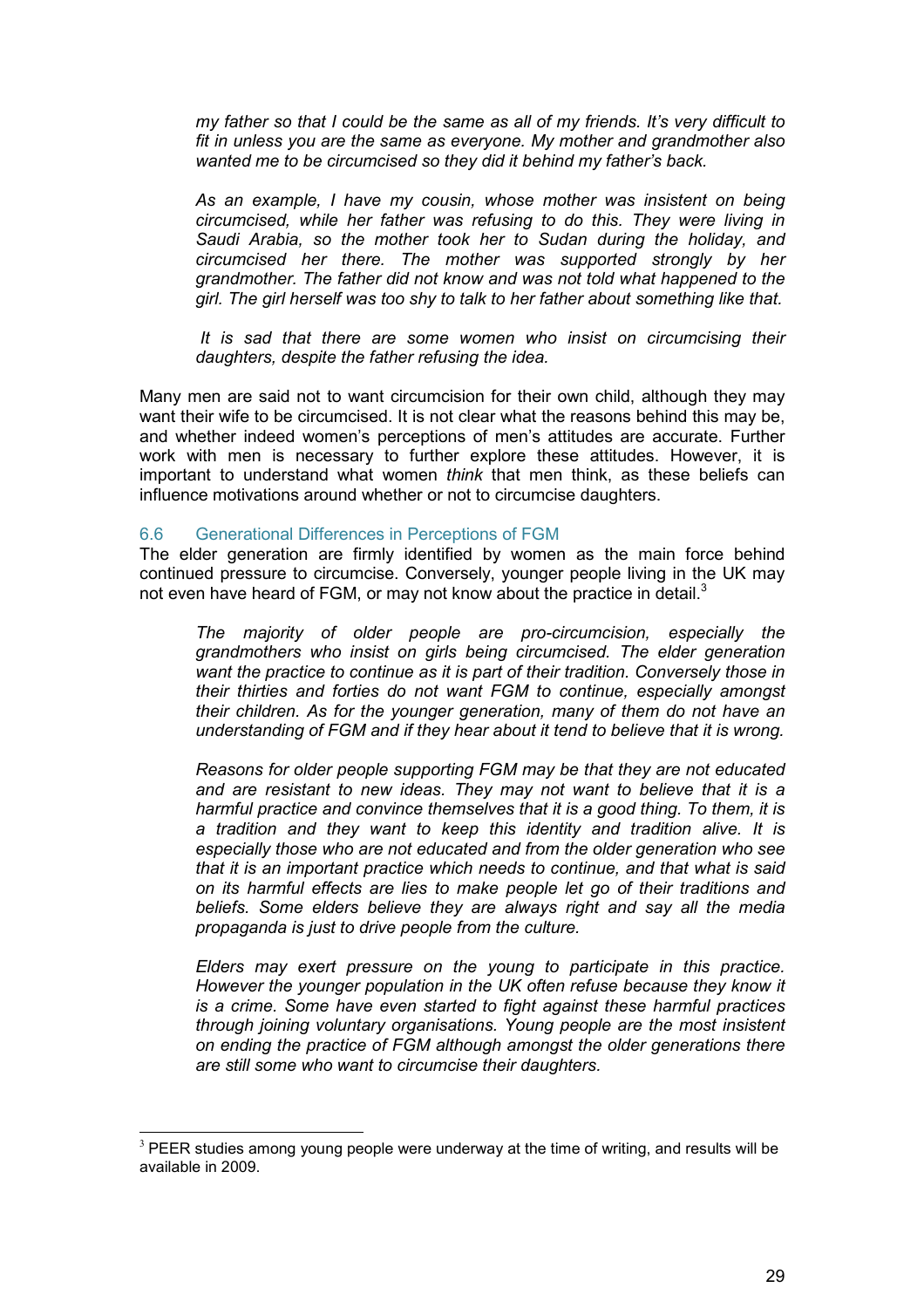*my father so that I could be the same as all of my friends. It's very difficult to fit in unless you are the same as everyone. My mother and grandmother also wanted me to be circumcised so they did it behind my father's back.*

*As an example, I have my cousin, whose mother was insistent on being circumcised, while her father was refusing to do this. They were living in Saudi Arabia, so the mother took her to Sudan during the holiday, and circumcised her there. The mother was supported strongly by her grandmother. The father did not know and was not told what happened to the girl. The girl herself was too shy to talk to her father about something like that.*

*It is sad that there are some women who insist on circumcising their daughters, despite the father refusing the idea.*

Many men are said not to want circumcision for their own child, although they may want their wife to be circumcised. It is not clear what the reasons behind this may be, and whether indeed women's perceptions of men's attitudes are accurate. Further work with men is necessary to further explore these attitudes. However, it is important to understand what women *think* that men think, as these beliefs can influence motivations around whether or not to circumcise daughters.

### 6.6 Generational Differences in Perceptions of FGM

The elder generation are firmly identified by women as the main force behind continued pressure to circumcise. Conversely, younger people living in the UK may not even have heard of FGM, or may not know about the practice in detail.[3]

*The majority of older people are pro-circumcision, especially the grandmothers who insist on girls being circumcised. The elder generation want the practice to continue as it is part of their tradition. Conversely those in their thirties and forties do not want FGM to continue, especially amongst their children. As for the younger generation, many of them do not have an understanding of FGM and if they hear about it tend to believe that it is wrong.*

*Reasons for older people supporting FGM may be that they are not educated and are resistant to new ideas. They may not want to believe that it is a harmful practice and convince themselves that it is a good thing. To them, it is a tradition and they want to keep this identity and tradition alive. It is especially those who are not educated and from the older generation who see that it is an important practice which needs to continue, and that what is said on its harmful effects are lies to make people let go of their traditions and beliefs. Some elders believe they are always right and say all the media propaganda is just to drive people from the culture.*

*Elders may exert pressure on the young to participate in this practice. However the younger population in the UK often refuse because they know it is a crime. Some have even started to fight against these harmful practices through joining voluntary organisations. Young people are the most insistent on ending the practice of FGM although amongst the older generations there are still some who want to circumcise their daughters.*

---

[3] PEER studies among young people were underway at the time of writing, and results will be available in 2009.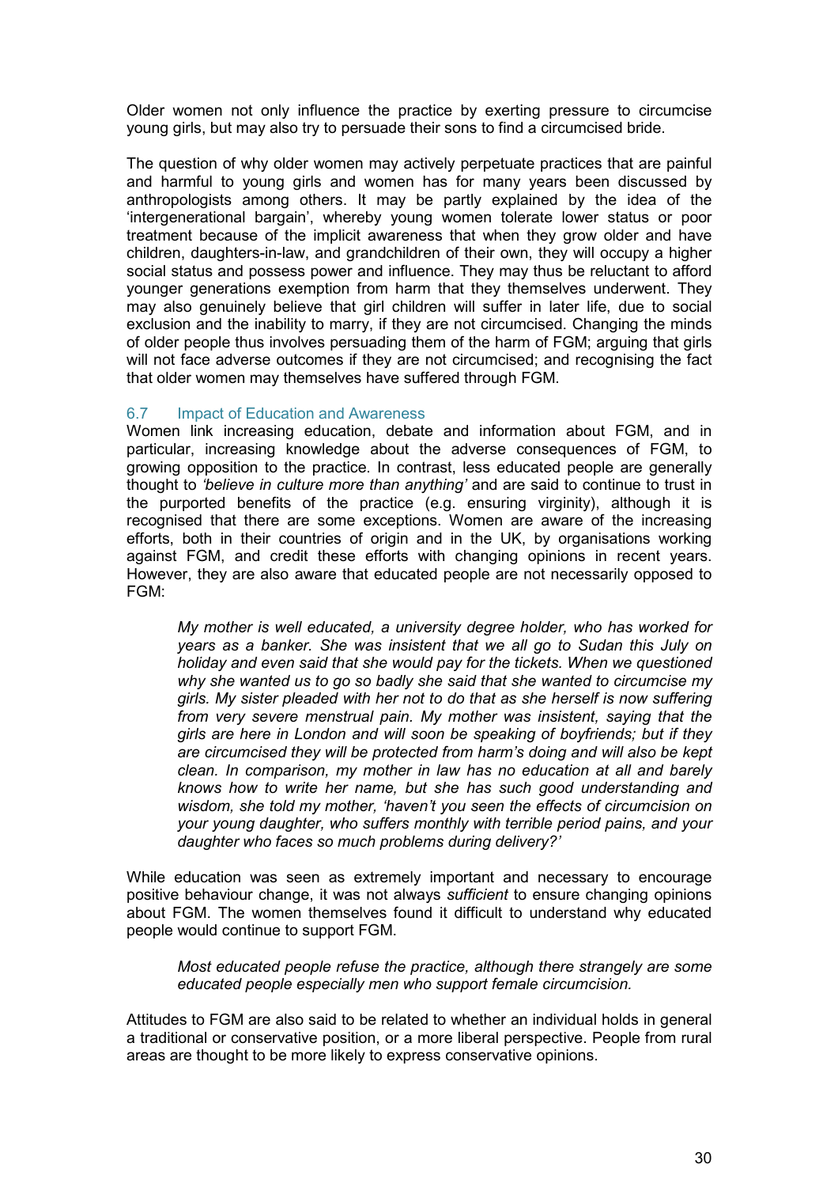Older women not only influence the practice by exerting pressure to circumcise young girls, but may also try to persuade their sons to find a circumcised bride.

The question of why older women may actively perpetuate practices that are painful and harmful to young girls and women has for many years been discussed by anthropologists among others. It may be partly explained by the idea of the 'intergenerational bargain', whereby young women tolerate lower status or poor treatment because of the implicit awareness that when they grow older and have children, daughters-in-law, and grandchildren of their own, they will occupy a higher social status and possess power and influence. They may thus be reluctant to afford younger generations exemption from harm that they themselves underwent. They may also genuinely believe that girl children will suffer in later life, due to social exclusion and the inability to marry, if they are not circumcised. Changing the minds of older people thus involves persuading them of the harm of FGM; arguing that girls will not face adverse outcomes if they are not circumcised; and recognising the fact that older women may themselves have suffered through FGM.

### 6.7 Impact of Education and Awareness

Women link increasing education, debate and information about FGM, and in particular, increasing knowledge about the adverse consequences of FGM, to growing opposition to the practice. In contrast, less educated people are generally thought to *'believe in culture more than anything'* and are said to continue to trust in the purported benefits of the practice (e.g. ensuring virginity), although it is recognised that there are some exceptions. Women are aware of the increasing efforts, both in their countries of origin and in the UK, by organisations working against FGM, and credit these efforts with changing opinions in recent years. However, they are also aware that educated people are not necessarily opposed to FGM:

> *My mother is well educated, a university degree holder, who has worked for years as a banker. She was insistent that we all go to Sudan this July on holiday and even said that she would pay for the tickets. When we questioned why she wanted us to go so badly she said that she wanted to circumcise my girls. My sister pleaded with her not to do that as she herself is now suffering from very severe menstrual pain. My mother was insistent, saying that the girls are here in London and will soon be speaking of boyfriends; but if they are circumcised they will be protected from harm's doing and will also be kept clean. In comparison, my mother in law has no education at all and barely knows how to write her name, but she has such good understanding and wisdom, she told my mother, 'haven't you seen the effects of circumcision on your young daughter, who suffers monthly with terrible period pains, and your daughter who faces so much problems during delivery?'*

While education was seen as extremely important and necessary to encourage positive behaviour change, it was not always *sufficient* to ensure changing opinions about FGM. The women themselves found it difficult to understand why educated people would continue to support FGM.

> *Most educated people refuse the practice, although there strangely are some educated people especially men who support female circumcision.*

Attitudes to FGM are also said to be related to whether an individual holds in general a traditional or conservative position, or a more liberal perspective. People from rural areas are thought to be more likely to express conservative opinions.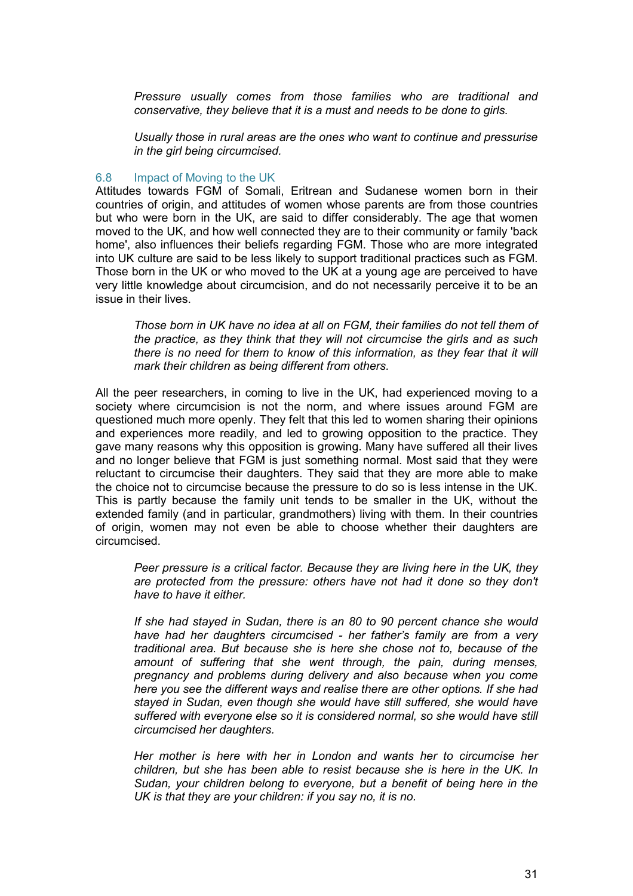*Pressure usually comes from those families who are traditional and conservative, they believe that it is a must and needs to be done to girls.*

*Usually those in rural areas are the ones who want to continue and pressurise in the girl being circumcised.*

### 6.8 Impact of Moving to the UK

Attitudes towards FGM of Somali, Eritrean and Sudanese women born in their countries of origin, and attitudes of women whose parents are from those countries but who were born in the UK, are said to differ considerably. The age that women moved to the UK, and how well connected they are to their community or family 'back home', also influences their beliefs regarding FGM. Those who are more integrated into UK culture are said to be less likely to support traditional practices such as FGM. Those born in the UK or who moved to the UK at a young age are perceived to have very little knowledge about circumcision, and do not necessarily perceive it to be an issue in their lives.

*Those born in UK have no idea at all on FGM, their families do not tell them of the practice, as they think that they will not circumcise the girls and as such there is no need for them to know of this information, as they fear that it will mark their children as being different from others.*

All the peer researchers, in coming to live in the UK, had experienced moving to a society where circumcision is not the norm, and where issues around FGM are questioned much more openly. They felt that this led to women sharing their opinions and experiences more readily, and led to growing opposition to the practice. They gave many reasons why this opposition is growing. Many have suffered all their lives and no longer believe that FGM is just something normal. Most said that they were reluctant to circumcise their daughters. They said that they are more able to make the choice not to circumcise because the pressure to do so is less intense in the UK. This is partly because the family unit tends to be smaller in the UK, without the extended family (and in particular, grandmothers) living with them. In their countries of origin, women may not even be able to choose whether their daughters are circumcised.

*Peer pressure is a critical factor. Because they are living here in the UK, they are protected from the pressure: others have not had it done so they don't have to have it either.*

*If she had stayed in Sudan, there is an 80 to 90 percent chance she would have had her daughters circumcised - her father's family are from a very traditional area. But because she is here she chose not to, because of the amount of suffering that she went through, the pain, during menses, pregnancy and problems during delivery and also because when you come here you see the different ways and realise there are other options. If she had stayed in Sudan, even though she would have still suffered, she would have suffered with everyone else so it is considered normal, so she would have still circumcised her daughters.*

*Her mother is here with her in London and wants her to circumcise her children, but she has been able to resist because she is here in the UK. In Sudan, your children belong to everyone, but a benefit of being here in the UK is that they are your children: if you say no, it is no.*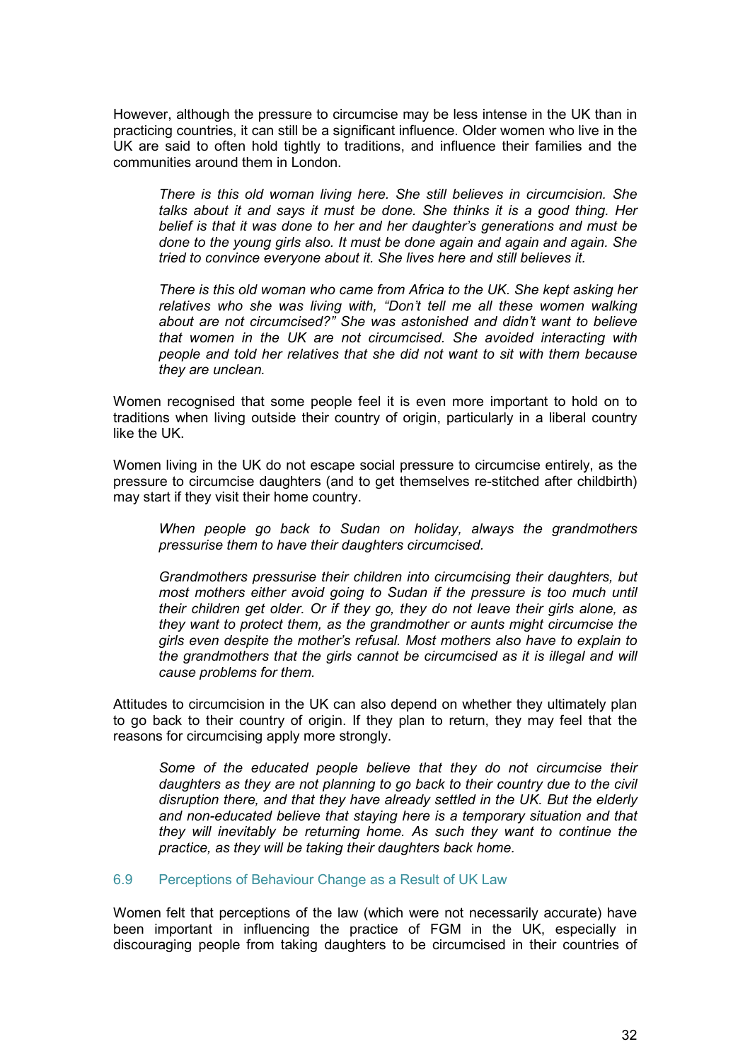However, although the pressure to circumcise may be less intense in the UK than in practicing countries, it can still be a significant influence. Older women who live in the UK are said to often hold tightly to traditions, and influence their families and the communities around them in London.

> *There is this old woman living here. She still believes in circumcision. She talks about it and says it must be done. She thinks it is a good thing. Her belief is that it was done to her and her daughter's generations and must be done to the young girls also. It must be done again and again and again. She tried to convince everyone about it. She lives here and still believes it.*

> *There is this old woman who came from Africa to the UK. She kept asking her relatives who she was living with, "Don't tell me all these women walking about are not circumcised?" She was astonished and didn't want to believe that women in the UK are not circumcised. She avoided interacting with people and told her relatives that she did not want to sit with them because they are unclean.*

Women recognised that some people feel it is even more important to hold on to traditions when living outside their country of origin, particularly in a liberal country like the UK.

Women living in the UK do not escape social pressure to circumcise entirely, as the pressure to circumcise daughters (and to get themselves re-stitched after childbirth) may start if they visit their home country.

> *When people go back to Sudan on holiday, always the grandmothers pressurise them to have their daughters circumcised.*

> *Grandmothers pressurise their children into circumcising their daughters, but most mothers either avoid going to Sudan if the pressure is too much until their children get older. Or if they go, they do not leave their girls alone, as they want to protect them, as the grandmother or aunts might circumcise the girls even despite the mother's refusal. Most mothers also have to explain to the grandmothers that the girls cannot be circumcised as it is illegal and will cause problems for them.*

Attitudes to circumcision in the UK can also depend on whether they ultimately plan to go back to their country of origin. If they plan to return, they may feel that the reasons for circumcising apply more strongly.

> *Some of the educated people believe that they do not circumcise their daughters as they are not planning to go back to their country due to the civil disruption there, and that they have already settled in the UK. But the elderly and non-educated believe that staying here is a temporary situation and that they will inevitably be returning home. As such they want to continue the practice, as they will be taking their daughters back home.*

### 6.9 Perceptions of Behaviour Change as a Result of UK Law

Women felt that perceptions of the law (which were not necessarily accurate) have been important in influencing the practice of FGM in the UK, especially in discouraging people from taking daughters to be circumcised in their countries of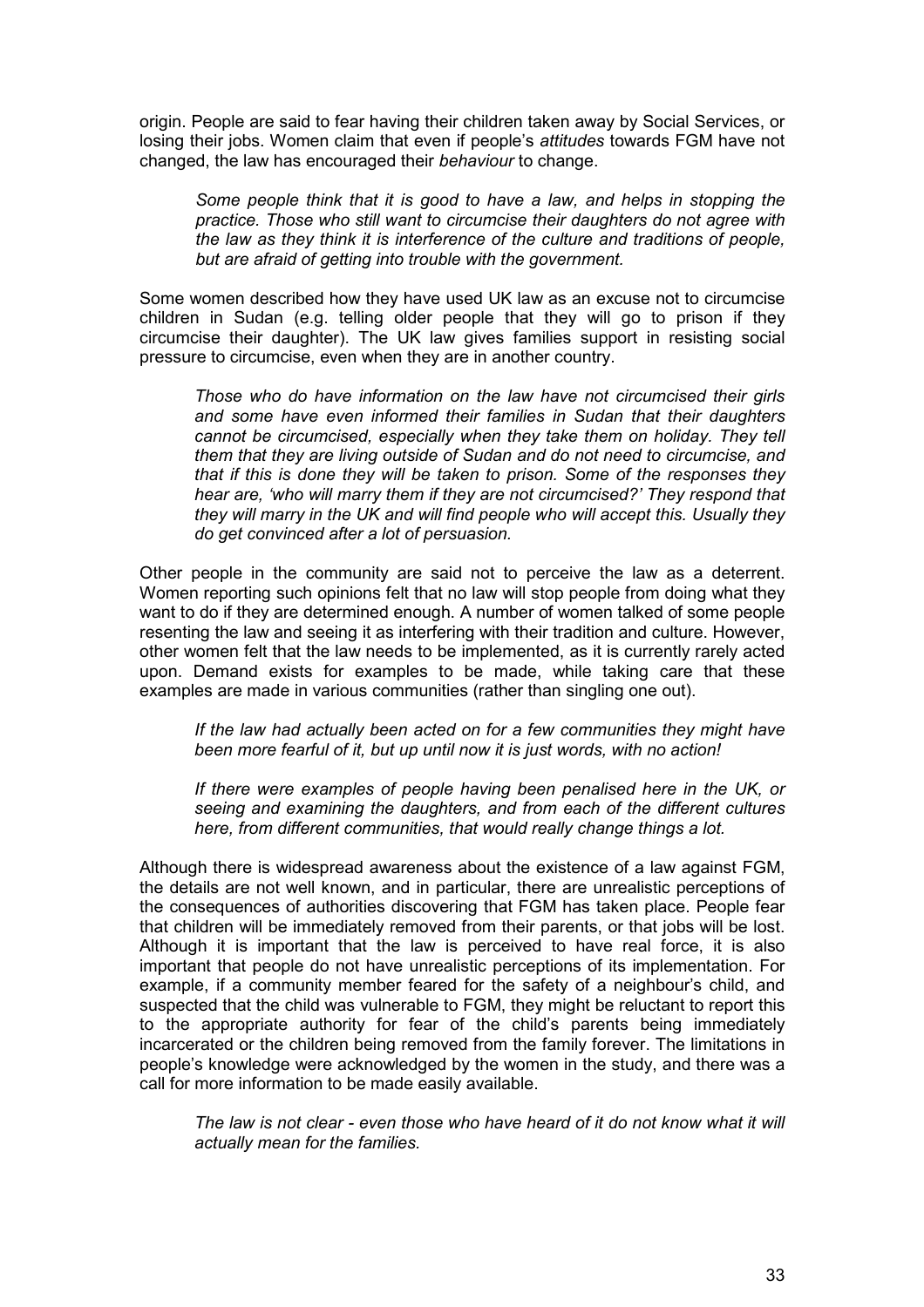origin. People are said to fear having their children taken away by Social Services, or losing their jobs. Women claim that even if people's *attitudes* towards FGM have not changed, the law has encouraged their *behaviour* to change.

> *Some people think that it is good to have a law, and helps in stopping the practice. Those who still want to circumcise their daughters do not agree with the law as they think it is interference of the culture and traditions of people, but are afraid of getting into trouble with the government.*

Some women described how they have used UK law as an excuse not to circumcise children in Sudan (e.g. telling older people that they will go to prison if they circumcise their daughter). The UK law gives families support in resisting social pressure to circumcise, even when they are in another country.

> *Those who do have information on the law have not circumcised their girls and some have even informed their families in Sudan that their daughters cannot be circumcised, especially when they take them on holiday. They tell them that they are living outside of Sudan and do not need to circumcise, and that if this is done they will be taken to prison. Some of the responses they hear are, 'who will marry them if they are not circumcised?' They respond that they will marry in the UK and will find people who will accept this. Usually they do get convinced after a lot of persuasion.*

Other people in the community are said not to perceive the law as a deterrent. Women reporting such opinions felt that no law will stop people from doing what they want to do if they are determined enough. A number of women talked of some people resenting the law and seeing it as interfering with their tradition and culture. However, other women felt that the law needs to be implemented, as it is currently rarely acted upon. Demand exists for examples to be made, while taking care that these examples are made in various communities (rather than singling one out).

> *If the law had actually been acted on for a few communities they might have been more fearful of it, but up until now it is just words, with no action!*

> *If there were examples of people having been penalised here in the UK, or seeing and examining the daughters, and from each of the different cultures here, from different communities, that would really change things a lot.*

Although there is widespread awareness about the existence of a law against FGM, the details are not well known, and in particular, there are unrealistic perceptions of the consequences of authorities discovering that FGM has taken place. People fear that children will be immediately removed from their parents, or that jobs will be lost. Although it is important that the law is perceived to have real force, it is also important that people do not have unrealistic perceptions of its implementation. For example, if a community member feared for the safety of a neighbour's child, and suspected that the child was vulnerable to FGM, they might be reluctant to report this to the appropriate authority for fear of the child's parents being immediately incarcerated or the children being removed from the family forever. The limitations in people's knowledge were acknowledged by the women in the study, and there was a call for more information to be made easily available.

> *The law is not clear - even those who have heard of it do not know what it will actually mean for the families.*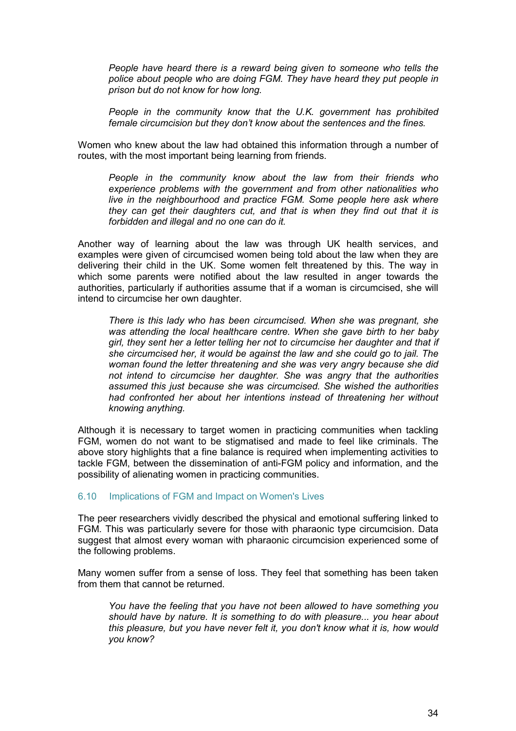> *People have heard there is a reward being given to someone who tells the police about people who are doing FGM. They have heard they put people in prison but do not know for how long.*

> *People in the community know that the U.K. government has prohibited female circumcision but they don't know about the sentences and the fines.*

Women who knew about the law had obtained this information through a number of routes, with the most important being learning from friends.

> *People in the community know about the law from their friends who experience problems with the government and from other nationalities who live in the neighbourhood and practice FGM. Some people here ask where they can get their daughters cut, and that is when they find out that it is forbidden and illegal and no one can do it.*

Another way of learning about the law was through UK health services, and examples were given of circumcised women being told about the law when they are delivering their child in the UK. Some women felt threatened by this. The way in which some parents were notified about the law resulted in anger towards the authorities, particularly if authorities assume that if a woman is circumcised, she will intend to circumcise her own daughter.

> *There is this lady who has been circumcised. When she was pregnant, she was attending the local healthcare centre. When she gave birth to her baby girl, they sent her a letter telling her not to circumcise her daughter and that if she circumcised her, it would be against the law and she could go to jail. The woman found the letter threatening and she was very angry because she did not intend to circumcise her daughter. She was angry that the authorities assumed this just because she was circumcised. She wished the authorities had confronted her about her intentions instead of threatening her without knowing anything.*

Although it is necessary to target women in practicing communities when tackling FGM, women do not want to be stigmatised and made to feel like criminals. The above story highlights that a fine balance is required when implementing activities to tackle FGM, between the dissemination of anti-FGM policy and information, and the possibility of alienating women in practicing communities.

### 6.10 Implications of FGM and Impact on Women's Lives

The peer researchers vividly described the physical and emotional suffering linked to FGM. This was particularly severe for those with pharaonic type circumcision. Data suggest that almost every woman with pharaonic circumcision experienced some of the following problems.

Many women suffer from a sense of loss. They feel that something has been taken from them that cannot be returned.

> *You have the feeling that you have not been allowed to have something you should have by nature. It is something to do with pleasure... you hear about this pleasure, but you have never felt it, you don't know what it is, how would you know?*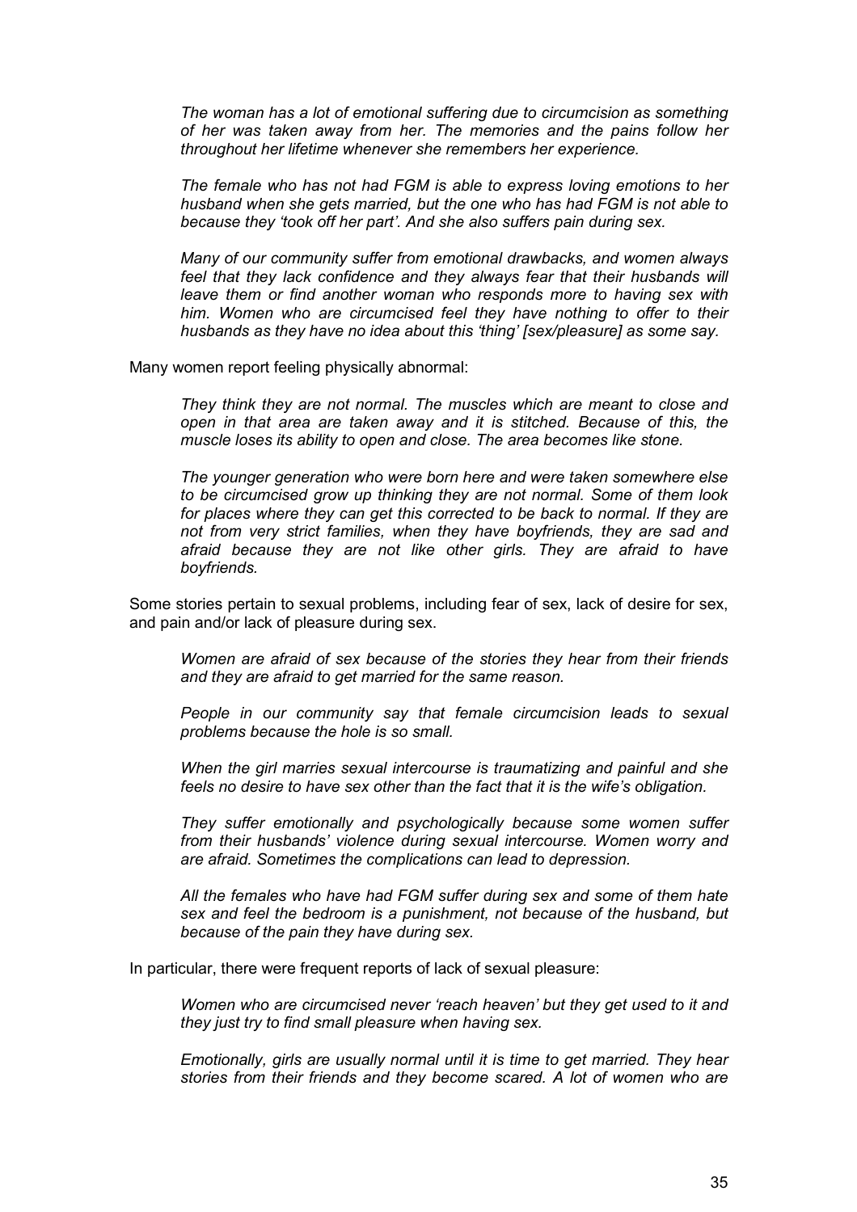> *The woman has a lot of emotional suffering due to circumcision as something of her was taken away from her. The memories and the pains follow her throughout her lifetime whenever she remembers her experience.*
>
> *The female who has not had FGM is able to express loving emotions to her husband when she gets married, but the one who has had FGM is not able to because they 'took off her part'. And she also suffers pain during sex.*
>
> *Many of our community suffer from emotional drawbacks, and women always feel that they lack confidence and they always fear that their husbands will leave them or find another woman who responds more to having sex with him. Women who are circumcised feel they have nothing to offer to their husbands as they have no idea about this 'thing' [sex/pleasure] as some say.*

Many women report feeling physically abnormal:

> *They think they are not normal. The muscles which are meant to close and open in that area are taken away and it is stitched. Because of this, the muscle loses its ability to open and close. The area becomes like stone.*
>
> *The younger generation who were born here and were taken somewhere else to be circumcised grow up thinking they are not normal. Some of them look for places where they can get this corrected to be back to normal. If they are not from very strict families, when they have boyfriends, they are sad and afraid because they are not like other girls. They are afraid to have boyfriends.*

Some stories pertain to sexual problems, including fear of sex, lack of desire for sex, and pain and/or lack of pleasure during sex.

> *Women are afraid of sex because of the stories they hear from their friends and they are afraid to get married for the same reason.*
>
> *People in our community say that female circumcision leads to sexual problems because the hole is so small.*
>
> *When the girl marries sexual intercourse is traumatizing and painful and she feels no desire to have sex other than the fact that it is the wife's obligation.*
>
> *They suffer emotionally and psychologically because some women suffer from their husbands' violence during sexual intercourse. Women worry and are afraid. Sometimes the complications can lead to depression.*
>
> *All the females who have had FGM suffer during sex and some of them hate sex and feel the bedroom is a punishment, not because of the husband, but because of the pain they have during sex.*

In particular, there were frequent reports of lack of sexual pleasure:

> *Women who are circumcised never 'reach heaven' but they get used to it and they just try to find small pleasure when having sex.*
>
> *Emotionally, girls are usually normal until it is time to get married. They hear stories from their friends and they become scared. A lot of women who are*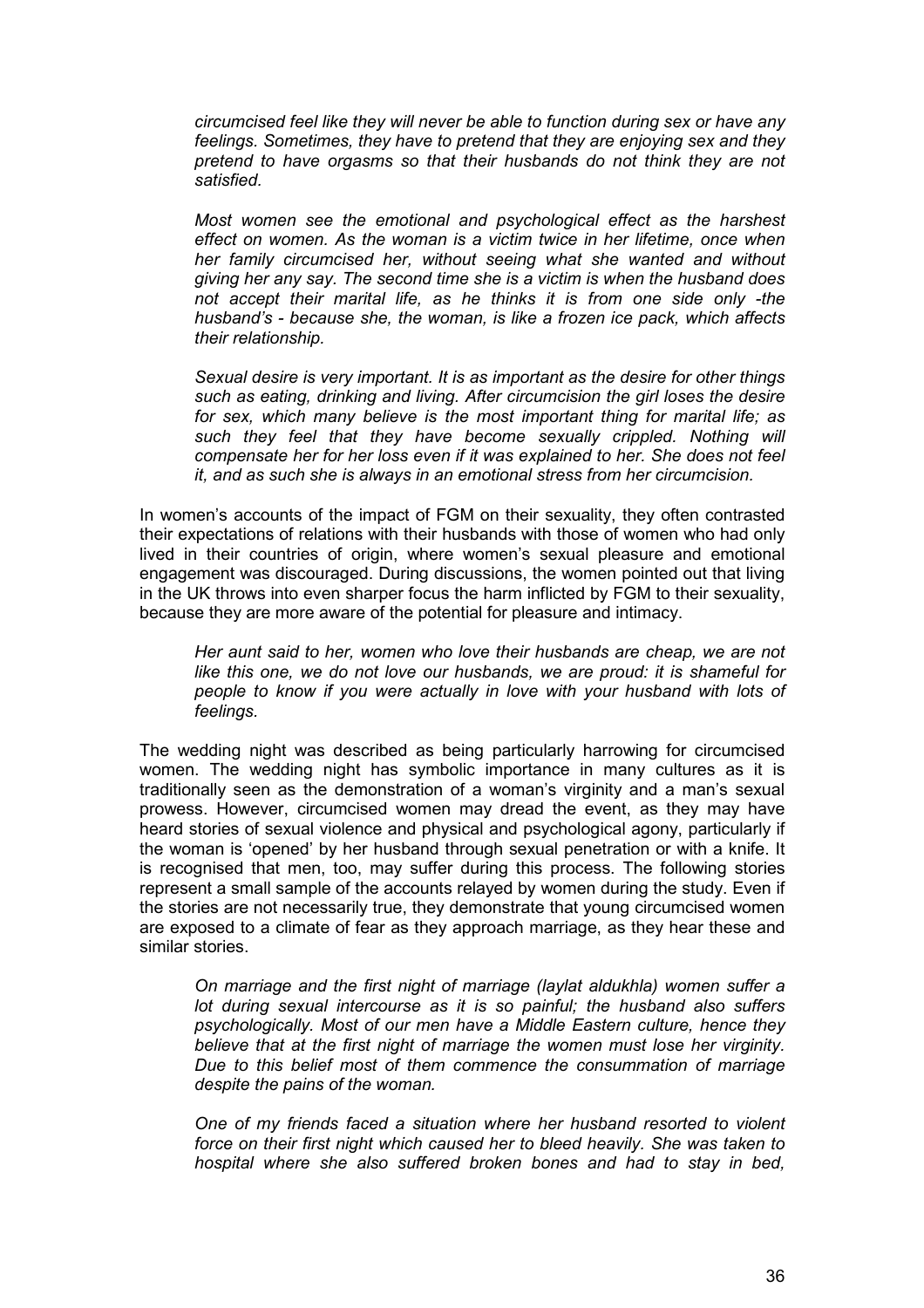*circumcised feel like they will never be able to function during sex or have any feelings. Sometimes, they have to pretend that they are enjoying sex and they pretend to have orgasms so that their husbands do not think they are not satisfied.*

*Most women see the emotional and psychological effect as the harshest effect on women. As the woman is a victim twice in her lifetime, once when her family circumcised her, without seeing what she wanted and without giving her any say. The second time she is a victim is when the husband does not accept their marital life, as he thinks it is from one side only -the husband's - because she, the woman, is like a frozen ice pack, which affects their relationship.*

*Sexual desire is very important. It is as important as the desire for other things such as eating, drinking and living. After circumcision the girl loses the desire for sex, which many believe is the most important thing for marital life; as such they feel that they have become sexually crippled. Nothing will compensate her for her loss even if it was explained to her. She does not feel it, and as such she is always in an emotional stress from her circumcision.*

In women's accounts of the impact of FGM on their sexuality, they often contrasted their expectations of relations with their husbands with those of women who had only lived in their countries of origin, where women's sexual pleasure and emotional engagement was discouraged. During discussions, the women pointed out that living in the UK throws into even sharper focus the harm inflicted by FGM to their sexuality, because they are more aware of the potential for pleasure and intimacy.

*Her aunt said to her, women who love their husbands are cheap, we are not like this one, we do not love our husbands, we are proud: it is shameful for people to know if you were actually in love with your husband with lots of feelings.*

The wedding night was described as being particularly harrowing for circumcised women. The wedding night has symbolic importance in many cultures as it is traditionally seen as the demonstration of a woman's virginity and a man's sexual prowess. However, circumcised women may dread the event, as they may have heard stories of sexual violence and physical and psychological agony, particularly if the woman is 'opened' by her husband through sexual penetration or with a knife. It is recognised that men, too, may suffer during this process. The following stories represent a small sample of the accounts relayed by women during the study. Even if the stories are not necessarily true, they demonstrate that young circumcised women are exposed to a climate of fear as they approach marriage, as they hear these and similar stories.

*On marriage and the first night of marriage (laylat aldukhla) women suffer a lot during sexual intercourse as it is so painful; the husband also suffers psychologically. Most of our men have a Middle Eastern culture, hence they believe that at the first night of marriage the women must lose her virginity. Due to this belief most of them commence the consummation of marriage despite the pains of the woman.*

*One of my friends faced a situation where her husband resorted to violent force on their first night which caused her to bleed heavily. She was taken to hospital where she also suffered broken bones and had to stay in bed,*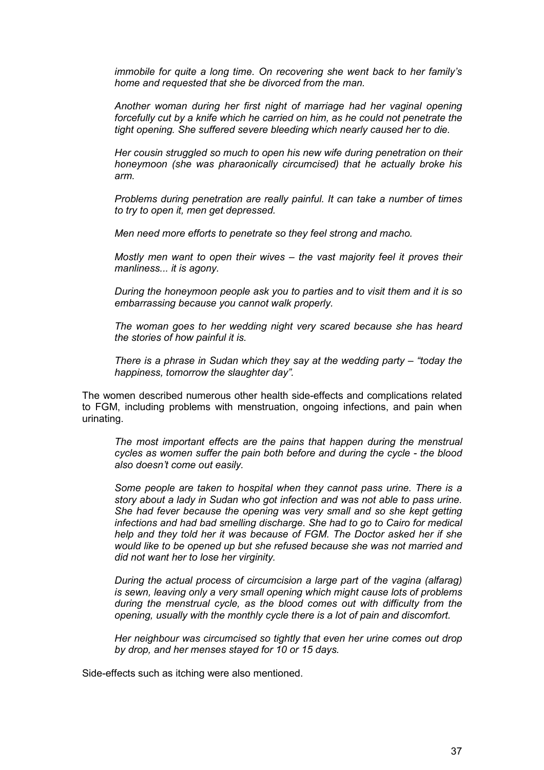*immobile for quite a long time. On recovering she went back to her family's home and requested that she be divorced from the man.*

*Another woman during her first night of marriage had her vaginal opening forcefully cut by a knife which he carried on him, as he could not penetrate the tight opening. She suffered severe bleeding which nearly caused her to die.*

*Her cousin struggled so much to open his new wife during penetration on their honeymoon (she was pharaonically circumcised) that he actually broke his arm.*

*Problems during penetration are really painful. It can take a number of times to try to open it, men get depressed.*

*Men need more efforts to penetrate so they feel strong and macho.*

*Mostly men want to open their wives – the vast majority feel it proves their manliness... it is agony.*

*During the honeymoon people ask you to parties and to visit them and it is so embarrassing because you cannot walk properly.*

*The woman goes to her wedding night very scared because she has heard the stories of how painful it is.*

*There is a phrase in Sudan which they say at the wedding party – "today the happiness, tomorrow the slaughter day".*

The women described numerous other health side-effects and complications related to FGM, including problems with menstruation, ongoing infections, and pain when urinating.

*The most important effects are the pains that happen during the menstrual cycles as women suffer the pain both before and during the cycle - the blood also doesn't come out easily.*

*Some people are taken to hospital when they cannot pass urine. There is a story about a lady in Sudan who got infection and was not able to pass urine. She had fever because the opening was very small and so she kept getting infections and had bad smelling discharge. She had to go to Cairo for medical help and they told her it was because of FGM. The Doctor asked her if she would like to be opened up but she refused because she was not married and did not want her to lose her virginity.*

*During the actual process of circumcision a large part of the vagina (alfarag) is sewn, leaving only a very small opening which might cause lots of problems during the menstrual cycle, as the blood comes out with difficulty from the opening, usually with the monthly cycle there is a lot of pain and discomfort.*

*Her neighbour was circumcised so tightly that even her urine comes out drop by drop, and her menses stayed for 10 or 15 days.*

Side-effects such as itching were also mentioned.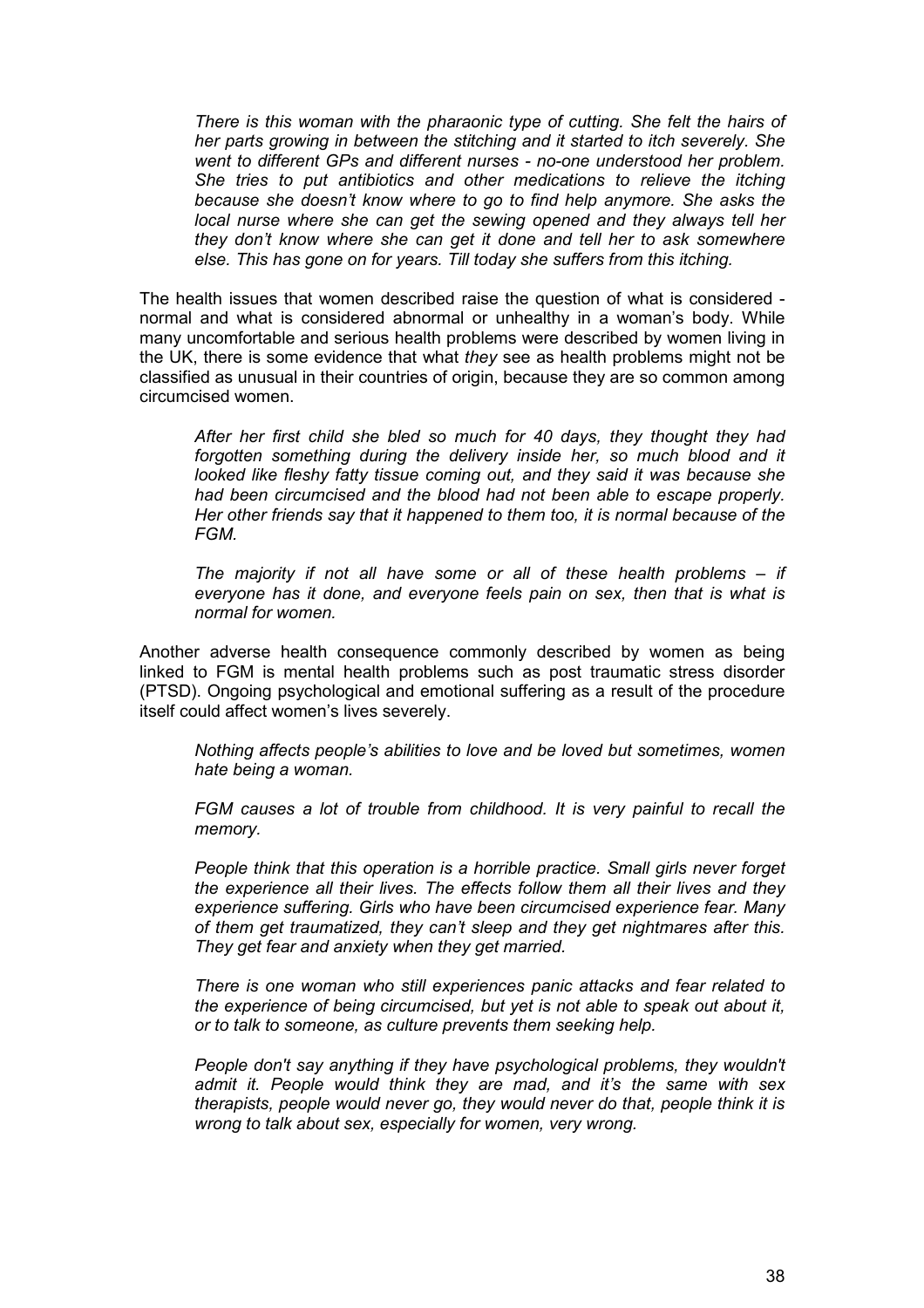> *There is this woman with the pharaonic type of cutting. She felt the hairs of her parts growing in between the stitching and it started to itch severely. She went to different GPs and different nurses - no-one understood her problem. She tries to put antibiotics and other medications to relieve the itching because she doesn't know where to go to find help anymore. She asks the local nurse where she can get the sewing opened and they always tell her they don't know where she can get it done and tell her to ask somewhere else. This has gone on for years. Till today she suffers from this itching.*

The health issues that women described raise the question of what is considered - normal and what is considered abnormal or unhealthy in a woman's body. While many uncomfortable and serious health problems were described by women living in the UK, there is some evidence that what *they* see as health problems might not be classified as unusual in their countries of origin, because they are so common among circumcised women.

> *After her first child she bled so much for 40 days, they thought they had forgotten something during the delivery inside her, so much blood and it looked like fleshy fatty tissue coming out, and they said it was because she had been circumcised and the blood had not been able to escape properly. Her other friends say that it happened to them too, it is normal because of the FGM.*

> *The majority if not all have some or all of these health problems – if everyone has it done, and everyone feels pain on sex, then that is what is normal for women.*

Another adverse health consequence commonly described by women as being linked to FGM is mental health problems such as post traumatic stress disorder (PTSD). Ongoing psychological and emotional suffering as a result of the procedure itself could affect women's lives severely.

> *Nothing affects people's abilities to love and be loved but sometimes, women hate being a woman.*

> *FGM causes a lot of trouble from childhood. It is very painful to recall the memory.*

> *People think that this operation is a horrible practice. Small girls never forget the experience all their lives. The effects follow them all their lives and they experience suffering. Girls who have been circumcised experience fear. Many of them get traumatized, they can't sleep and they get nightmares after this. They get fear and anxiety when they get married.*

> *There is one woman who still experiences panic attacks and fear related to the experience of being circumcised, but yet is not able to speak out about it, or to talk to someone, as culture prevents them seeking help.*

> *People don't say anything if they have psychological problems, they wouldn't admit it. People would think they are mad, and it's the same with sex therapists, people would never go, they would never do that, people think it is wrong to talk about sex, especially for women, very wrong.*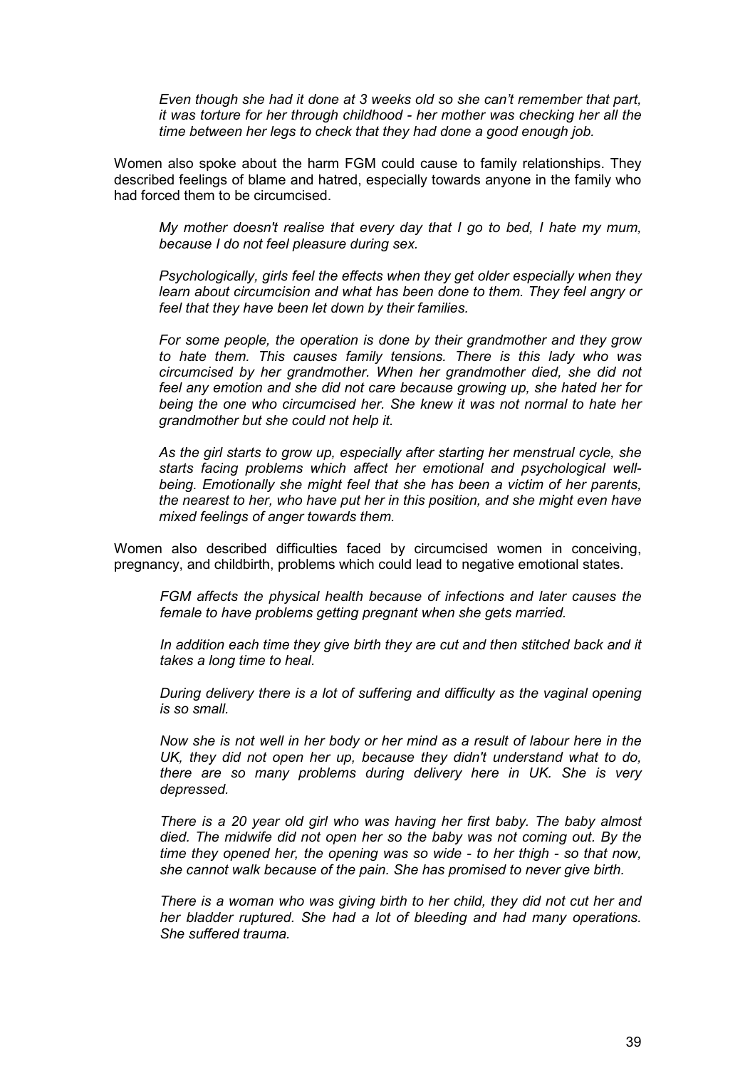> *Even though she had it done at 3 weeks old so she can't remember that part, it was torture for her through childhood - her mother was checking her all the time between her legs to check that they had done a good enough job.*

Women also spoke about the harm FGM could cause to family relationships. They described feelings of blame and hatred, especially towards anyone in the family who had forced them to be circumcised.

> *My mother doesn't realise that every day that I go to bed, I hate my mum, because I do not feel pleasure during sex.*

> *Psychologically, girls feel the effects when they get older especially when they learn about circumcision and what has been done to them. They feel angry or feel that they have been let down by their families.*

> *For some people, the operation is done by their grandmother and they grow to hate them. This causes family tensions. There is this lady who was circumcised by her grandmother. When her grandmother died, she did not feel any emotion and she did not care because growing up, she hated her for being the one who circumcised her. She knew it was not normal to hate her grandmother but she could not help it.*

> *As the girl starts to grow up, especially after starting her menstrual cycle, she starts facing problems which affect her emotional and psychological well-being. Emotionally she might feel that she has been a victim of her parents, the nearest to her, who have put her in this position, and she might even have mixed feelings of anger towards them.*

Women also described difficulties faced by circumcised women in conceiving, pregnancy, and childbirth, problems which could lead to negative emotional states.

> *FGM affects the physical health because of infections and later causes the female to have problems getting pregnant when she gets married.*

> *In addition each time they give birth they are cut and then stitched back and it takes a long time to heal.*

> *During delivery there is a lot of suffering and difficulty as the vaginal opening is so small.*

> *Now she is not well in her body or her mind as a result of labour here in the UK, they did not open her up, because they didn't understand what to do, there are so many problems during delivery here in UK. She is very depressed.*

> *There is a 20 year old girl who was having her first baby. The baby almost died. The midwife did not open her so the baby was not coming out. By the time they opened her, the opening was so wide - to her thigh - so that now, she cannot walk because of the pain. She has promised to never give birth.*

> *There is a woman who was giving birth to her child, they did not cut her and her bladder ruptured. She had a lot of bleeding and had many operations. She suffered trauma.*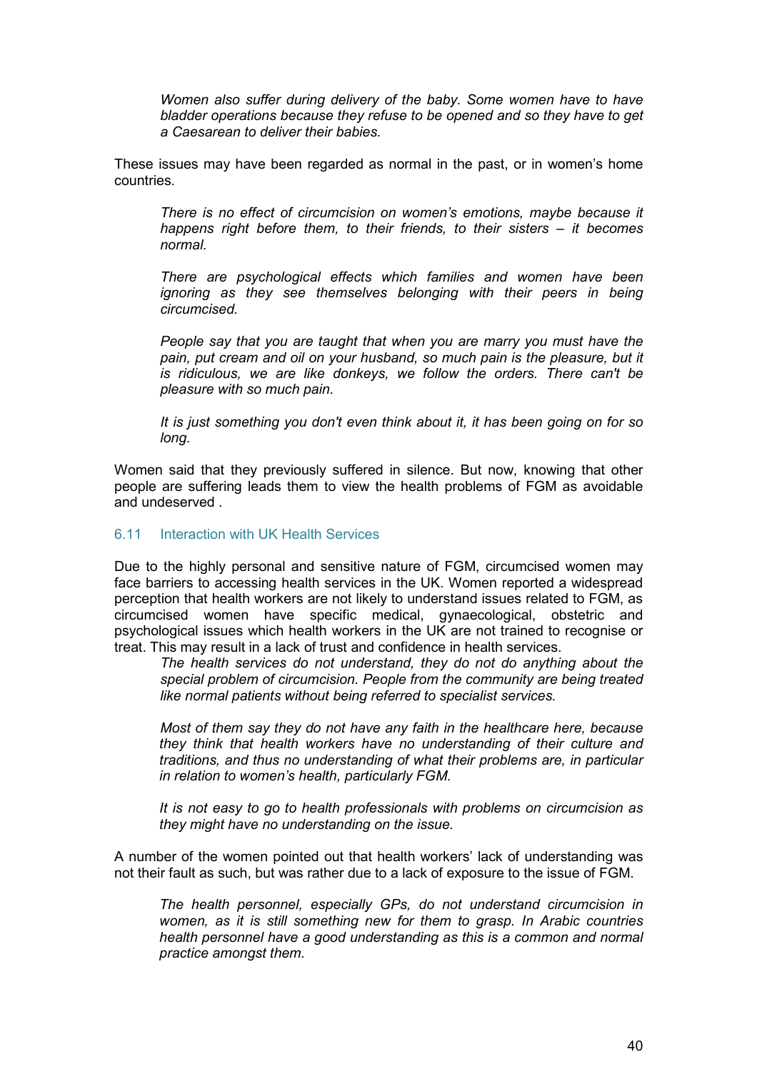*Women also suffer during delivery of the baby. Some women have to have bladder operations because they refuse to be opened and so they have to get a Caesarean to deliver their babies.*

These issues may have been regarded as normal in the past, or in women's home countries.

*There is no effect of circumcision on women's emotions, maybe because it happens right before them, to their friends, to their sisters – it becomes normal.*

*There are psychological effects which families and women have been ignoring as they see themselves belonging with their peers in being circumcised.*

*People say that you are taught that when you are marry you must have the pain, put cream and oil on your husband, so much pain is the pleasure, but it is ridiculous, we are like donkeys, we follow the orders. There can't be pleasure with so much pain.*

*It is just something you don't even think about it, it has been going on for so long.*

Women said that they previously suffered in silence. But now, knowing that other people are suffering leads them to view the health problems of FGM as avoidable and undeserved .

### 6.11 Interaction with UK Health Services

Due to the highly personal and sensitive nature of FGM, circumcised women may face barriers to accessing health services in the UK. Women reported a widespread perception that health workers are not likely to understand issues related to FGM, as circumcised women have specific medical, gynaecological, obstetric and psychological issues which health workers in the UK are not trained to recognise or treat. This may result in a lack of trust and confidence in health services.

*The health services do not understand, they do not do anything about the special problem of circumcision. People from the community are being treated like normal patients without being referred to specialist services.*

*Most of them say they do not have any faith in the healthcare here, because they think that health workers have no understanding of their culture and traditions, and thus no understanding of what their problems are, in particular in relation to women's health, particularly FGM.*

*It is not easy to go to health professionals with problems on circumcision as they might have no understanding on the issue.*

A number of the women pointed out that health workers' lack of understanding was not their fault as such, but was rather due to a lack of exposure to the issue of FGM.

*The health personnel, especially GPs, do not understand circumcision in women, as it is still something new for them to grasp. In Arabic countries health personnel have a good understanding as this is a common and normal practice amongst them.*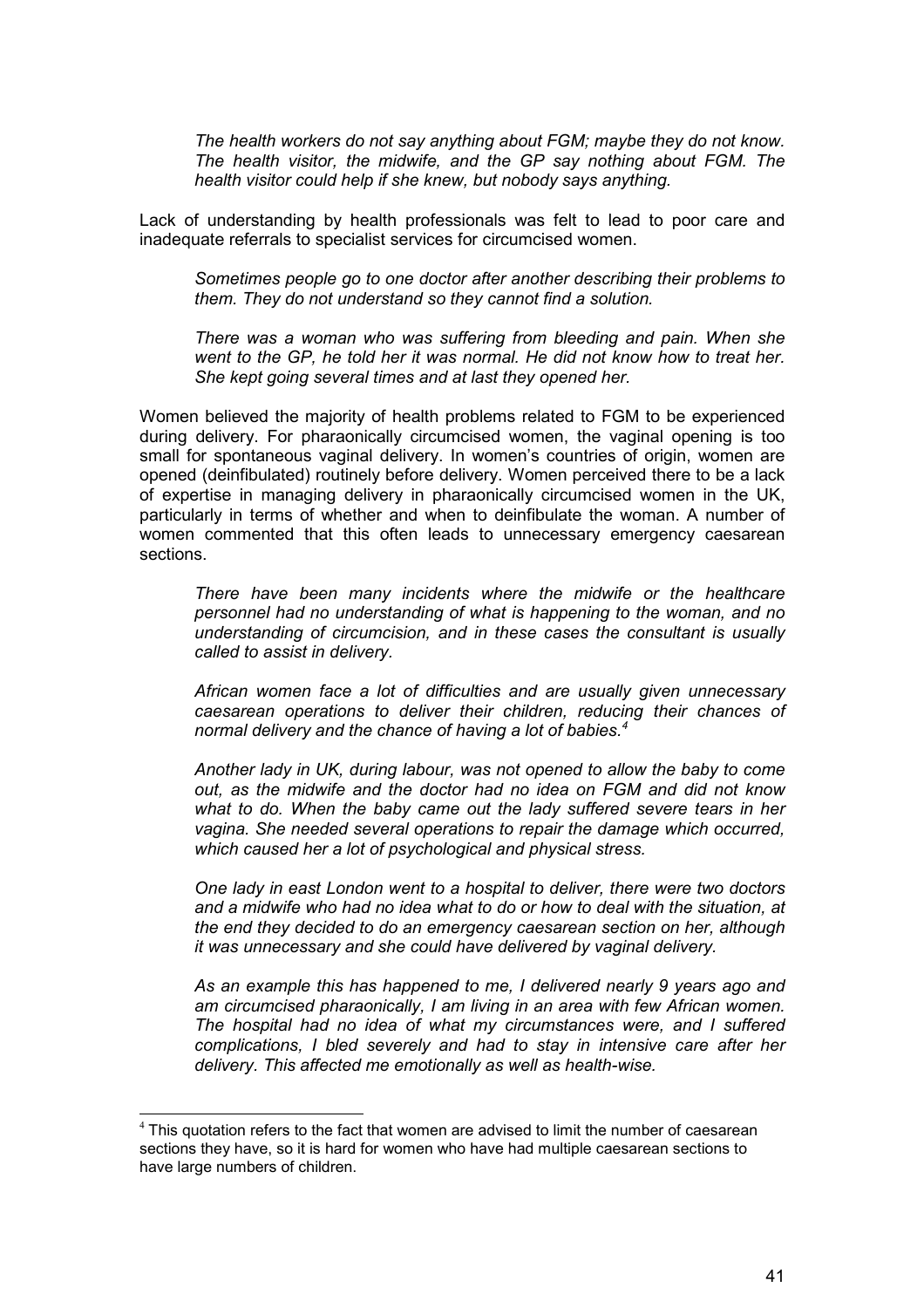*The health workers do not say anything about FGM; maybe they do not know. The health visitor, the midwife, and the GP say nothing about FGM. The health visitor could help if she knew, but nobody says anything.*

Lack of understanding by health professionals was felt to lead to poor care and inadequate referrals to specialist services for circumcised women.

*Sometimes people go to one doctor after another describing their problems to them. They do not understand so they cannot find a solution.*

*There was a woman who was suffering from bleeding and pain. When she went to the GP, he told her it was normal. He did not know how to treat her. She kept going several times and at last they opened her.*

Women believed the majority of health problems related to FGM to be experienced during delivery. For pharaonically circumcised women, the vaginal opening is too small for spontaneous vaginal delivery. In women's countries of origin, women are opened (deinfibulated) routinely before delivery. Women perceived there to be a lack of expertise in managing delivery in pharaonically circumcised women in the UK, particularly in terms of whether and when to deinfibulate the woman. A number of women commented that this often leads to unnecessary emergency caesarean sections.

*There have been many incidents where the midwife or the healthcare personnel had no understanding of what is happening to the woman, and no understanding of circumcision, and in these cases the consultant is usually called to assist in delivery.*

*African women face a lot of difficulties and are usually given unnecessary caesarean operations to deliver their children, reducing their chances of normal delivery and the chance of having a lot of babies.*[4]

*Another lady in UK, during labour, was not opened to allow the baby to come out, as the midwife and the doctor had no idea on FGM and did not know what to do. When the baby came out the lady suffered severe tears in her vagina. She needed several operations to repair the damage which occurred, which caused her a lot of psychological and physical stress.*

*One lady in east London went to a hospital to deliver, there were two doctors and a midwife who had no idea what to do or how to deal with the situation, at the end they decided to do an emergency caesarean section on her, although it was unnecessary and she could have delivered by vaginal delivery.*

*As an example this has happened to me, I delivered nearly 9 years ago and am circumcised pharaonically, I am living in an area with few African women. The hospital had no idea of what my circumstances were, and I suffered complications, I bled severely and had to stay in intensive care after her delivery. This affected me emotionally as well as health-wise.*

---

[4] This quotation refers to the fact that women are advised to limit the number of caesarean sections they have, so it is hard for women who have had multiple caesarean sections to have large numbers of children.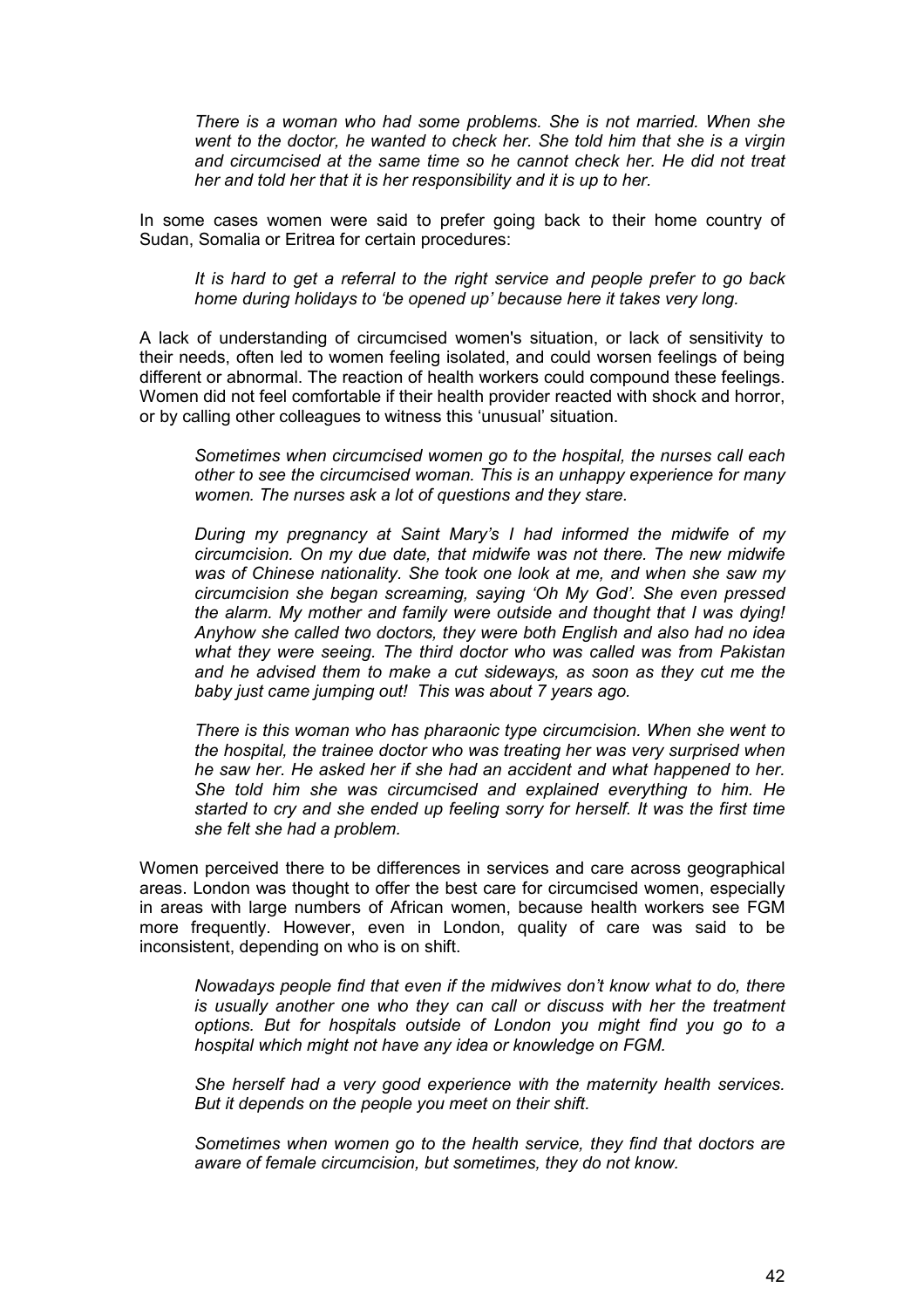*There is a woman who had some problems. She is not married. When she went to the doctor, he wanted to check her. She told him that she is a virgin and circumcised at the same time so he cannot check her. He did not treat her and told her that it is her responsibility and it is up to her.*

In some cases women were said to prefer going back to their home country of Sudan, Somalia or Eritrea for certain procedures:

*It is hard to get a referral to the right service and people prefer to go back home during holidays to 'be opened up' because here it takes very long.*

A lack of understanding of circumcised women's situation, or lack of sensitivity to their needs, often led to women feeling isolated, and could worsen feelings of being different or abnormal. The reaction of health workers could compound these feelings. Women did not feel comfortable if their health provider reacted with shock and horror, or by calling other colleagues to witness this 'unusual' situation.

*Sometimes when circumcised women go to the hospital, the nurses call each other to see the circumcised woman. This is an unhappy experience for many women. The nurses ask a lot of questions and they stare.*

*During my pregnancy at Saint Mary's I had informed the midwife of my circumcision. On my due date, that midwife was not there. The new midwife was of Chinese nationality. She took one look at me, and when she saw my circumcision she began screaming, saying 'Oh My God'. She even pressed the alarm. My mother and family were outside and thought that I was dying! Anyhow she called two doctors, they were both English and also had no idea what they were seeing. The third doctor who was called was from Pakistan and he advised them to make a cut sideways, as soon as they cut me the baby just came jumping out! This was about 7 years ago.*

*There is this woman who has pharaonic type circumcision. When she went to the hospital, the trainee doctor who was treating her was very surprised when he saw her. He asked her if she had an accident and what happened to her. She told him she was circumcised and explained everything to him. He started to cry and she ended up feeling sorry for herself. It was the first time she felt she had a problem.*

Women perceived there to be differences in services and care across geographical areas. London was thought to offer the best care for circumcised women, especially in areas with large numbers of African women, because health workers see FGM more frequently. However, even in London, quality of care was said to be inconsistent, depending on who is on shift.

*Nowadays people find that even if the midwives don't know what to do, there is usually another one who they can call or discuss with her the treatment options. But for hospitals outside of London you might find you go to a hospital which might not have any idea or knowledge on FGM.*

*She herself had a very good experience with the maternity health services. But it depends on the people you meet on their shift.*

*Sometimes when women go to the health service, they find that doctors are aware of female circumcision, but sometimes, they do not know.*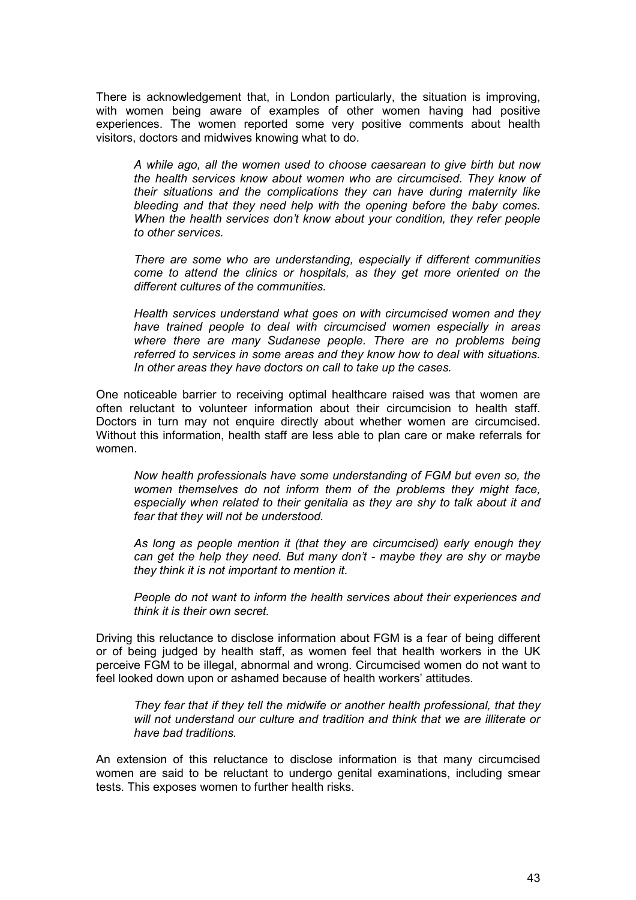There is acknowledgement that, in London particularly, the situation is improving, with women being aware of examples of other women having had positive experiences. The women reported some very positive comments about health visitors, doctors and midwives knowing what to do.

> *A while ago, all the women used to choose caesarean to give birth but now the health services know about women who are circumcised. They know of their situations and the complications they can have during maternity like bleeding and that they need help with the opening before the baby comes. When the health services don't know about your condition, they refer people to other services.*

> *There are some who are understanding, especially if different communities come to attend the clinics or hospitals, as they get more oriented on the different cultures of the communities.*

> *Health services understand what goes on with circumcised women and they have trained people to deal with circumcised women especially in areas where there are many Sudanese people. There are no problems being referred to services in some areas and they know how to deal with situations. In other areas they have doctors on call to take up the cases.*

One noticeable barrier to receiving optimal healthcare raised was that women are often reluctant to volunteer information about their circumcision to health staff. Doctors in turn may not enquire directly about whether women are circumcised. Without this information, health staff are less able to plan care or make referrals for women.

> *Now health professionals have some understanding of FGM but even so, the women themselves do not inform them of the problems they might face, especially when related to their genitalia as they are shy to talk about it and fear that they will not be understood.*

> *As long as people mention it (that they are circumcised) early enough they can get the help they need. But many don't - maybe they are shy or maybe they think it is not important to mention it.*

> *People do not want to inform the health services about their experiences and think it is their own secret.*

Driving this reluctance to disclose information about FGM is a fear of being different or of being judged by health staff, as women feel that health workers in the UK perceive FGM to be illegal, abnormal and wrong. Circumcised women do not want to feel looked down upon or ashamed because of health workers' attitudes.

> *They fear that if they tell the midwife or another health professional, that they will not understand our culture and tradition and think that we are illiterate or have bad traditions.*

An extension of this reluctance to disclose information is that many circumcised women are said to be reluctant to undergo genital examinations, including smear tests. This exposes women to further health risks.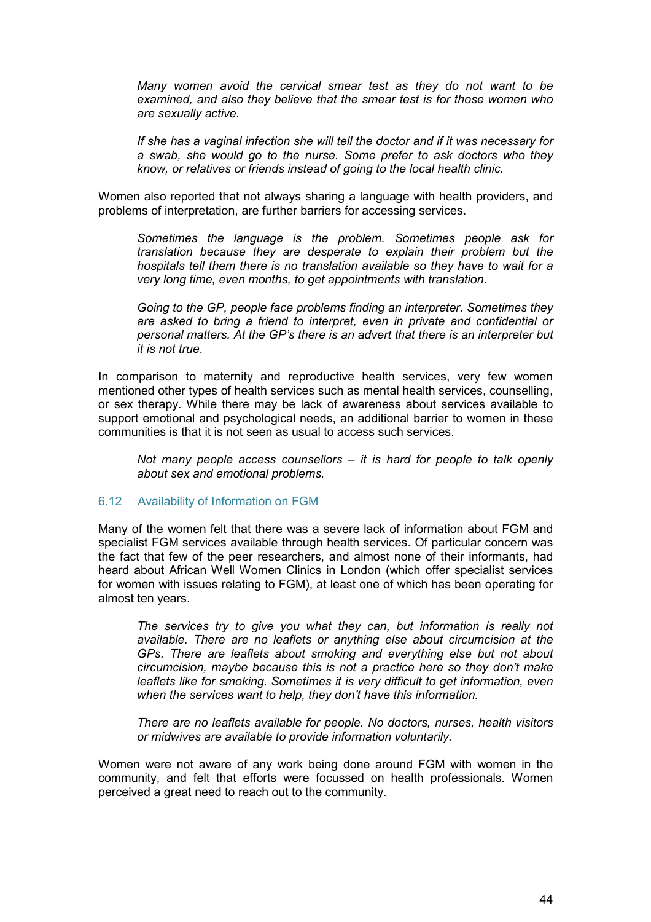*Many women avoid the cervical smear test as they do not want to be examined, and also they believe that the smear test is for those women who are sexually active.*

*If she has a vaginal infection she will tell the doctor and if it was necessary for a swab, she would go to the nurse. Some prefer to ask doctors who they know, or relatives or friends instead of going to the local health clinic.*

Women also reported that not always sharing a language with health providers, and problems of interpretation, are further barriers for accessing services.

*Sometimes the language is the problem. Sometimes people ask for translation because they are desperate to explain their problem but the hospitals tell them there is no translation available so they have to wait for a very long time, even months, to get appointments with translation.*

*Going to the GP, people face problems finding an interpreter. Sometimes they are asked to bring a friend to interpret, even in private and confidential or personal matters. At the GP's there is an advert that there is an interpreter but it is not true.*

In comparison to maternity and reproductive health services, very few women mentioned other types of health services such as mental health services, counselling, or sex therapy. While there may be lack of awareness about services available to support emotional and psychological needs, an additional barrier to women in these communities is that it is not seen as usual to access such services.

*Not many people access counsellors – it is hard for people to talk openly about sex and emotional problems.*

### 6.12 Availability of Information on FGM

Many of the women felt that there was a severe lack of information about FGM and specialist FGM services available through health services. Of particular concern was the fact that few of the peer researchers, and almost none of their informants, had heard about African Well Women Clinics in London (which offer specialist services for women with issues relating to FGM), at least one of which has been operating for almost ten years.

*The services try to give you what they can, but information is really not available. There are no leaflets or anything else about circumcision at the GPs. There are leaflets about smoking and everything else but not about circumcision, maybe because this is not a practice here so they don't make leaflets like for smoking. Sometimes it is very difficult to get information, even when the services want to help, they don't have this information.*

*There are no leaflets available for people. No doctors, nurses, health visitors or midwives are available to provide information voluntarily.*

Women were not aware of any work being done around FGM with women in the community, and felt that efforts were focussed on health professionals. Women perceived a great need to reach out to the community.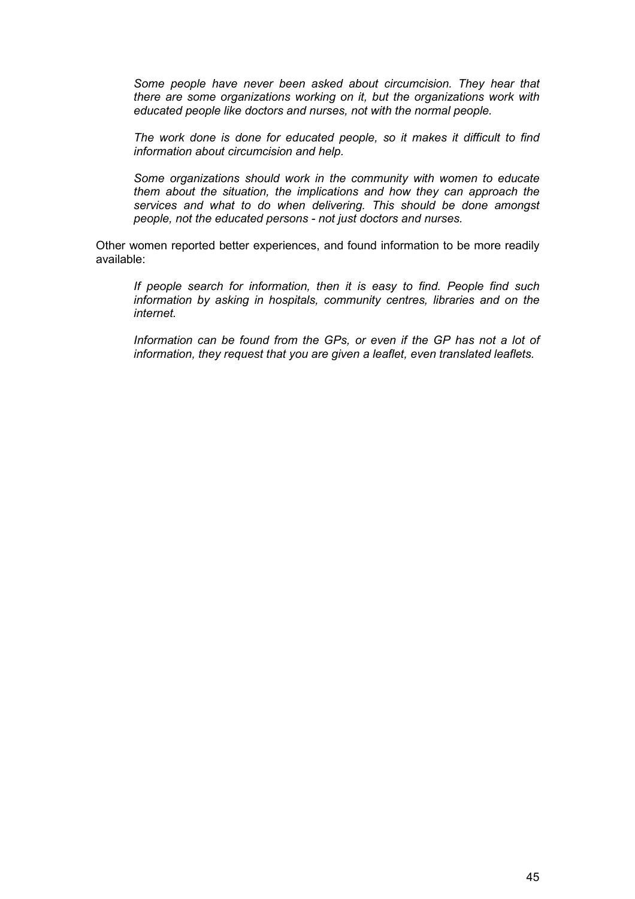*Some people have never been asked about circumcision. They hear that there are some organizations working on it, but the organizations work with educated people like doctors and nurses, not with the normal people.*

*The work done is done for educated people, so it makes it difficult to find information about circumcision and help.*

*Some organizations should work in the community with women to educate them about the situation, the implications and how they can approach the services and what to do when delivering. This should be done amongst people, not the educated persons - not just doctors and nurses.*

Other women reported better experiences, and found information to be more readily available:

*If people search for information, then it is easy to find. People find such information by asking in hospitals, community centres, libraries and on the internet.*

*Information can be found from the GPs, or even if the GP has not a lot of information, they request that you are given a leaflet, even translated leaflets.*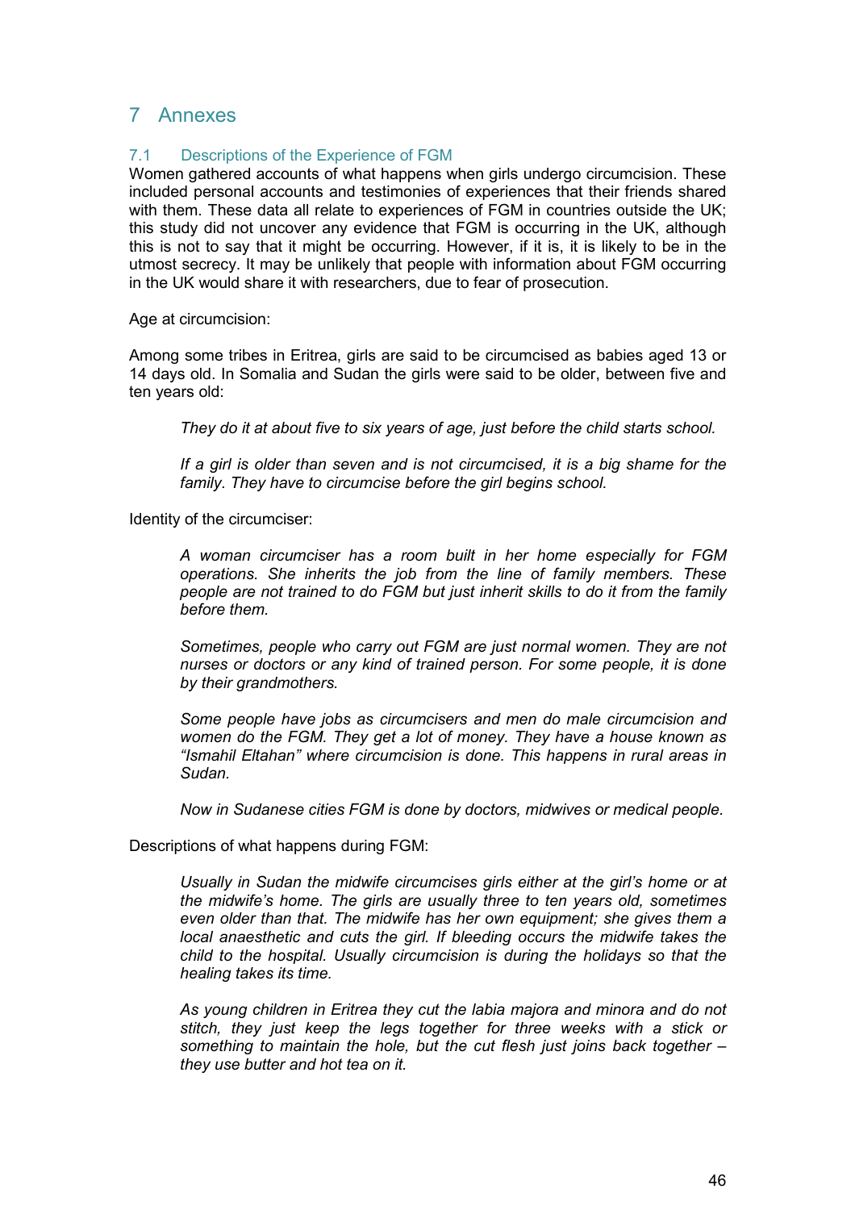# 7 Annexes

## 7.1 Descriptions of the Experience of FGM

Women gathered accounts of what happens when girls undergo circumcision. These included personal accounts and testimonies of experiences that their friends shared with them. These data all relate to experiences of FGM in countries outside the UK; this study did not uncover any evidence that FGM is occurring in the UK, although this is not to say that it might be occurring. However, if it is, it is likely to be in the utmost secrecy. It may be unlikely that people with information about FGM occurring in the UK would share it with researchers, due to fear of prosecution.

Age at circumcision:

Among some tribes in Eritrea, girls are said to be circumcised as babies aged 13 or 14 days old. In Somalia and Sudan the girls were said to be older, between five and ten years old:

> *They do it at about five to six years of age, just before the child starts school.*
>
> *If a girl is older than seven and is not circumcised, it is a big shame for the family. They have to circumcise before the girl begins school.*

Identity of the circumciser:

> *A woman circumciser has a room built in her home especially for FGM operations. She inherits the job from the line of family members. These people are not trained to do FGM but just inherit skills to do it from the family before them.*
>
> *Sometimes, people who carry out FGM are just normal women. They are not nurses or doctors or any kind of trained person. For some people, it is done by their grandmothers.*
>
> *Some people have jobs as circumcisers and men do male circumcision and women do the FGM. They get a lot of money. They have a house known as "Ismahil Eltahan" where circumcision is done. This happens in rural areas in Sudan.*
>
> *Now in Sudanese cities FGM is done by doctors, midwives or medical people.*

Descriptions of what happens during FGM:

> *Usually in Sudan the midwife circumcises girls either at the girl's home or at the midwife's home. The girls are usually three to ten years old, sometimes even older than that. The midwife has her own equipment; she gives them a local anaesthetic and cuts the girl. If bleeding occurs the midwife takes the child to the hospital. Usually circumcision is during the holidays so that the healing takes its time.*
>
> *As young children in Eritrea they cut the labia majora and minora and do not stitch, they just keep the legs together for three weeks with a stick or something to maintain the hole, but the cut flesh just joins back together – they use butter and hot tea on it.*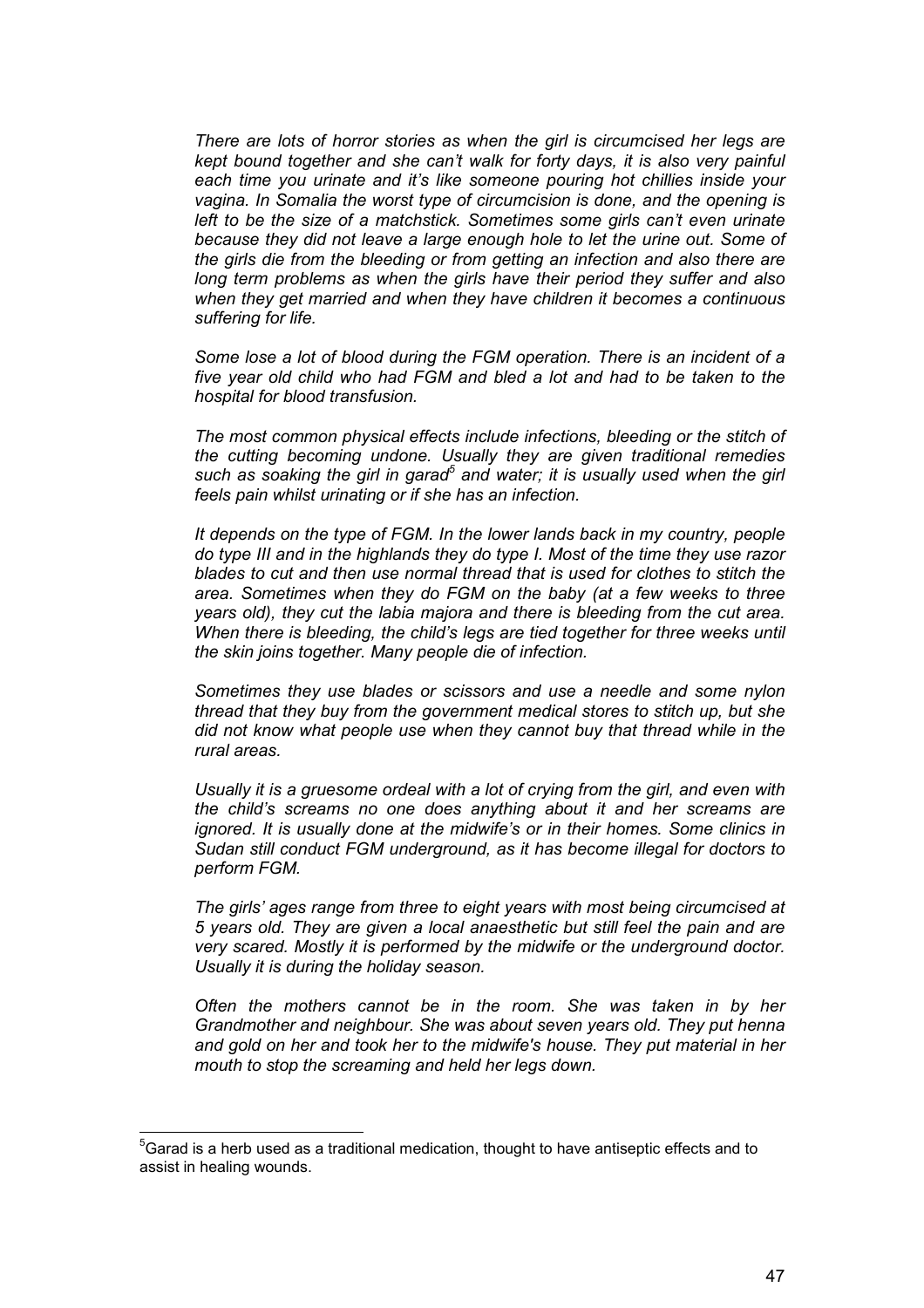*There are lots of horror stories as when the girl is circumcised her legs are kept bound together and she can't walk for forty days, it is also very painful each time you urinate and it's like someone pouring hot chillies inside your vagina. In Somalia the worst type of circumcision is done, and the opening is left to be the size of a matchstick. Sometimes some girls can't even urinate because they did not leave a large enough hole to let the urine out. Some of the girls die from the bleeding or from getting an infection and also there are long term problems as when the girls have their period they suffer and also when they get married and when they have children it becomes a continuous suffering for life.*

*Some lose a lot of blood during the FGM operation. There is an incident of a five year old child who had FGM and bled a lot and had to be taken to the hospital for blood transfusion.*

*The most common physical effects include infections, bleeding or the stitch of the cutting becoming undone. Usually they are given traditional remedies such as soaking the girl in garad*[5] *and water; it is usually used when the girl feels pain whilst urinating or if she has an infection.*

*It depends on the type of FGM. In the lower lands back in my country, people do type III and in the highlands they do type I. Most of the time they use razor blades to cut and then use normal thread that is used for clothes to stitch the area. Sometimes when they do FGM on the baby (at a few weeks to three years old), they cut the labia majora and there is bleeding from the cut area. When there is bleeding, the child's legs are tied together for three weeks until the skin joins together. Many people die of infection.*

*Sometimes they use blades or scissors and use a needle and some nylon thread that they buy from the government medical stores to stitch up, but she did not know what people use when they cannot buy that thread while in the rural areas.*

*Usually it is a gruesome ordeal with a lot of crying from the girl, and even with the child's screams no one does anything about it and her screams are ignored. It is usually done at the midwife's or in their homes. Some clinics in Sudan still conduct FGM underground, as it has become illegal for doctors to perform FGM.*

*The girls' ages range from three to eight years with most being circumcised at 5 years old. They are given a local anaesthetic but still feel the pain and are very scared. Mostly it is performed by the midwife or the underground doctor. Usually it is during the holiday season.*

*Often the mothers cannot be in the room. She was taken in by her Grandmother and neighbour. She was about seven years old. They put henna and gold on her and took her to the midwife's house. They put material in her mouth to stop the screaming and held her legs down.*

---

[5] Garad is a herb used as a traditional medication, thought to have antiseptic effects and to assist in healing wounds.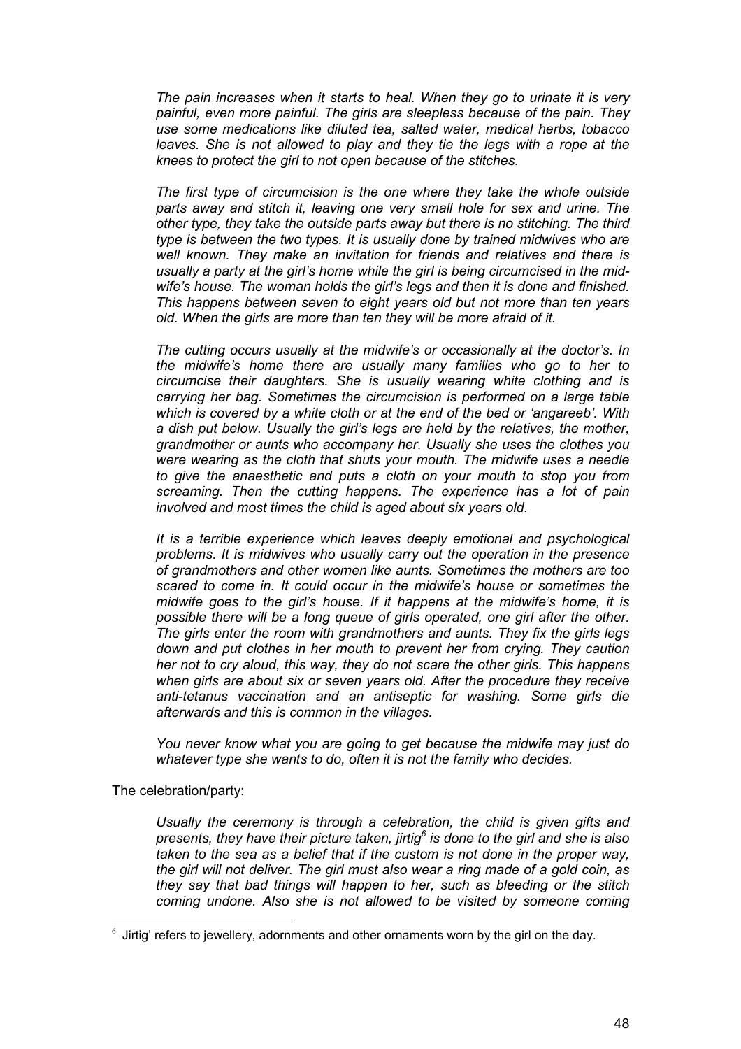*The pain increases when it starts to heal. When they go to urinate it is very painful, even more painful. The girls are sleepless because of the pain. They use some medications like diluted tea, salted water, medical herbs, tobacco leaves. She is not allowed to play and they tie the legs with a rope at the knees to protect the girl to not open because of the stitches.*

*The first type of circumcision is the one where they take the whole outside parts away and stitch it, leaving one very small hole for sex and urine. The other type, they take the outside parts away but there is no stitching. The third type is between the two types. It is usually done by trained midwives who are well known. They make an invitation for friends and relatives and there is usually a party at the girl's home while the girl is being circumcised in the mid-wife's house. The woman holds the girl's legs and then it is done and finished. This happens between seven to eight years old but not more than ten years old. When the girls are more than ten they will be more afraid of it.*

*The cutting occurs usually at the midwife's or occasionally at the doctor's. In the midwife's home there are usually many families who go to her to circumcise their daughters. She is usually wearing white clothing and is carrying her bag. Sometimes the circumcision is performed on a large table which is covered by a white cloth or at the end of the bed or 'angareeb'. With a dish put below. Usually the girl's legs are held by the relatives, the mother, grandmother or aunts who accompany her. Usually she uses the clothes you were wearing as the cloth that shuts your mouth. The midwife uses a needle to give the anaesthetic and puts a cloth on your mouth to stop you from screaming. Then the cutting happens. The experience has a lot of pain involved and most times the child is aged about six years old.*

*It is a terrible experience which leaves deeply emotional and psychological problems. It is midwives who usually carry out the operation in the presence of grandmothers and other women like aunts. Sometimes the mothers are too scared to come in. It could occur in the midwife's house or sometimes the midwife goes to the girl's house. If it happens at the midwife's home, it is possible there will be a long queue of girls operated, one girl after the other. The girls enter the room with grandmothers and aunts. They fix the girls legs down and put clothes in her mouth to prevent her from crying. They caution her not to cry aloud, this way, they do not scare the other girls. This happens when girls are about six or seven years old. After the procedure they receive anti-tetanus vaccination and an antiseptic for washing. Some girls die afterwards and this is common in the villages.*

*You never know what you are going to get because the midwife may just do whatever type she wants to do, often it is not the family who decides.*

The celebration/party:

*Usually the ceremony is through a celebration, the child is given gifts and presents, they have their picture taken, jirtig[6] is done to the girl and she is also taken to the sea as a belief that if the custom is not done in the proper way, the girl will not deliver. The girl must also wear a ring made of a gold coin, as they say that bad things will happen to her, such as bleeding or the stitch coming undone. Also she is not allowed to be visited by someone coming*

---

[6] Jirtig' refers to jewellery, adornments and other ornaments worn by the girl on the day.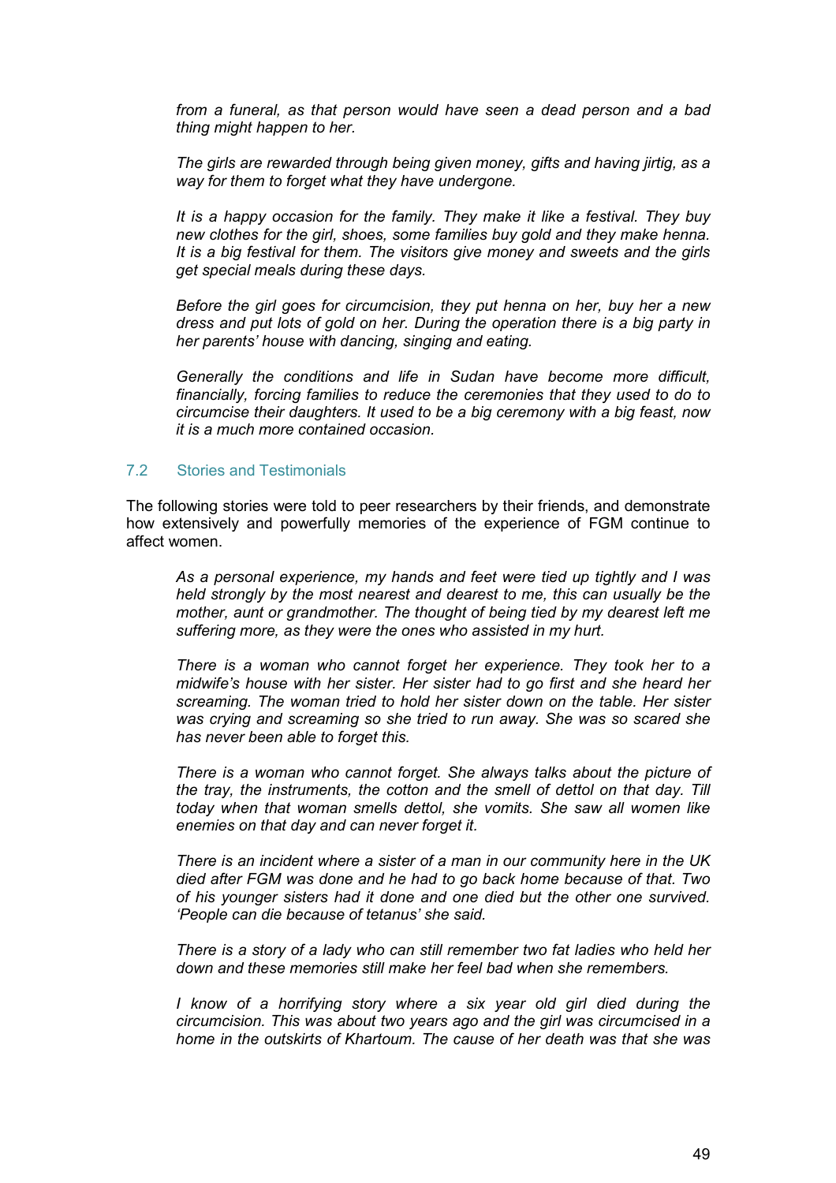*from a funeral, as that person would have seen a dead person and a bad thing might happen to her.*

*The girls are rewarded through being given money, gifts and having jirtig, as a way for them to forget what they have undergone.*

*It is a happy occasion for the family. They make it like a festival. They buy new clothes for the girl, shoes, some families buy gold and they make henna. It is a big festival for them. The visitors give money and sweets and the girls get special meals during these days.*

*Before the girl goes for circumcision, they put henna on her, buy her a new dress and put lots of gold on her. During the operation there is a big party in her parents' house with dancing, singing and eating.*

*Generally the conditions and life in Sudan have become more difficult, financially, forcing families to reduce the ceremonies that they used to do to circumcise their daughters. It used to be a big ceremony with a big feast, now it is a much more contained occasion.*

### 7.2 Stories and Testimonials

The following stories were told to peer researchers by their friends, and demonstrate how extensively and powerfully memories of the experience of FGM continue to affect women.

*As a personal experience, my hands and feet were tied up tightly and I was held strongly by the most nearest and dearest to me, this can usually be the mother, aunt or grandmother. The thought of being tied by my dearest left me suffering more, as they were the ones who assisted in my hurt.*

*There is a woman who cannot forget her experience. They took her to a midwife's house with her sister. Her sister had to go first and she heard her screaming. The woman tried to hold her sister down on the table. Her sister was crying and screaming so she tried to run away. She was so scared she has never been able to forget this.*

*There is a woman who cannot forget. She always talks about the picture of the tray, the instruments, the cotton and the smell of dettol on that day. Till today when that woman smells dettol, she vomits. She saw all women like enemies on that day and can never forget it.*

*There is an incident where a sister of a man in our community here in the UK died after FGM was done and he had to go back home because of that. Two of his younger sisters had it done and one died but the other one survived. 'People can die because of tetanus' she said.*

*There is a story of a lady who can still remember two fat ladies who held her down and these memories still make her feel bad when she remembers.*

*I know of a horrifying story where a six year old girl died during the circumcision. This was about two years ago and the girl was circumcised in a home in the outskirts of Khartoum. The cause of her death was that she was*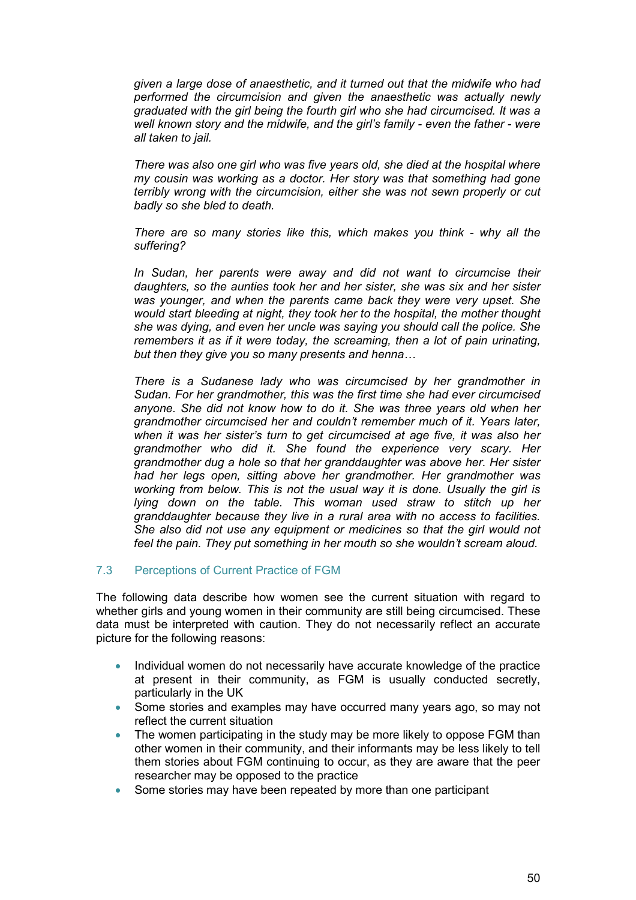*given a large dose of anaesthetic, and it turned out that the midwife who had performed the circumcision and given the anaesthetic was actually newly graduated with the girl being the fourth girl who she had circumcised. It was a well known story and the midwife, and the girl's family - even the father - were all taken to jail.*

*There was also one girl who was five years old, she died at the hospital where my cousin was working as a doctor. Her story was that something had gone terribly wrong with the circumcision, either she was not sewn properly or cut badly so she bled to death.*

*There are so many stories like this, which makes you think - why all the suffering?*

*In Sudan, her parents were away and did not want to circumcise their daughters, so the aunties took her and her sister, she was six and her sister was younger, and when the parents came back they were very upset. She would start bleeding at night, they took her to the hospital, the mother thought she was dying, and even her uncle was saying you should call the police. She remembers it as if it were today, the screaming, then a lot of pain urinating, but then they give you so many presents and henna…*

*There is a Sudanese lady who was circumcised by her grandmother in Sudan. For her grandmother, this was the first time she had ever circumcised anyone. She did not know how to do it. She was three years old when her grandmother circumcised her and couldn't remember much of it. Years later, when it was her sister's turn to get circumcised at age five, it was also her grandmother who did it. She found the experience very scary. Her grandmother dug a hole so that her granddaughter was above her. Her sister had her legs open, sitting above her grandmother. Her grandmother was working from below. This is not the usual way it is done. Usually the girl is lying down on the table. This woman used straw to stitch up her granddaughter because they live in a rural area with no access to facilities. She also did not use any equipment or medicines so that the girl would not feel the pain. They put something in her mouth so she wouldn't scream aloud.*

### 7.3 Perceptions of Current Practice of FGM

The following data describe how women see the current situation with regard to whether girls and young women in their community are still being circumcised. These data must be interpreted with caution. They do not necessarily reflect an accurate picture for the following reasons:

- Individual women do not necessarily have accurate knowledge of the practice at present in their community, as FGM is usually conducted secretly, particularly in the UK
- Some stories and examples may have occurred many years ago, so may not reflect the current situation
- The women participating in the study may be more likely to oppose FGM than other women in their community, and their informants may be less likely to tell them stories about FGM continuing to occur, as they are aware that the peer researcher may be opposed to the practice
- Some stories may have been repeated by more than one participant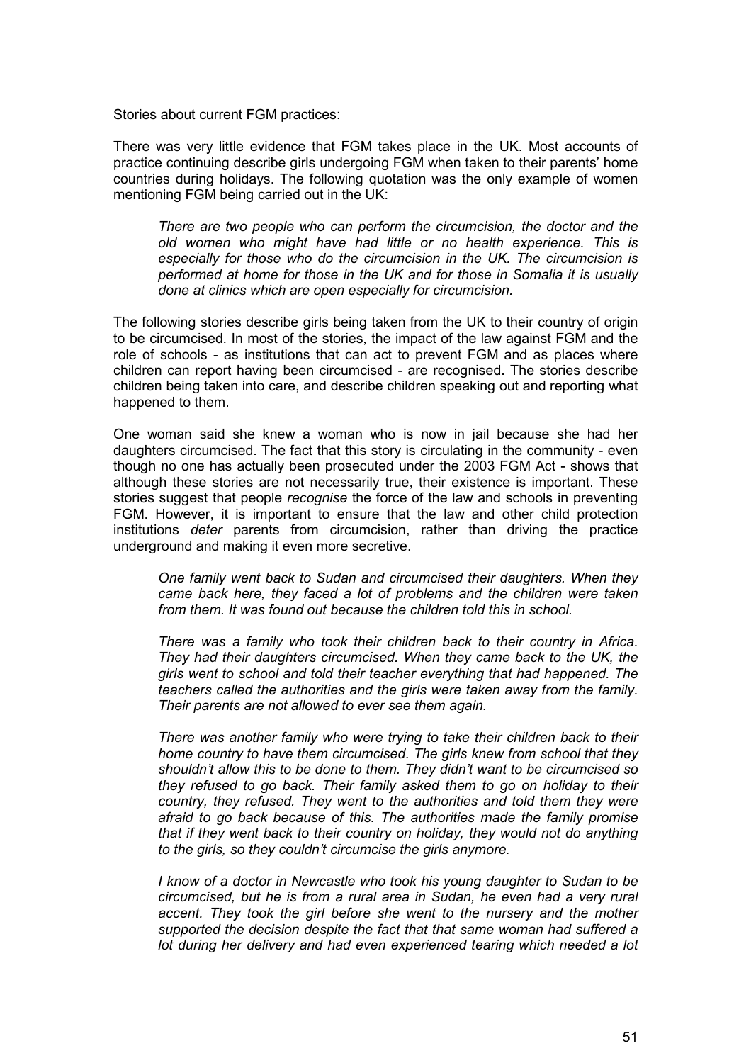Stories about current FGM practices:

There was very little evidence that FGM takes place in the UK. Most accounts of practice continuing describe girls undergoing FGM when taken to their parents' home countries during holidays. The following quotation was the only example of women mentioning FGM being carried out in the UK:

> *There are two people who can perform the circumcision, the doctor and the old women who might have had little or no health experience. This is especially for those who do the circumcision in the UK. The circumcision is performed at home for those in the UK and for those in Somalia it is usually done at clinics which are open especially for circumcision.*

The following stories describe girls being taken from the UK to their country of origin to be circumcised. In most of the stories, the impact of the law against FGM and the role of schools - as institutions that can act to prevent FGM and as places where children can report having been circumcised - are recognised. The stories describe children being taken into care, and describe children speaking out and reporting what happened to them.

One woman said she knew a woman who is now in jail because she had her daughters circumcised. The fact that this story is circulating in the community - even though no one has actually been prosecuted under the 2003 FGM Act - shows that although these stories are not necessarily true, their existence is important. These stories suggest that people *recognise* the force of the law and schools in preventing FGM. However, it is important to ensure that the law and other child protection institutions *deter* parents from circumcision, rather than driving the practice underground and making it even more secretive.

> *One family went back to Sudan and circumcised their daughters. When they came back here, they faced a lot of problems and the children were taken from them. It was found out because the children told this in school.*
>
> *There was a family who took their children back to their country in Africa. They had their daughters circumcised. When they came back to the UK, the girls went to school and told their teacher everything that had happened. The teachers called the authorities and the girls were taken away from the family. Their parents are not allowed to ever see them again.*
>
> *There was another family who were trying to take their children back to their home country to have them circumcised. The girls knew from school that they shouldn't allow this to be done to them. They didn't want to be circumcised so they refused to go back. Their family asked them to go on holiday to their country, they refused. They went to the authorities and told them they were afraid to go back because of this. The authorities made the family promise that if they went back to their country on holiday, they would not do anything to the girls, so they couldn't circumcise the girls anymore.*
>
> *I know of a doctor in Newcastle who took his young daughter to Sudan to be circumcised, but he is from a rural area in Sudan, he even had a very rural accent. They took the girl before she went to the nursery and the mother supported the decision despite the fact that that same woman had suffered a lot during her delivery and had even experienced tearing which needed a lot*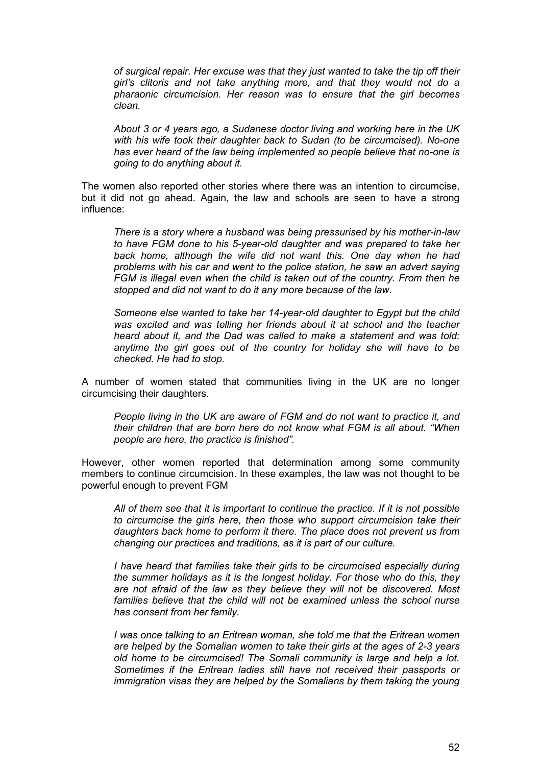*of surgical repair. Her excuse was that they just wanted to take the tip off their girl's clitoris and not take anything more, and that they would not do a pharaonic circumcision. Her reason was to ensure that the girl becomes clean.*

*About 3 or 4 years ago, a Sudanese doctor living and working here in the UK with his wife took their daughter back to Sudan (to be circumcised). No-one has ever heard of the law being implemented so people believe that no-one is going to do anything about it.*

The women also reported other stories where there was an intention to circumcise, but it did not go ahead. Again, the law and schools are seen to have a strong influence:

*There is a story where a husband was being pressurised by his mother-in-law to have FGM done to his 5-year-old daughter and was prepared to take her back home, although the wife did not want this. One day when he had problems with his car and went to the police station, he saw an advert saying FGM is illegal even when the child is taken out of the country. From then he stopped and did not want to do it any more because of the law.*

*Someone else wanted to take her 14-year-old daughter to Egypt but the child was excited and was telling her friends about it at school and the teacher heard about it, and the Dad was called to make a statement and was told: anytime the girl goes out of the country for holiday she will have to be checked. He had to stop.*

A number of women stated that communities living in the UK are no longer circumcising their daughters.

*People living in the UK are aware of FGM and do not want to practice it, and their children that are born here do not know what FGM is all about. "When people are here, the practice is finished".*

However, other women reported that determination among some community members to continue circumcision. In these examples, the law was not thought to be powerful enough to prevent FGM

*All of them see that it is important to continue the practice. If it is not possible to circumcise the girls here, then those who support circumcision take their daughters back home to perform it there. The place does not prevent us from changing our practices and traditions, as it is part of our culture.*

*I have heard that families take their girls to be circumcised especially during the summer holidays as it is the longest holiday. For those who do this, they are not afraid of the law as they believe they will not be discovered. Most families believe that the child will not be examined unless the school nurse has consent from her family.*

*I was once talking to an Eritrean woman, she told me that the Eritrean women are helped by the Somalian women to take their girls at the ages of 2-3 years old home to be circumcised! The Somali community is large and help a lot. Sometimes if the Eritrean ladies still have not received their passports or immigration visas they are helped by the Somalians by them taking the young*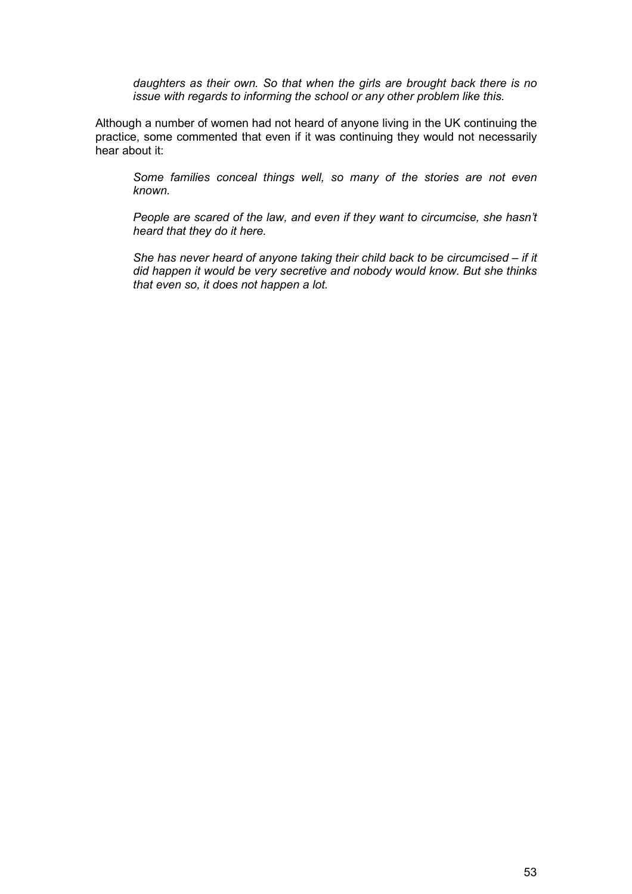*daughters as their own. So that when the girls are brought back there is no issue with regards to informing the school or any other problem like this.*

Although a number of women had not heard of anyone living in the UK continuing the practice, some commented that even if it was continuing they would not necessarily hear about it:

> *Some families conceal things well, so many of the stories are not even known.*
>
> *People are scared of the law, and even if they want to circumcise, she hasn't heard that they do it here.*
>
> *She has never heard of anyone taking their child back to be circumcised – if it did happen it would be very secretive and nobody would know. But she thinks that even so, it does not happen a lot.*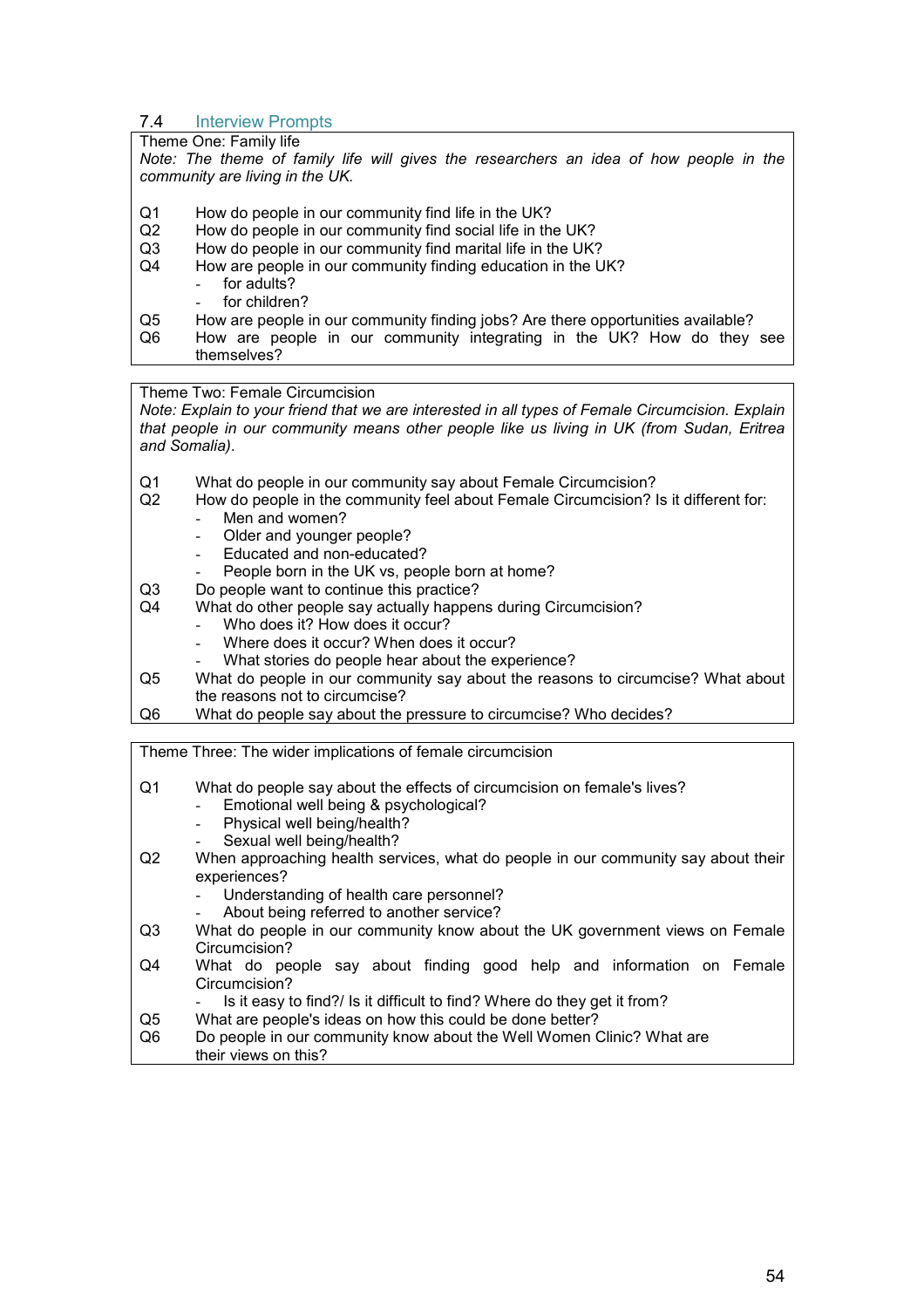### 7.4 Interview Prompts

**Theme One: Family life**

*Note: The theme of family life will gives the researchers an idea of how people in the community are living in the UK.*

Q1 How do people in our community find life in the UK?

Q2 How do people in our community find social life in the UK?

Q3 How do people in our community find marital life in the UK?

Q4 How are people in our community finding education in the UK?
- for adults?
- for children?

Q5 How are people in our community finding jobs? Are there opportunities available?

Q6 How are people in our community integrating in the UK? How do they see themselves?

**Theme Two: Female Circumcision**

*Note: Explain to your friend that we are interested in all types of Female Circumcision. Explain that people in our community means other people like us living in UK (from Sudan, Eritrea and Somalia).*

Q1 What do people in our community say about Female Circumcision?

Q2 How do people in the community feel about Female Circumcision? Is it different for:
- Men and women?
- Older and younger people?
- Educated and non-educated?
- People born in the UK vs, people born at home?

Q3 Do people want to continue this practice?

Q4 What do other people say actually happens during Circumcision?
- Who does it? How does it occur?
- Where does it occur? When does it occur?
- What stories do people hear about the experience?

Q5 What do people in our community say about the reasons to circumcise? What about the reasons not to circumcise?

Q6 What do people say about the pressure to circumcise? Who decides?

**Theme Three: The wider implications of female circumcision**

Q1 What do people say about the effects of circumcision on female's lives?
- Emotional well being & psychological?
- Physical well being/health?
- Sexual well being/health?

Q2 When approaching health services, what do people in our community say about their experiences?
- Understanding of health care personnel?
- About being referred to another service?

Q3 What do people in our community know about the UK government views on Female Circumcision?

Q4 What do people say about finding good help and information on Female Circumcision?
- Is it easy to find?/ Is it difficult to find? Where do they get it from?

Q5 What are people's ideas on how this could be done better?

Q6 Do people in our community know about the Well Women Clinic? What are their views on this?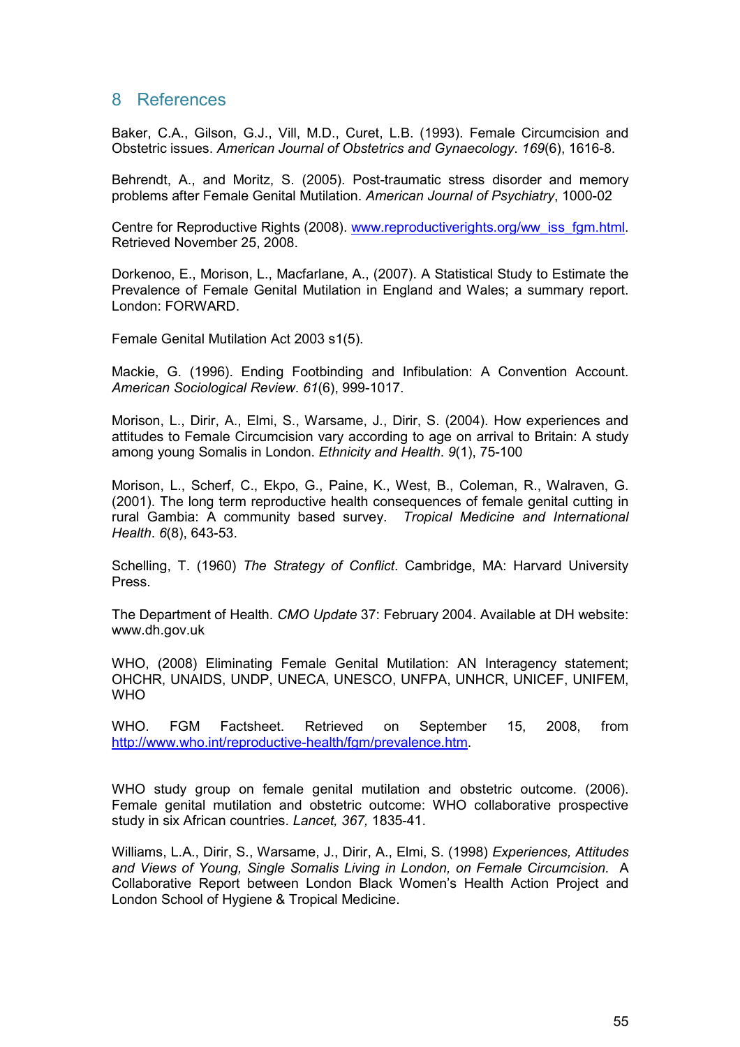## 8 References

Baker, C.A., Gilson, G.J., Vill, M.D., Curet, L.B. (1993). Female Circumcision and Obstetric issues. *American Journal of Obstetrics and Gynaecology*. *169*(6), 1616-8.

Behrendt, A., and Moritz, S. (2005). Post-traumatic stress disorder and memory problems after Female Genital Mutilation. *American Journal of Psychiatry*, 1000-02

Centre for Reproductive Rights (2008). www.reproductiverights.org/ww_iss_fgm.html. Retrieved November 25, 2008.

Dorkenoo, E., Morison, L., Macfarlane, A., (2007). A Statistical Study to Estimate the Prevalence of Female Genital Mutilation in England and Wales; a summary report. London: FORWARD.

Female Genital Mutilation Act 2003 s1(5).

Mackie, G. (1996). Ending Footbinding and Infibulation: A Convention Account. *American Sociological Review*. *61*(6), 999-1017.

Morison, L., Dirir, A., Elmi, S., Warsame, J., Dirir, S. (2004). How experiences and attitudes to Female Circumcision vary according to age on arrival to Britain: A study among young Somalis in London. *Ethnicity and Health*. *9*(1), 75-100

Morison, L., Scherf, C., Ekpo, G., Paine, K., West, B., Coleman, R., Walraven, G. (2001). The long term reproductive health consequences of female genital cutting in rural Gambia: A community based survey. *Tropical Medicine and International Health*. *6*(8), 643-53.

Schelling, T. (1960) *The Strategy of Conflict*. Cambridge, MA: Harvard University Press.

The Department of Health. *CMO Update* 37: February 2004. Available at DH website: www.dh.gov.uk

WHO, (2008) Eliminating Female Genital Mutilation: AN Interagency statement; OHCHR, UNAIDS, UNDP, UNECA, UNESCO, UNFPA, UNHCR, UNICEF, UNIFEM, WHO

WHO. FGM Factsheet. Retrieved on September 15, 2008, from http://www.who.int/reproductive-health/fgm/prevalence.htm.

WHO study group on female genital mutilation and obstetric outcome. (2006). Female genital mutilation and obstetric outcome: WHO collaborative prospective study in six African countries. *Lancet, 367,* 1835-41.

Williams, L.A., Dirir, S., Warsame, J., Dirir, A., Elmi, S. (1998) *Experiences, Attitudes and Views of Young, Single Somalis Living in London, on Female Circumcision.* A Collaborative Report between London Black Women's Health Action Project and London School of Hygiene & Tropical Medicine.